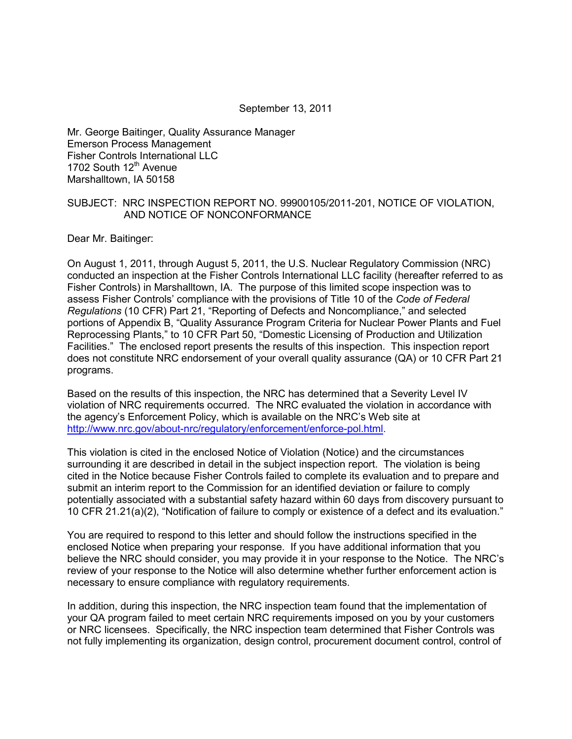September 13, 2011

Mr. George Baitinger, Quality Assurance Manager
Emerson Process Management
Fisher Controls International LLC
1702 South 12th Avenue
Marshalltown, IA 50158

SUBJECT: NRC INSPECTION REPORT NO. 99900105/2011-201, NOTICE OF VIOLATION, AND NOTICE OF NONCONFORMANCE

Dear Mr. Baitinger:

On August 1, 2011, through August 5, 2011, the U.S. Nuclear Regulatory Commission (NRC) conducted an inspection at the Fisher Controls International LLC facility (hereafter referred to as Fisher Controls) in Marshalltown, IA. The purpose of this limited scope inspection was to assess Fisher Controls' compliance with the provisions of Title 10 of the *Code of Federal Regulations* (10 CFR) Part 21, "Reporting of Defects and Noncompliance," and selected portions of Appendix B, "Quality Assurance Program Criteria for Nuclear Power Plants and Fuel Reprocessing Plants," to 10 CFR Part 50, "Domestic Licensing of Production and Utilization Facilities." The enclosed report presents the results of this inspection. This inspection report does not constitute NRC endorsement of your overall quality assurance (QA) or 10 CFR Part 21 programs.

Based on the results of this inspection, the NRC has determined that a Severity Level IV violation of NRC requirements occurred. The NRC evaluated the violation in accordance with the agency's Enforcement Policy, which is available on the NRC's Web site at http://www.nrc.gov/about-nrc/regulatory/enforcement/enforce-pol.html.

This violation is cited in the enclosed Notice of Violation (Notice) and the circumstances surrounding it are described in detail in the subject inspection report. The violation is being cited in the Notice because Fisher Controls failed to complete its evaluation and to prepare and submit an interim report to the Commission for an identified deviation or failure to comply potentially associated with a substantial safety hazard within 60 days from discovery pursuant to 10 CFR 21.21(a)(2), "Notification of failure to comply or existence of a defect and its evaluation."

You are required to respond to this letter and should follow the instructions specified in the enclosed Notice when preparing your response. If you have additional information that you believe the NRC should consider, you may provide it in your response to the Notice. The NRC's review of your response to the Notice will also determine whether further enforcement action is necessary to ensure compliance with regulatory requirements.

In addition, during this inspection, the NRC inspection team found that the implementation of your QA program failed to meet certain NRC requirements imposed on you by your customers or NRC licensees. Specifically, the NRC inspection team determined that Fisher Controls was not fully implementing its organization, design control, procurement document control, control of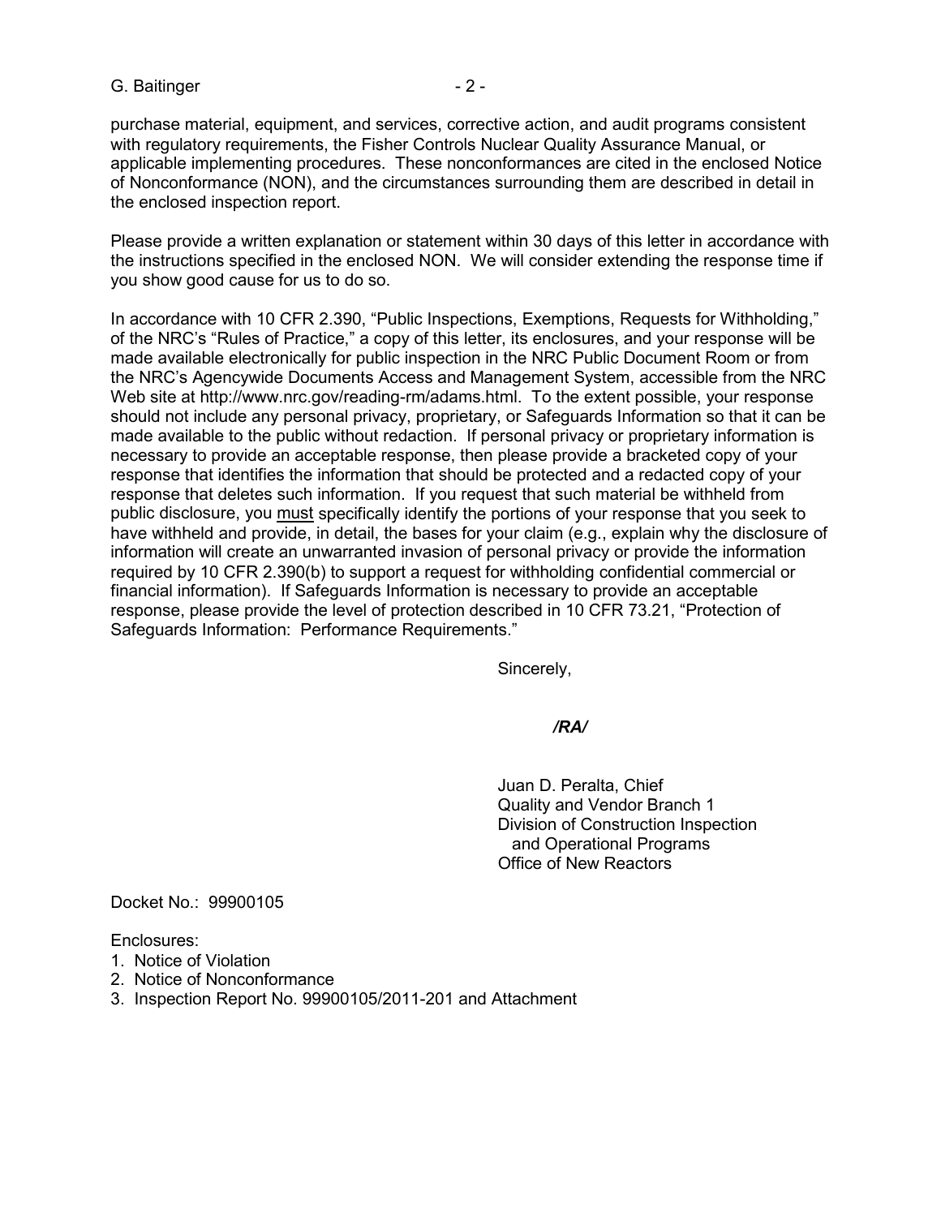purchase material, equipment, and services, corrective action, and audit programs consistent with regulatory requirements, the Fisher Controls Nuclear Quality Assurance Manual, or applicable implementing procedures. These nonconformances are cited in the enclosed Notice of Nonconformance (NON), and the circumstances surrounding them are described in detail in the enclosed inspection report.

Please provide a written explanation or statement within 30 days of this letter in accordance with the instructions specified in the enclosed NON. We will consider extending the response time if you show good cause for us to do so.

In accordance with 10 CFR 2.390, "Public Inspections, Exemptions, Requests for Withholding," of the NRC's "Rules of Practice," a copy of this letter, its enclosures, and your response will be made available electronically for public inspection in the NRC Public Document Room or from the NRC's Agencywide Documents Access and Management System, accessible from the NRC Web site at http://www.nrc.gov/reading-rm/adams.html. To the extent possible, your response should not include any personal privacy, proprietary, or Safeguards Information so that it can be made available to the public without redaction. If personal privacy or proprietary information is necessary to provide an acceptable response, then please provide a bracketed copy of your response that identifies the information that should be protected and a redacted copy of your response that deletes such information. If you request that such material be withheld from public disclosure, you <u>must</u> specifically identify the portions of your response that you seek to have withheld and provide, in detail, the bases for your claim (e.g., explain why the disclosure of information will create an unwarranted invasion of personal privacy or provide the information required by 10 CFR 2.390(b) to support a request for withholding confidential commercial or financial information). If Safeguards Information is necessary to provide an acceptable response, please provide the level of protection described in 10 CFR 73.21, "Protection of Safeguards Information: Performance Requirements."

Sincerely,

***/RA/***

Juan D. Peralta, Chief
Quality and Vendor Branch 1
Division of Construction Inspection
and Operational Programs
Office of New Reactors

Docket No.: 99900105

Enclosures:
1. Notice of Violation
2. Notice of Nonconformance
3. Inspection Report No. 99900105/2011-201 and Attachment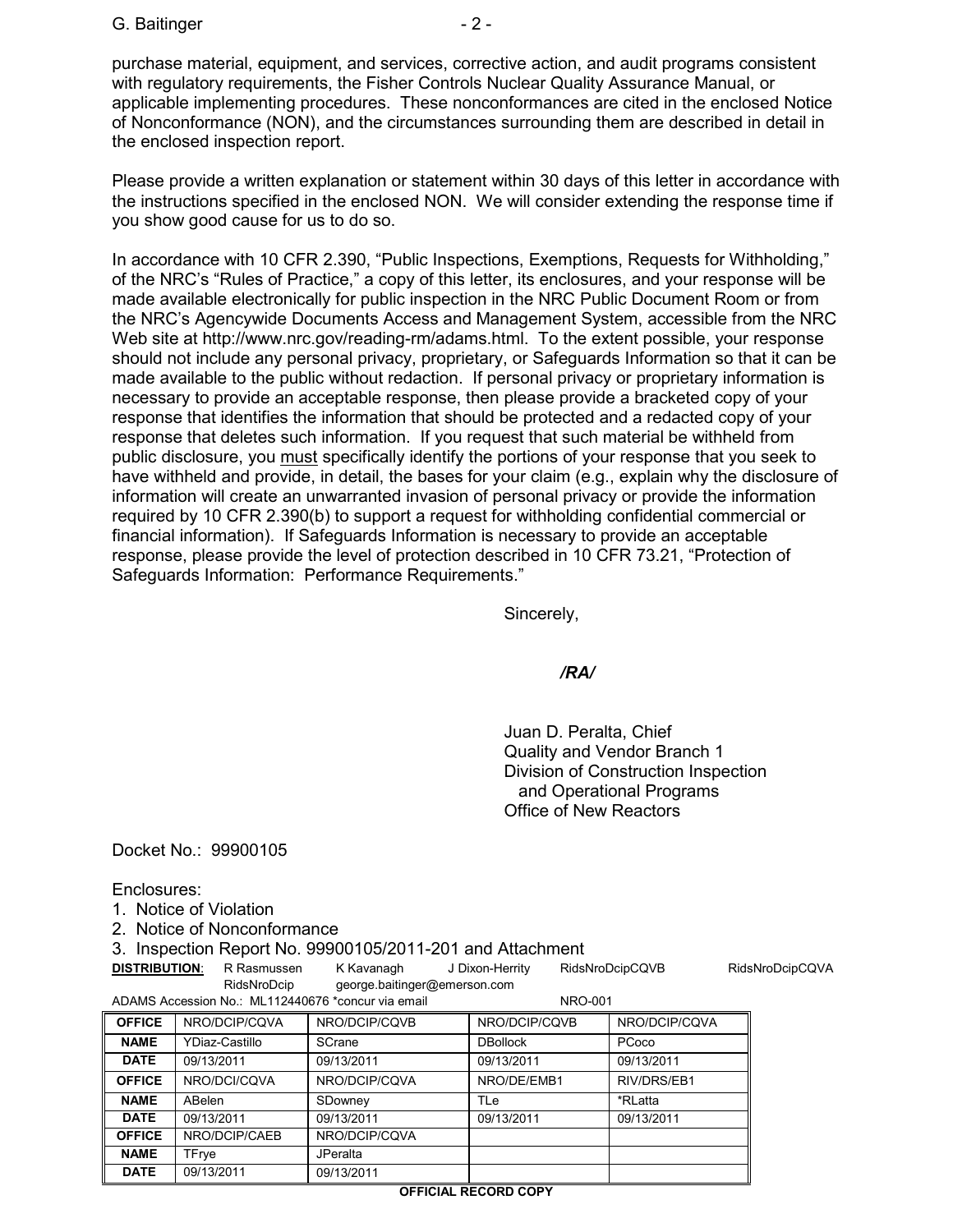purchase material, equipment, and services, corrective action, and audit programs consistent with regulatory requirements, the Fisher Controls Nuclear Quality Assurance Manual, or applicable implementing procedures. These nonconformances are cited in the enclosed Notice of Nonconformance (NON), and the circumstances surrounding them are described in detail in the enclosed inspection report.

Please provide a written explanation or statement within 30 days of this letter in accordance with the instructions specified in the enclosed NON. We will consider extending the response time if you show good cause for us to do so.

In accordance with 10 CFR 2.390, "Public Inspections, Exemptions, Requests for Withholding," of the NRC's "Rules of Practice," a copy of this letter, its enclosures, and your response will be made available electronically for public inspection in the NRC Public Document Room or from the NRC's Agencywide Documents Access and Management System, accessible from the NRC Web site at http://www.nrc.gov/reading-rm/adams.html. To the extent possible, your response should not include any personal privacy, proprietary, or Safeguards Information so that it can be made available to the public without redaction. If personal privacy or proprietary information is necessary to provide an acceptable response, then please provide a bracketed copy of your response that identifies the information that should be protected and a redacted copy of your response that deletes such information. If you request that such material be withheld from public disclosure, you must specifically identify the portions of your response that you seek to have withheld and provide, in detail, the bases for your claim (e.g., explain why the disclosure of information will create an unwarranted invasion of personal privacy or provide the information required by 10 CFR 2.390(b) to support a request for withholding confidential commercial or financial information). If Safeguards Information is necessary to provide an acceptable response, please provide the level of protection described in 10 CFR 73.21, "Protection of Safeguards Information: Performance Requirements."

Sincerely,

*/RA/*

Juan D. Peralta, Chief
Quality and Vendor Branch 1
Division of Construction Inspection
and Operational Programs
Office of New Reactors

Docket No.: 99900105

Enclosures:
1. Notice of Violation
2. Notice of Nonconformance
3. Inspection Report No. 99900105/2011-201 and Attachment

**DISTRIBUTION**: R Rasmussen K Kavanagh J Dixon-Herrity RidsNroDcipCQVB RidsNroDcipCQVA RidsNroDcip george.baitinger@emerson.com

ADAMS Accession No.: ML112440676 *concur via email NRO-001

| OFFICE | NRO/DCIP/CQVA | NRO/DCIP/CQVB | NRO/DCIP/CQVB | NRO/DCIP/CQVA |
|---|---|---|---|---|
| NAME | YDiaz-Castillo | SCrane | DBollock | PCoco |
| DATE | 09/13/2011 | 09/13/2011 | 09/13/2011 | 09/13/2011 |
| OFFICE | NRO/DCI/CQVA | NRO/DCIP/CQVA | NRO/DE/EMB1 | RIV/DRS/EB1 |
| NAME | ABelen | SDowney | TLe | *RLatta |
| DATE | 09/13/2011 | 09/13/2011 | 09/13/2011 | 09/13/2011 |
| OFFICE | NRO/DCIP/CAEB | NRO/DCIP/CQVA | | |
| NAME | TFrye | JPeralta | | |
| DATE | 09/13/2011 | 09/13/2011 | | |

**OFFICIAL RECORD COPY**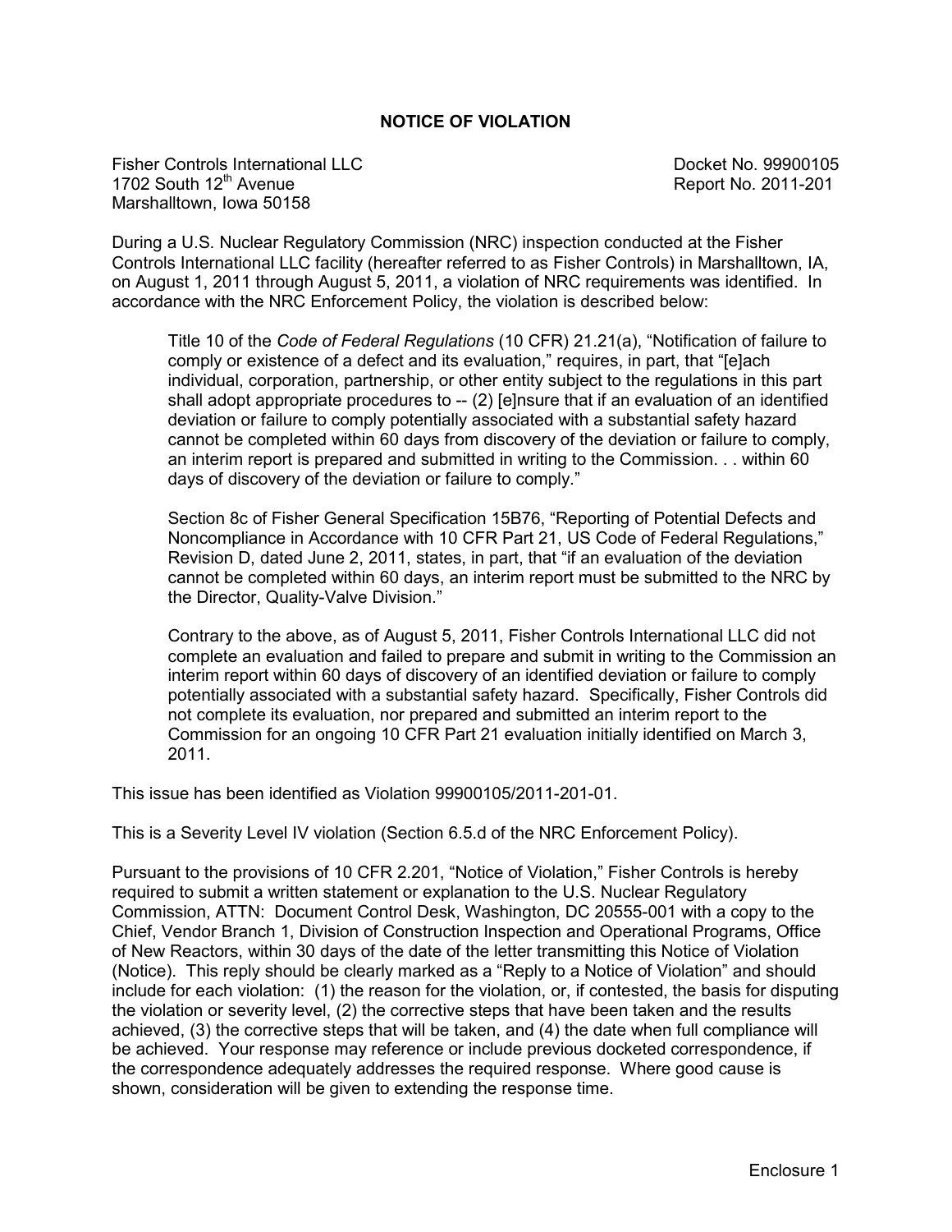# NOTICE OF VIOLATION

Fisher Controls International LLC
1702 South 12th Avenue
Marshalltown, Iowa 50158

Docket No. 99900105
Report No. 2011-201

During a U.S. Nuclear Regulatory Commission (NRC) inspection conducted at the Fisher Controls International LLC facility (hereafter referred to as Fisher Controls) in Marshalltown, IA, on August 1, 2011 through August 5, 2011, a violation of NRC requirements was identified. In accordance with the NRC Enforcement Policy, the violation is described below:

> Title 10 of the *Code of Federal Regulations* (10 CFR) 21.21(a), "Notification of failure to comply or existence of a defect and its evaluation," requires, in part, that "[e]ach individual, corporation, partnership, or other entity subject to the regulations in this part shall adopt appropriate procedures to -- (2) [e]nsure that if an evaluation of an identified deviation or failure to comply potentially associated with a substantial safety hazard cannot be completed within 60 days from discovery of the deviation or failure to comply, an interim report is prepared and submitted in writing to the Commission. . . within 60 days of discovery of the deviation or failure to comply."
>
> Section 8c of Fisher General Specification 15B76, "Reporting of Potential Defects and Noncompliance in Accordance with 10 CFR Part 21, US Code of Federal Regulations," Revision D, dated June 2, 2011, states, in part, that "if an evaluation of the deviation cannot be completed within 60 days, an interim report must be submitted to the NRC by the Director, Quality-Valve Division."
>
> Contrary to the above, as of August 5, 2011, Fisher Controls International LLC did not complete an evaluation and failed to prepare and submit in writing to the Commission an interim report within 60 days of discovery of an identified deviation or failure to comply potentially associated with a substantial safety hazard. Specifically, Fisher Controls did not complete its evaluation, nor prepared and submitted an interim report to the Commission for an ongoing 10 CFR Part 21 evaluation initially identified on March 3, 2011.

This issue has been identified as Violation 99900105/2011-201-01.

This is a Severity Level IV violation (Section 6.5.d of the NRC Enforcement Policy).

Pursuant to the provisions of 10 CFR 2.201, "Notice of Violation," Fisher Controls is hereby required to submit a written statement or explanation to the U.S. Nuclear Regulatory Commission, ATTN: Document Control Desk, Washington, DC 20555-001 with a copy to the Chief, Vendor Branch 1, Division of Construction Inspection and Operational Programs, Office of New Reactors, within 30 days of the date of the letter transmitting this Notice of Violation (Notice). This reply should be clearly marked as a "Reply to a Notice of Violation" and should include for each violation: (1) the reason for the violation, or, if contested, the basis for disputing the violation or severity level, (2) the corrective steps that have been taken and the results achieved, (3) the corrective steps that will be taken, and (4) the date when full compliance will be achieved. Your response may reference or include previous docketed correspondence, if the correspondence adequately addresses the required response. Where good cause is shown, consideration will be given to extending the response time.

Enclosure 1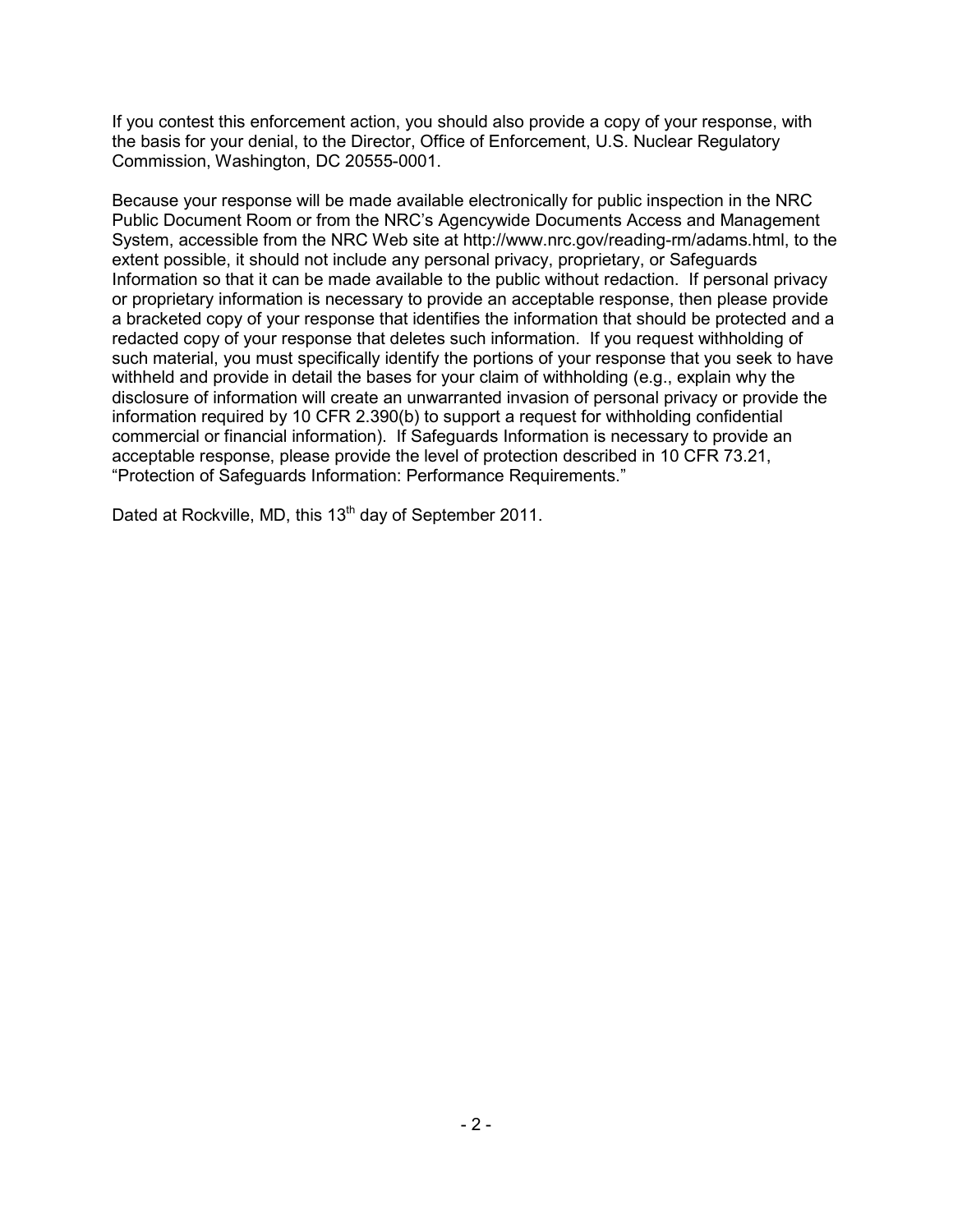If you contest this enforcement action, you should also provide a copy of your response, with the basis for your denial, to the Director, Office of Enforcement, U.S. Nuclear Regulatory Commission, Washington, DC 20555-0001.

Because your response will be made available electronically for public inspection in the NRC Public Document Room or from the NRC's Agencywide Documents Access and Management System, accessible from the NRC Web site at http://www.nrc.gov/reading-rm/adams.html, to the extent possible, it should not include any personal privacy, proprietary, or Safeguards Information so that it can be made available to the public without redaction. If personal privacy or proprietary information is necessary to provide an acceptable response, then please provide a bracketed copy of your response that identifies the information that should be protected and a redacted copy of your response that deletes such information. If you request withholding of such material, you must specifically identify the portions of your response that you seek to have withheld and provide in detail the bases for your claim of withholding (e.g., explain why the disclosure of information will create an unwarranted invasion of personal privacy or provide the information required by 10 CFR 2.390(b) to support a request for withholding confidential commercial or financial information). If Safeguards Information is necessary to provide an acceptable response, please provide the level of protection described in 10 CFR 73.21, "Protection of Safeguards Information: Performance Requirements."

Dated at Rockville, MD, this 13th day of September 2011.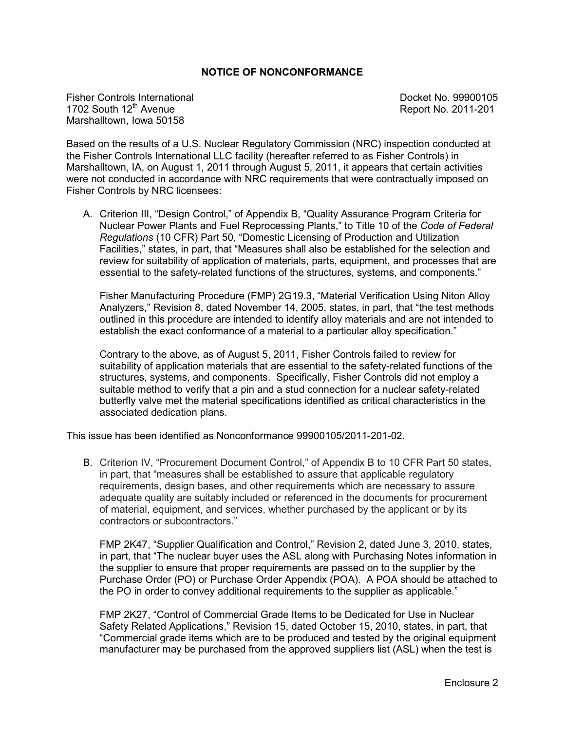## NOTICE OF NONCONFORMANCE

Fisher Controls International
1702 South 12th Avenue
Marshalltown, Iowa 50158

Docket No. 99900105
Report No. 2011-201

Based on the results of a U.S. Nuclear Regulatory Commission (NRC) inspection conducted at the Fisher Controls International LLC facility (hereafter referred to as Fisher Controls) in Marshalltown, IA, on August 1, 2011 through August 5, 2011, it appears that certain activities were not conducted in accordance with NRC requirements that were contractually imposed on Fisher Controls by NRC licensees:

A. Criterion III, "Design Control," of Appendix B, "Quality Assurance Program Criteria for Nuclear Power Plants and Fuel Reprocessing Plants," to Title 10 of the *Code of Federal Regulations* (10 CFR) Part 50, "Domestic Licensing of Production and Utilization Facilities," states, in part, that "Measures shall also be established for the selection and review for suitability of application of materials, parts, equipment, and processes that are essential to the safety-related functions of the structures, systems, and components."

   Fisher Manufacturing Procedure (FMP) 2G19.3, "Material Verification Using Niton Alloy Analyzers," Revision 8, dated November 14, 2005, states, in part, that "the test methods outlined in this procedure are intended to identify alloy materials and are not intended to establish the exact conformance of a material to a particular alloy specification."

   Contrary to the above, as of August 5, 2011, Fisher Controls failed to review for suitability of application materials that are essential to the safety-related functions of the structures, systems, and components. Specifically, Fisher Controls did not employ a suitable method to verify that a pin and a stud connection for a nuclear safety-related butterfly valve met the material specifications identified as critical characteristics in the associated dedication plans.

This issue has been identified as Nonconformance 99900105/2011-201-02.

B. Criterion IV, "Procurement Document Control," of Appendix B to 10 CFR Part 50 states, in part, that "measures shall be established to assure that applicable regulatory requirements, design bases, and other requirements which are necessary to assure adequate quality are suitably included or referenced in the documents for procurement of material, equipment, and services, whether purchased by the applicant or by its contractors or subcontractors."

   FMP 2K47, "Supplier Qualification and Control," Revision 2, dated June 3, 2010, states, in part, that "The nuclear buyer uses the ASL along with Purchasing Notes information in the supplier to ensure that proper requirements are passed on to the supplier by the Purchase Order (PO) or Purchase Order Appendix (POA). A POA should be attached to the PO in order to convey additional requirements to the supplier as applicable."

   FMP 2K27, "Control of Commercial Grade Items to be Dedicated for Use in Nuclear Safety Related Applications," Revision 15, dated October 15, 2010, states, in part, that "Commercial grade items which are to be produced and tested by the original equipment manufacturer may be purchased from the approved suppliers list (ASL) when the test is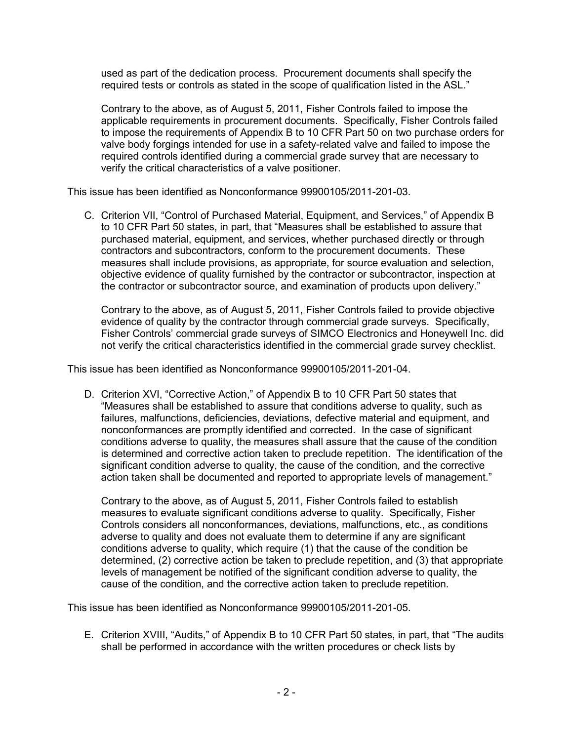used as part of the dedication process. Procurement documents shall specify the required tests or controls as stated in the scope of qualification listed in the ASL."

Contrary to the above, as of August 5, 2011, Fisher Controls failed to impose the applicable requirements in procurement documents. Specifically, Fisher Controls failed to impose the requirements of Appendix B to 10 CFR Part 50 on two purchase orders for valve body forgings intended for use in a safety-related valve and failed to impose the required controls identified during a commercial grade survey that are necessary to verify the critical characteristics of a valve positioner.

This issue has been identified as Nonconformance 99900105/2011-201-03.

C. Criterion VII, "Control of Purchased Material, Equipment, and Services," of Appendix B to 10 CFR Part 50 states, in part, that "Measures shall be established to assure that purchased material, equipment, and services, whether purchased directly or through contractors and subcontractors, conform to the procurement documents. These measures shall include provisions, as appropriate, for source evaluation and selection, objective evidence of quality furnished by the contractor or subcontractor, inspection at the contractor or subcontractor source, and examination of products upon delivery."

Contrary to the above, as of August 5, 2011, Fisher Controls failed to provide objective evidence of quality by the contractor through commercial grade surveys. Specifically, Fisher Controls' commercial grade surveys of SIMCO Electronics and Honeywell Inc. did not verify the critical characteristics identified in the commercial grade survey checklist.

This issue has been identified as Nonconformance 99900105/2011-201-04.

D. Criterion XVI, "Corrective Action," of Appendix B to 10 CFR Part 50 states that "Measures shall be established to assure that conditions adverse to quality, such as failures, malfunctions, deficiencies, deviations, defective material and equipment, and nonconformances are promptly identified and corrected. In the case of significant conditions adverse to quality, the measures shall assure that the cause of the condition is determined and corrective action taken to preclude repetition. The identification of the significant condition adverse to quality, the cause of the condition, and the corrective action taken shall be documented and reported to appropriate levels of management."

Contrary to the above, as of August 5, 2011, Fisher Controls failed to establish measures to evaluate significant conditions adverse to quality. Specifically, Fisher Controls considers all nonconformances, deviations, malfunctions, etc., as conditions adverse to quality and does not evaluate them to determine if any are significant conditions adverse to quality, which require (1) that the cause of the condition be determined, (2) corrective action be taken to preclude repetition, and (3) that appropriate levels of management be notified of the significant condition adverse to quality, the cause of the condition, and the corrective action taken to preclude repetition.

This issue has been identified as Nonconformance 99900105/2011-201-05.

E. Criterion XVIII, "Audits," of Appendix B to 10 CFR Part 50 states, in part, that "The audits shall be performed in accordance with the written procedures or check lists by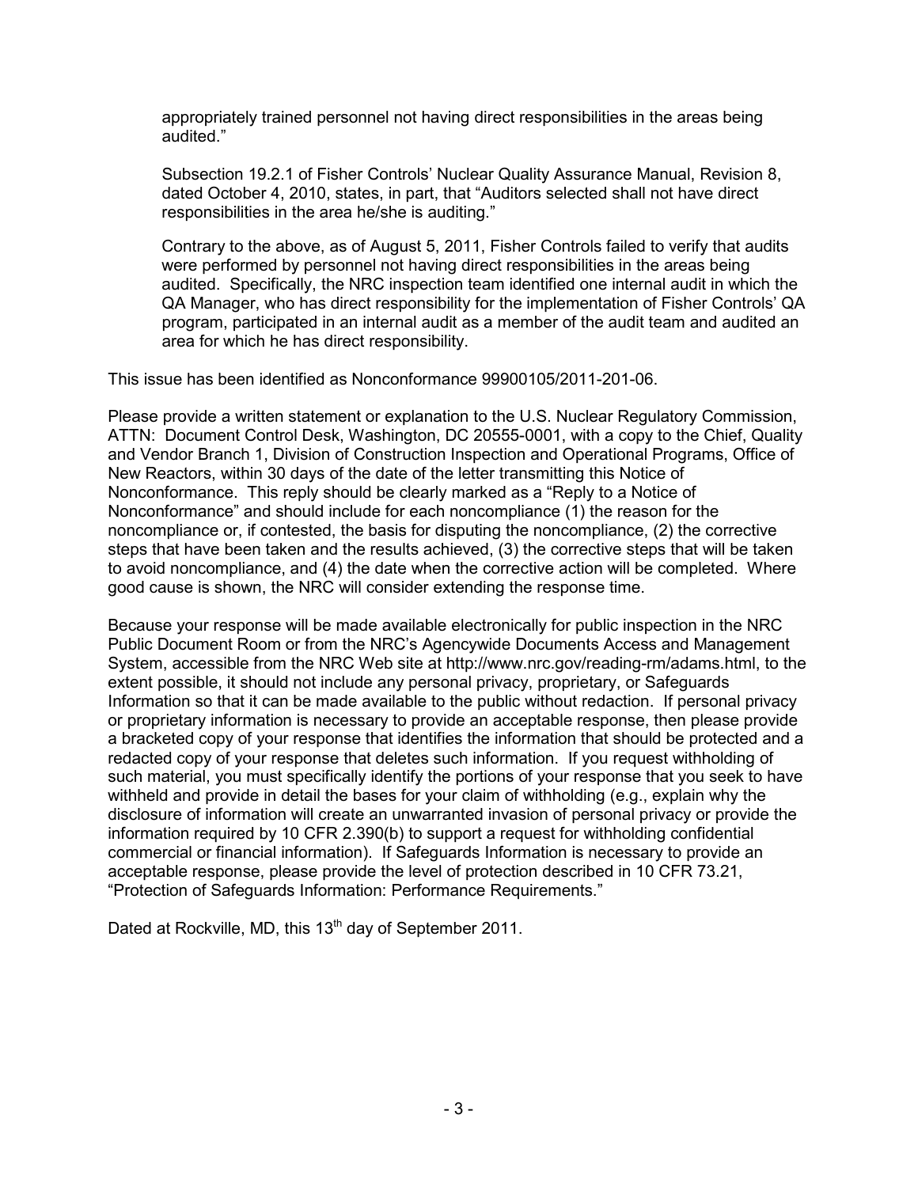appropriately trained personnel not having direct responsibilities in the areas being audited."

Subsection 19.2.1 of Fisher Controls' Nuclear Quality Assurance Manual, Revision 8, dated October 4, 2010, states, in part, that "Auditors selected shall not have direct responsibilities in the area he/she is auditing."

Contrary to the above, as of August 5, 2011, Fisher Controls failed to verify that audits were performed by personnel not having direct responsibilities in the areas being audited. Specifically, the NRC inspection team identified one internal audit in which the QA Manager, who has direct responsibility for the implementation of Fisher Controls' QA program, participated in an internal audit as a member of the audit team and audited an area for which he has direct responsibility.

This issue has been identified as Nonconformance 99900105/2011-201-06.

Please provide a written statement or explanation to the U.S. Nuclear Regulatory Commission, ATTN: Document Control Desk, Washington, DC 20555-0001, with a copy to the Chief, Quality and Vendor Branch 1, Division of Construction Inspection and Operational Programs, Office of New Reactors, within 30 days of the date of the letter transmitting this Notice of Nonconformance. This reply should be clearly marked as a "Reply to a Notice of Nonconformance" and should include for each noncompliance (1) the reason for the noncompliance or, if contested, the basis for disputing the noncompliance, (2) the corrective steps that have been taken and the results achieved, (3) the corrective steps that will be taken to avoid noncompliance, and (4) the date when the corrective action will be completed. Where good cause is shown, the NRC will consider extending the response time.

Because your response will be made available electronically for public inspection in the NRC Public Document Room or from the NRC's Agencywide Documents Access and Management System, accessible from the NRC Web site at http://www.nrc.gov/reading-rm/adams.html, to the extent possible, it should not include any personal privacy, proprietary, or Safeguards Information so that it can be made available to the public without redaction. If personal privacy or proprietary information is necessary to provide an acceptable response, then please provide a bracketed copy of your response that identifies the information that should be protected and a redacted copy of your response that deletes such information. If you request withholding of such material, you must specifically identify the portions of your response that you seek to have withheld and provide in detail the bases for your claim of withholding (e.g., explain why the disclosure of information will create an unwarranted invasion of personal privacy or provide the information required by 10 CFR 2.390(b) to support a request for withholding confidential commercial or financial information). If Safeguards Information is necessary to provide an acceptable response, please provide the level of protection described in 10 CFR 73.21, "Protection of Safeguards Information: Performance Requirements."

Dated at Rockville, MD, this 13th day of September 2011.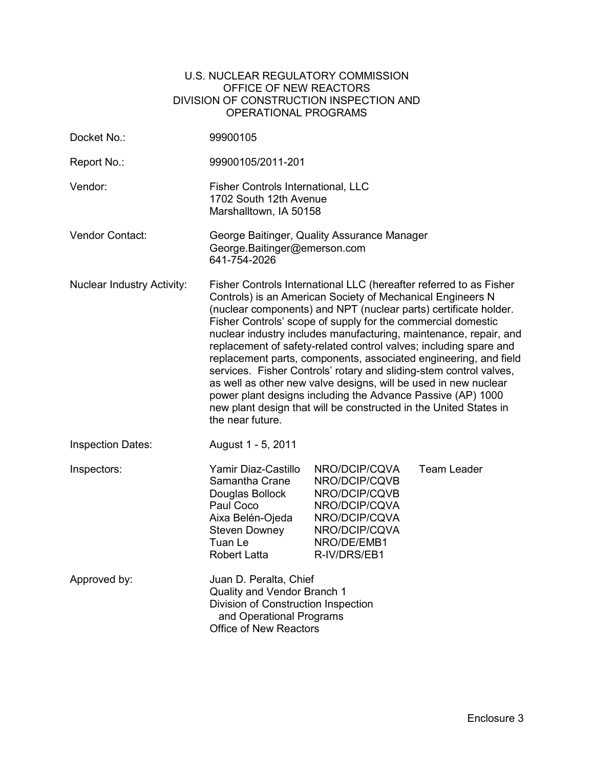# U.S. NUCLEAR REGULATORY COMMISSION
## OFFICE OF NEW REACTORS
## DIVISION OF CONSTRUCTION INSPECTION AND OPERATIONAL PROGRAMS

| | |
|---|---|
| Docket No.: | 99900105 |
| Report No.: | 99900105/2011-201 |
| Vendor: | Fisher Controls International, LLC<br>1702 South 12th Avenue<br>Marshalltown, IA 50158 |
| Vendor Contact: | George Baitinger, Quality Assurance Manager<br>George.Baitinger@emerson.com<br>641-754-2026 |
| Nuclear Industry Activity: | Fisher Controls International LLC (hereafter referred to as Fisher Controls) is an American Society of Mechanical Engineers N (nuclear components) and NPT (nuclear parts) certificate holder. Fisher Controls' scope of supply for the commercial domestic nuclear industry includes manufacturing, maintenance, repair, and replacement of safety-related control valves; including spare and replacement parts, components, associated engineering, and field services. Fisher Controls' rotary and sliding-stem control valves, as well as other new valve designs, will be used in new nuclear power plant designs including the Advance Passive (AP) 1000 new plant design that will be constructed in the United States in the near future. |
| Inspection Dates: | August 1 - 5, 2011 |

| Inspectors: | | |
|---|---|---|
| Yamir Diaz-Castillo | NRO/DCIP/CQVA | Team Leader |
| Samantha Crane | NRO/DCIP/CQVB | |
| Douglas Bollock | NRO/DCIP/CQVB | |
| Paul Coco | NRO/DCIP/CQVA | |
| Aixa Belén-Ojeda | NRO/DCIP/CQVA | |
| Steven Downey | NRO/DCIP/CQVA | |
| Tuan Le | NRO/DE/EMB1 | |
| Robert Latta | R-IV/DRS/EB1 | |

Approved by:

Juan D. Peralta, Chief
Quality and Vendor Branch 1
Division of Construction Inspection and Operational Programs
Office of New Reactors

Enclosure 3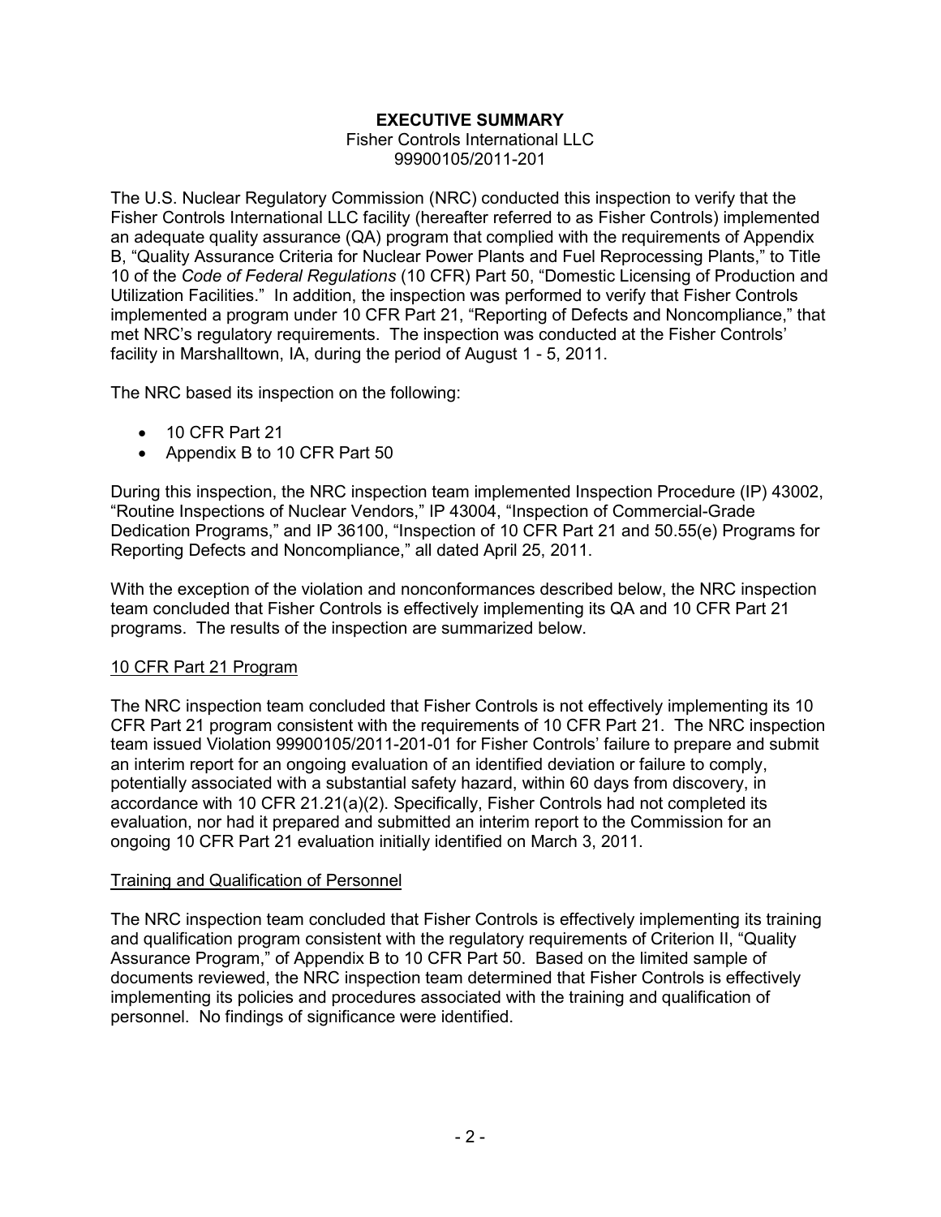**EXECUTIVE SUMMARY**

Fisher Controls International LLC
99900105/2011-201

The U.S. Nuclear Regulatory Commission (NRC) conducted this inspection to verify that the Fisher Controls International LLC facility (hereafter referred to as Fisher Controls) implemented an adequate quality assurance (QA) program that complied with the requirements of Appendix B, "Quality Assurance Criteria for Nuclear Power Plants and Fuel Reprocessing Plants," to Title 10 of the *Code of Federal Regulations* (10 CFR) Part 50, "Domestic Licensing of Production and Utilization Facilities." In addition, the inspection was performed to verify that Fisher Controls implemented a program under 10 CFR Part 21, "Reporting of Defects and Noncompliance," that met NRC's regulatory requirements. The inspection was conducted at the Fisher Controls' facility in Marshalltown, IA, during the period of August 1 - 5, 2011.

The NRC based its inspection on the following:

- 10 CFR Part 21
- Appendix B to 10 CFR Part 50

During this inspection, the NRC inspection team implemented Inspection Procedure (IP) 43002, "Routine Inspections of Nuclear Vendors," IP 43004, "Inspection of Commercial-Grade Dedication Programs," and IP 36100, "Inspection of 10 CFR Part 21 and 50.55(e) Programs for Reporting Defects and Noncompliance," all dated April 25, 2011.

With the exception of the violation and nonconformances described below, the NRC inspection team concluded that Fisher Controls is effectively implementing its QA and 10 CFR Part 21 programs. The results of the inspection are summarized below.

10 CFR Part 21 Program

The NRC inspection team concluded that Fisher Controls is not effectively implementing its 10 CFR Part 21 program consistent with the requirements of 10 CFR Part 21. The NRC inspection team issued Violation 99900105/2011-201-01 for Fisher Controls' failure to prepare and submit an interim report for an ongoing evaluation of an identified deviation or failure to comply, potentially associated with a substantial safety hazard, within 60 days from discovery, in accordance with 10 CFR 21.21(a)(2). Specifically, Fisher Controls had not completed its evaluation, nor had it prepared and submitted an interim report to the Commission for an ongoing 10 CFR Part 21 evaluation initially identified on March 3, 2011.

Training and Qualification of Personnel

The NRC inspection team concluded that Fisher Controls is effectively implementing its training and qualification program consistent with the regulatory requirements of Criterion II, "Quality Assurance Program," of Appendix B to 10 CFR Part 50. Based on the limited sample of documents reviewed, the NRC inspection team determined that Fisher Controls is effectively implementing its policies and procedures associated with the training and qualification of personnel. No findings of significance were identified.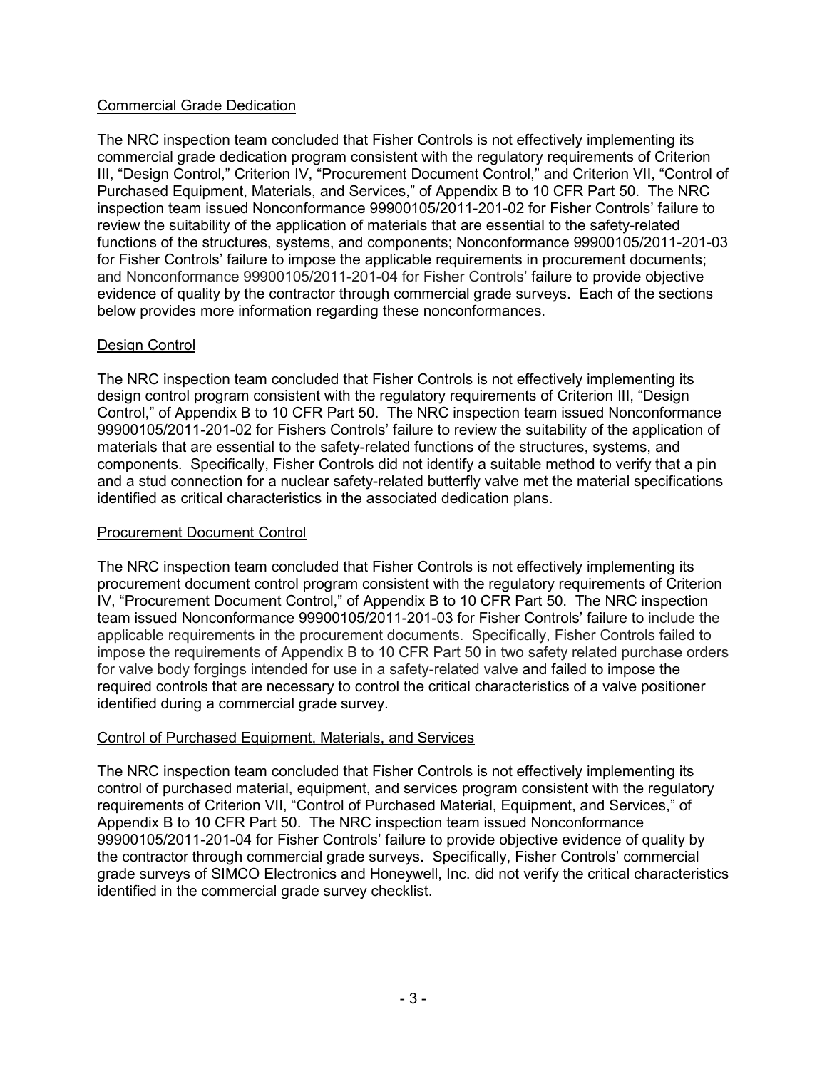## Commercial Grade Dedication

The NRC inspection team concluded that Fisher Controls is not effectively implementing its commercial grade dedication program consistent with the regulatory requirements of Criterion III, "Design Control," Criterion IV, "Procurement Document Control," and Criterion VII, "Control of Purchased Equipment, Materials, and Services," of Appendix B to 10 CFR Part 50. The NRC inspection team issued Nonconformance 99900105/2011-201-02 for Fisher Controls' failure to review the suitability of the application of materials that are essential to the safety-related functions of the structures, systems, and components; Nonconformance 99900105/2011-201-03 for Fisher Controls' failure to impose the applicable requirements in procurement documents; and Nonconformance 99900105/2011-201-04 for Fisher Controls' failure to provide objective evidence of quality by the contractor through commercial grade surveys. Each of the sections below provides more information regarding these nonconformances.

## Design Control

The NRC inspection team concluded that Fisher Controls is not effectively implementing its design control program consistent with the regulatory requirements of Criterion III, "Design Control," of Appendix B to 10 CFR Part 50. The NRC inspection team issued Nonconformance 99900105/2011-201-02 for Fishers Controls' failure to review the suitability of the application of materials that are essential to the safety-related functions of the structures, systems, and components. Specifically, Fisher Controls did not identify a suitable method to verify that a pin and a stud connection for a nuclear safety-related butterfly valve met the material specifications identified as critical characteristics in the associated dedication plans.

## Procurement Document Control

The NRC inspection team concluded that Fisher Controls is not effectively implementing its procurement document control program consistent with the regulatory requirements of Criterion IV, "Procurement Document Control," of Appendix B to 10 CFR Part 50. The NRC inspection team issued Nonconformance 99900105/2011-201-03 for Fisher Controls' failure to include the applicable requirements in the procurement documents. Specifically, Fisher Controls failed to impose the requirements of Appendix B to 10 CFR Part 50 in two safety related purchase orders for valve body forgings intended for use in a safety-related valve and failed to impose the required controls that are necessary to control the critical characteristics of a valve positioner identified during a commercial grade survey.

## Control of Purchased Equipment, Materials, and Services

The NRC inspection team concluded that Fisher Controls is not effectively implementing its control of purchased material, equipment, and services program consistent with the regulatory requirements of Criterion VII, "Control of Purchased Material, Equipment, and Services," of Appendix B to 10 CFR Part 50. The NRC inspection team issued Nonconformance 99900105/2011-201-04 for Fisher Controls' failure to provide objective evidence of quality by the contractor through commercial grade surveys. Specifically, Fisher Controls' commercial grade surveys of SIMCO Electronics and Honeywell, Inc. did not verify the critical characteristics identified in the commercial grade survey checklist.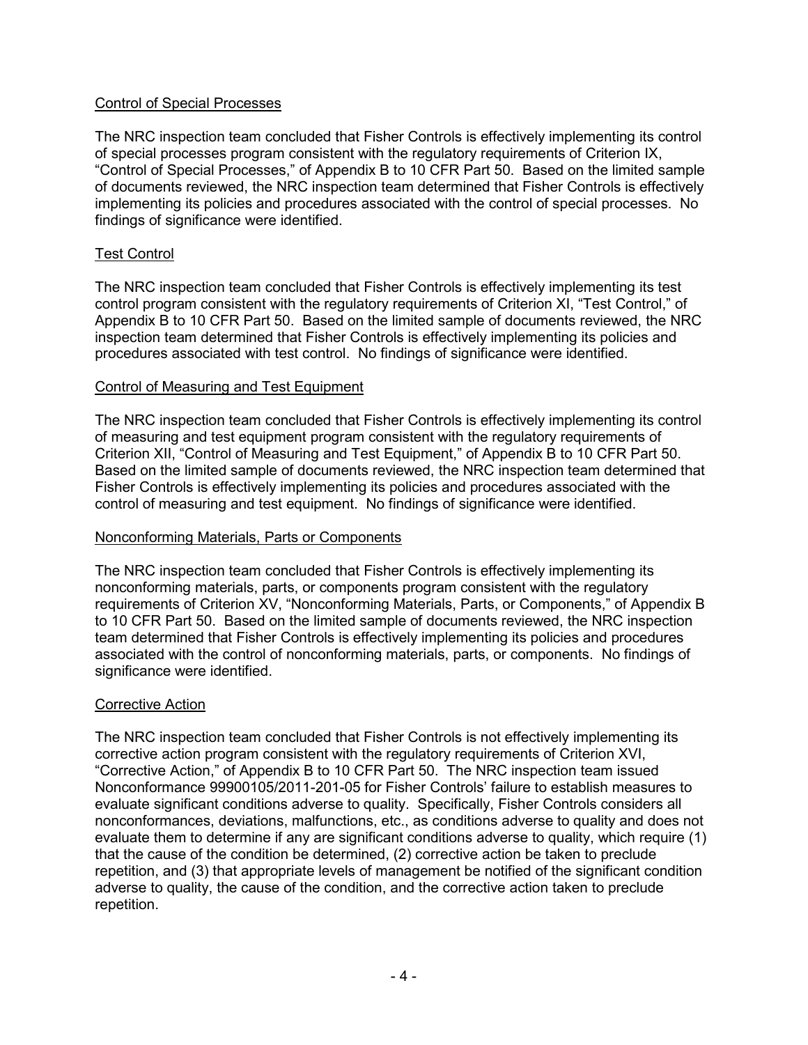### Control of Special Processes

The NRC inspection team concluded that Fisher Controls is effectively implementing its control of special processes program consistent with the regulatory requirements of Criterion IX, "Control of Special Processes," of Appendix B to 10 CFR Part 50. Based on the limited sample of documents reviewed, the NRC inspection team determined that Fisher Controls is effectively implementing its policies and procedures associated with the control of special processes. No findings of significance were identified.

### Test Control

The NRC inspection team concluded that Fisher Controls is effectively implementing its test control program consistent with the regulatory requirements of Criterion XI, "Test Control," of Appendix B to 10 CFR Part 50. Based on the limited sample of documents reviewed, the NRC inspection team determined that Fisher Controls is effectively implementing its policies and procedures associated with test control. No findings of significance were identified.

### Control of Measuring and Test Equipment

The NRC inspection team concluded that Fisher Controls is effectively implementing its control of measuring and test equipment program consistent with the regulatory requirements of Criterion XII, "Control of Measuring and Test Equipment," of Appendix B to 10 CFR Part 50. Based on the limited sample of documents reviewed, the NRC inspection team determined that Fisher Controls is effectively implementing its policies and procedures associated with the control of measuring and test equipment. No findings of significance were identified.

### Nonconforming Materials, Parts or Components

The NRC inspection team concluded that Fisher Controls is effectively implementing its nonconforming materials, parts, or components program consistent with the regulatory requirements of Criterion XV, "Nonconforming Materials, Parts, or Components," of Appendix B to 10 CFR Part 50. Based on the limited sample of documents reviewed, the NRC inspection team determined that Fisher Controls is effectively implementing its policies and procedures associated with the control of nonconforming materials, parts, or components. No findings of significance were identified.

### Corrective Action

The NRC inspection team concluded that Fisher Controls is not effectively implementing its corrective action program consistent with the regulatory requirements of Criterion XVI, "Corrective Action," of Appendix B to 10 CFR Part 50. The NRC inspection team issued Nonconformance 99900105/2011-201-05 for Fisher Controls' failure to establish measures to evaluate significant conditions adverse to quality. Specifically, Fisher Controls considers all nonconformances, deviations, malfunctions, etc., as conditions adverse to quality and does not evaluate them to determine if any are significant conditions adverse to quality, which require (1) that the cause of the condition be determined, (2) corrective action be taken to preclude repetition, and (3) that appropriate levels of management be notified of the significant condition adverse to quality, the cause of the condition, and the corrective action taken to preclude repetition.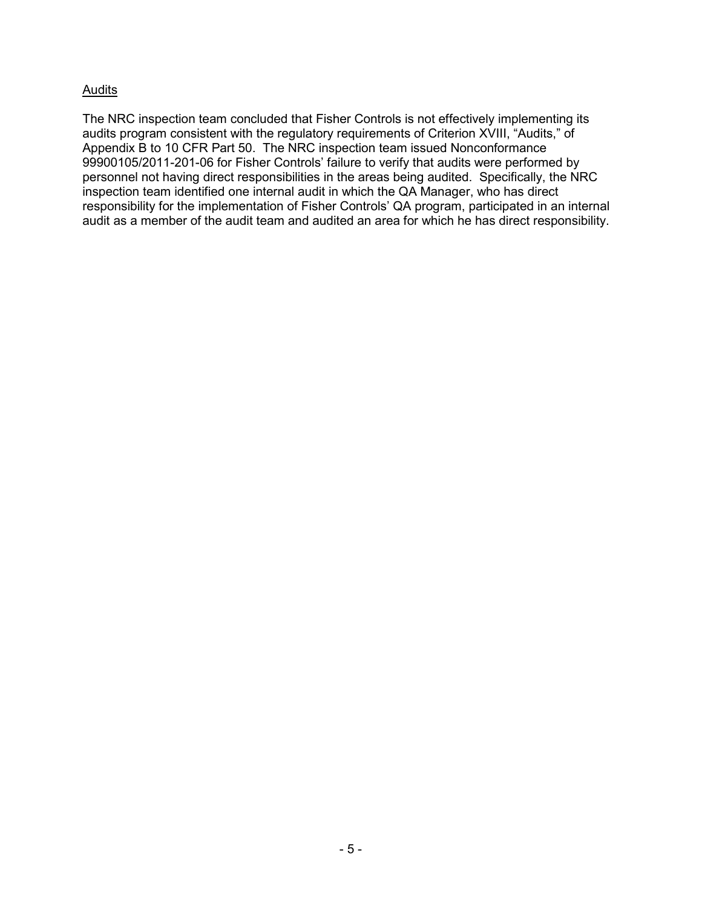Audits

The NRC inspection team concluded that Fisher Controls is not effectively implementing its audits program consistent with the regulatory requirements of Criterion XVIII, "Audits," of Appendix B to 10 CFR Part 50. The NRC inspection team issued Nonconformance 99900105/2011-201-06 for Fisher Controls' failure to verify that audits were performed by personnel not having direct responsibilities in the areas being audited. Specifically, the NRC inspection team identified one internal audit in which the QA Manager, who has direct responsibility for the implementation of Fisher Controls' QA program, participated in an internal audit as a member of the audit team and audited an area for which he has direct responsibility.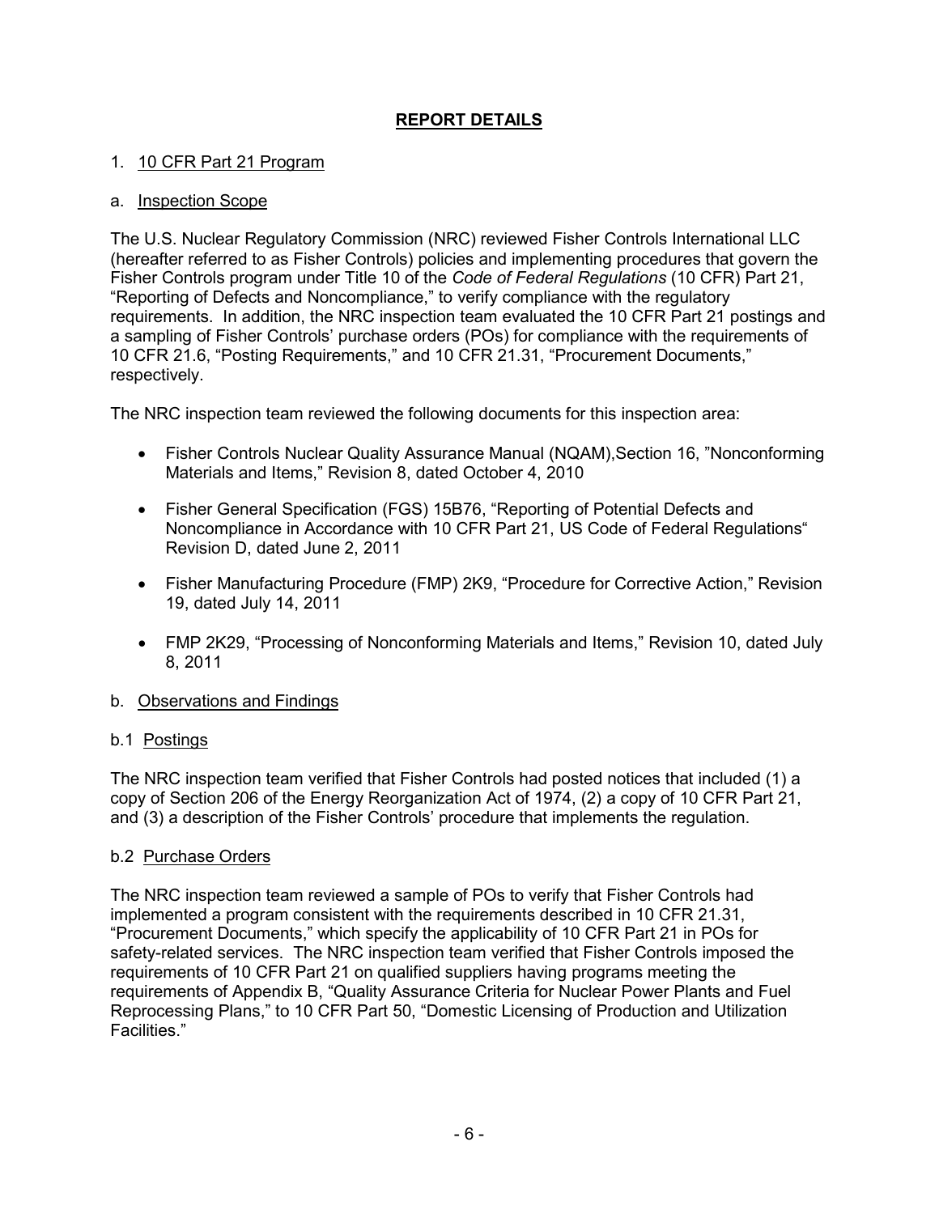# REPORT DETAILS

## 1. 10 CFR Part 21 Program

### a. Inspection Scope

The U.S. Nuclear Regulatory Commission (NRC) reviewed Fisher Controls International LLC (hereafter referred to as Fisher Controls) policies and implementing procedures that govern the Fisher Controls program under Title 10 of the *Code of Federal Regulations* (10 CFR) Part 21, "Reporting of Defects and Noncompliance," to verify compliance with the regulatory requirements. In addition, the NRC inspection team evaluated the 10 CFR Part 21 postings and a sampling of Fisher Controls' purchase orders (POs) for compliance with the requirements of 10 CFR 21.6, "Posting Requirements," and 10 CFR 21.31, "Procurement Documents," respectively.

The NRC inspection team reviewed the following documents for this inspection area:

- Fisher Controls Nuclear Quality Assurance Manual (NQAM),Section 16, "Nonconforming Materials and Items," Revision 8, dated October 4, 2010
- Fisher General Specification (FGS) 15B76, "Reporting of Potential Defects and Noncompliance in Accordance with 10 CFR Part 21, US Code of Federal Regulations" Revision D, dated June 2, 2011
- Fisher Manufacturing Procedure (FMP) 2K9, "Procedure for Corrective Action," Revision 19, dated July 14, 2011
- FMP 2K29, "Processing of Nonconforming Materials and Items," Revision 10, dated July 8, 2011

### b. Observations and Findings

#### b.1 Postings

The NRC inspection team verified that Fisher Controls had posted notices that included (1) a copy of Section 206 of the Energy Reorganization Act of 1974, (2) a copy of 10 CFR Part 21, and (3) a description of the Fisher Controls' procedure that implements the regulation.

#### b.2 Purchase Orders

The NRC inspection team reviewed a sample of POs to verify that Fisher Controls had implemented a program consistent with the requirements described in 10 CFR 21.31, "Procurement Documents," which specify the applicability of 10 CFR Part 21 in POs for safety-related services. The NRC inspection team verified that Fisher Controls imposed the requirements of 10 CFR Part 21 on qualified suppliers having programs meeting the requirements of Appendix B, "Quality Assurance Criteria for Nuclear Power Plants and Fuel Reprocessing Plans," to 10 CFR Part 50, "Domestic Licensing of Production and Utilization Facilities."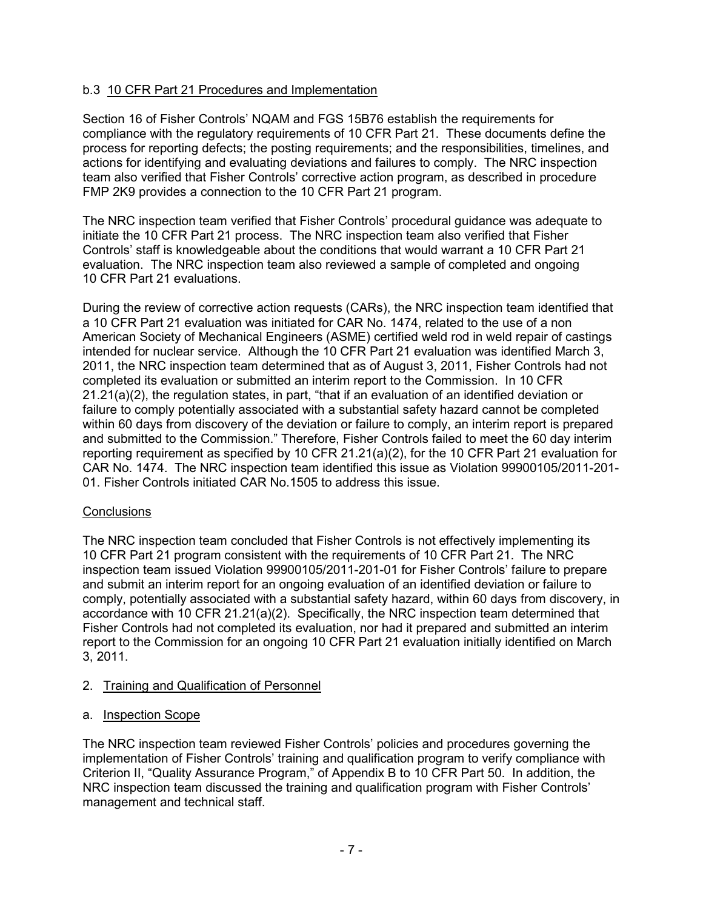### b.3 10 CFR Part 21 Procedures and Implementation

Section 16 of Fisher Controls' NQAM and FGS 15B76 establish the requirements for compliance with the regulatory requirements of 10 CFR Part 21. These documents define the process for reporting defects; the posting requirements; and the responsibilities, timelines, and actions for identifying and evaluating deviations and failures to comply. The NRC inspection team also verified that Fisher Controls' corrective action program, as described in procedure FMP 2K9 provides a connection to the 10 CFR Part 21 program.

The NRC inspection team verified that Fisher Controls' procedural guidance was adequate to initiate the 10 CFR Part 21 process. The NRC inspection team also verified that Fisher Controls' staff is knowledgeable about the conditions that would warrant a 10 CFR Part 21 evaluation. The NRC inspection team also reviewed a sample of completed and ongoing 10 CFR Part 21 evaluations.

During the review of corrective action requests (CARs), the NRC inspection team identified that a 10 CFR Part 21 evaluation was initiated for CAR No. 1474, related to the use of a non American Society of Mechanical Engineers (ASME) certified weld rod in weld repair of castings intended for nuclear service. Although the 10 CFR Part 21 evaluation was identified March 3, 2011, the NRC inspection team determined that as of August 3, 2011, Fisher Controls had not completed its evaluation or submitted an interim report to the Commission. In 10 CFR 21.21(a)(2), the regulation states, in part, "that if an evaluation of an identified deviation or failure to comply potentially associated with a substantial safety hazard cannot be completed within 60 days from discovery of the deviation or failure to comply, an interim report is prepared and submitted to the Commission." Therefore, Fisher Controls failed to meet the 60 day interim reporting requirement as specified by 10 CFR 21.21(a)(2), for the 10 CFR Part 21 evaluation for CAR No. 1474. The NRC inspection team identified this issue as Violation 99900105/2011-201-01. Fisher Controls initiated CAR No.1505 to address this issue.

#### Conclusions

The NRC inspection team concluded that Fisher Controls is not effectively implementing its 10 CFR Part 21 program consistent with the requirements of 10 CFR Part 21. The NRC inspection team issued Violation 99900105/2011-201-01 for Fisher Controls' failure to prepare and submit an interim report for an ongoing evaluation of an identified deviation or failure to comply, potentially associated with a substantial safety hazard, within 60 days from discovery, in accordance with 10 CFR 21.21(a)(2). Specifically, the NRC inspection team determined that Fisher Controls had not completed its evaluation, nor had it prepared and submitted an interim report to the Commission for an ongoing 10 CFR Part 21 evaluation initially identified on March 3, 2011.

## 2. Training and Qualification of Personnel

### a. Inspection Scope

The NRC inspection team reviewed Fisher Controls' policies and procedures governing the implementation of Fisher Controls' training and qualification program to verify compliance with Criterion II, "Quality Assurance Program," of Appendix B to 10 CFR Part 50. In addition, the NRC inspection team discussed the training and qualification program with Fisher Controls' management and technical staff.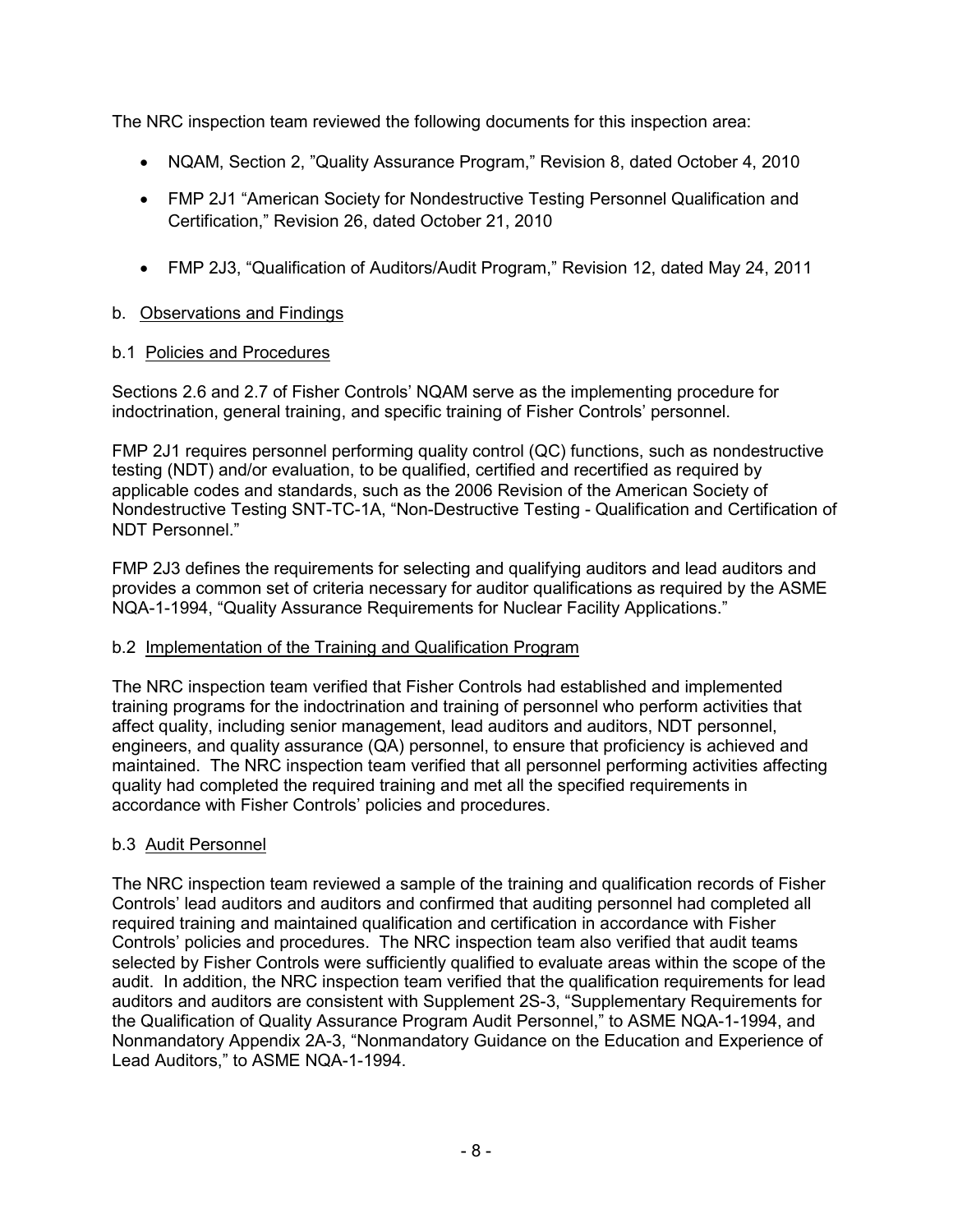The NRC inspection team reviewed the following documents for this inspection area:

- NQAM, Section 2, "Quality Assurance Program," Revision 8, dated October 4, 2010
- FMP 2J1 "American Society for Nondestructive Testing Personnel Qualification and Certification," Revision 26, dated October 21, 2010
- FMP 2J3, "Qualification of Auditors/Audit Program," Revision 12, dated May 24, 2011

b. Observations and Findings

b.1 Policies and Procedures

Sections 2.6 and 2.7 of Fisher Controls' NQAM serve as the implementing procedure for indoctrination, general training, and specific training of Fisher Controls' personnel.

FMP 2J1 requires personnel performing quality control (QC) functions, such as nondestructive testing (NDT) and/or evaluation, to be qualified, certified and recertified as required by applicable codes and standards, such as the 2006 Revision of the American Society of Nondestructive Testing SNT-TC-1A, "Non-Destructive Testing - Qualification and Certification of NDT Personnel."

FMP 2J3 defines the requirements for selecting and qualifying auditors and lead auditors and provides a common set of criteria necessary for auditor qualifications as required by the ASME NQA-1-1994, "Quality Assurance Requirements for Nuclear Facility Applications."

b.2 Implementation of the Training and Qualification Program

The NRC inspection team verified that Fisher Controls had established and implemented training programs for the indoctrination and training of personnel who perform activities that affect quality, including senior management, lead auditors and auditors, NDT personnel, engineers, and quality assurance (QA) personnel, to ensure that proficiency is achieved and maintained. The NRC inspection team verified that all personnel performing activities affecting quality had completed the required training and met all the specified requirements in accordance with Fisher Controls' policies and procedures.

b.3 Audit Personnel

The NRC inspection team reviewed a sample of the training and qualification records of Fisher Controls' lead auditors and auditors and confirmed that auditing personnel had completed all required training and maintained qualification and certification in accordance with Fisher Controls' policies and procedures. The NRC inspection team also verified that audit teams selected by Fisher Controls were sufficiently qualified to evaluate areas within the scope of the audit. In addition, the NRC inspection team verified that the qualification requirements for lead auditors and auditors are consistent with Supplement 2S-3, "Supplementary Requirements for the Qualification of Quality Assurance Program Audit Personnel," to ASME NQA-1-1994, and Nonmandatory Appendix 2A-3, "Nonmandatory Guidance on the Education and Experience of Lead Auditors," to ASME NQA-1-1994.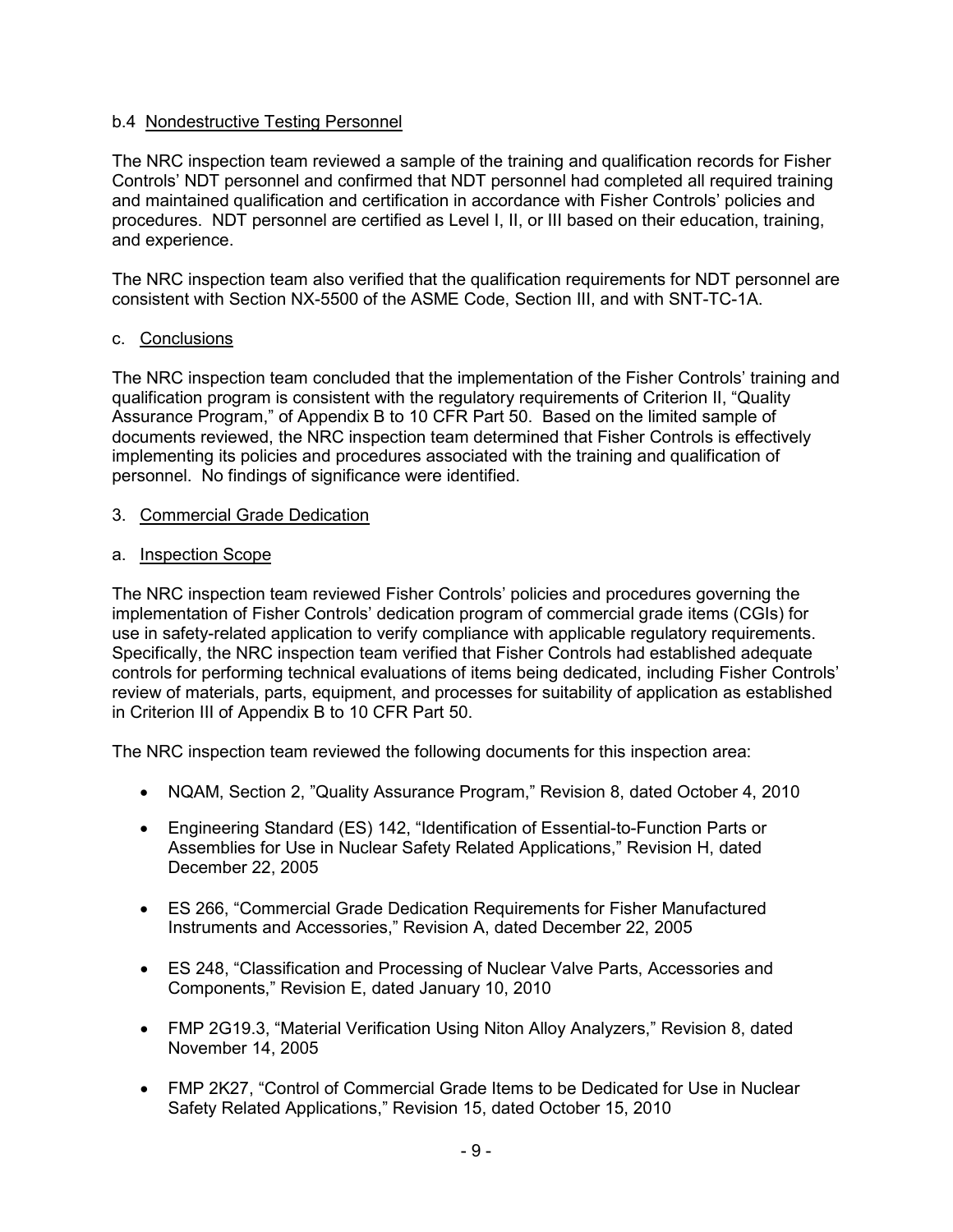b.4 Nondestructive Testing Personnel

The NRC inspection team reviewed a sample of the training and qualification records for Fisher Controls' NDT personnel and confirmed that NDT personnel had completed all required training and maintained qualification and certification in accordance with Fisher Controls' policies and procedures. NDT personnel are certified as Level I, II, or III based on their education, training, and experience.

The NRC inspection team also verified that the qualification requirements for NDT personnel are consistent with Section NX-5500 of the ASME Code, Section III, and with SNT-TC-1A.

c. Conclusions

The NRC inspection team concluded that the implementation of the Fisher Controls' training and qualification program is consistent with the regulatory requirements of Criterion II, "Quality Assurance Program," of Appendix B to 10 CFR Part 50. Based on the limited sample of documents reviewed, the NRC inspection team determined that Fisher Controls is effectively implementing its policies and procedures associated with the training and qualification of personnel. No findings of significance were identified.

3. Commercial Grade Dedication

a. Inspection Scope

The NRC inspection team reviewed Fisher Controls' policies and procedures governing the implementation of Fisher Controls' dedication program of commercial grade items (CGIs) for use in safety-related application to verify compliance with applicable regulatory requirements. Specifically, the NRC inspection team verified that Fisher Controls had established adequate controls for performing technical evaluations of items being dedicated, including Fisher Controls' review of materials, parts, equipment, and processes for suitability of application as established in Criterion III of Appendix B to 10 CFR Part 50.

The NRC inspection team reviewed the following documents for this inspection area:

- NQAM, Section 2, "Quality Assurance Program," Revision 8, dated October 4, 2010
- Engineering Standard (ES) 142, "Identification of Essential-to-Function Parts or Assemblies for Use in Nuclear Safety Related Applications," Revision H, dated December 22, 2005
- ES 266, "Commercial Grade Dedication Requirements for Fisher Manufactured Instruments and Accessories," Revision A, dated December 22, 2005
- ES 248, "Classification and Processing of Nuclear Valve Parts, Accessories and Components," Revision E, dated January 10, 2010
- FMP 2G19.3, "Material Verification Using Niton Alloy Analyzers," Revision 8, dated November 14, 2005
- FMP 2K27, "Control of Commercial Grade Items to be Dedicated for Use in Nuclear Safety Related Applications," Revision 15, dated October 15, 2010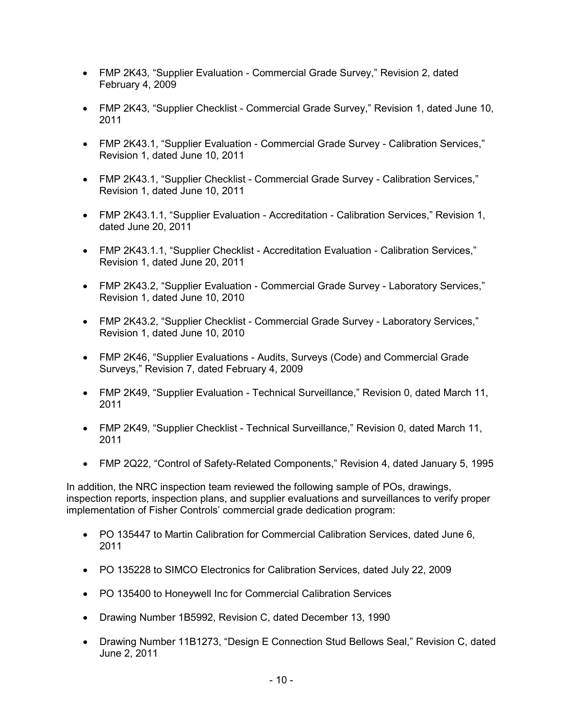- FMP 2K43, "Supplier Evaluation - Commercial Grade Survey," Revision 2, dated February 4, 2009

- FMP 2K43, "Supplier Checklist - Commercial Grade Survey," Revision 1, dated June 10, 2011

- FMP 2K43.1, "Supplier Evaluation - Commercial Grade Survey - Calibration Services," Revision 1, dated June 10, 2011

- FMP 2K43.1, "Supplier Checklist - Commercial Grade Survey - Calibration Services," Revision 1, dated June 10, 2011

- FMP 2K43.1.1, "Supplier Evaluation - Accreditation - Calibration Services," Revision 1, dated June 20, 2011

- FMP 2K43.1.1, "Supplier Checklist - Accreditation Evaluation - Calibration Services," Revision 1, dated June 20, 2011

- FMP 2K43.2, "Supplier Evaluation - Commercial Grade Survey - Laboratory Services," Revision 1, dated June 10, 2010

- FMP 2K43.2, "Supplier Checklist - Commercial Grade Survey - Laboratory Services," Revision 1, dated June 10, 2010

- FMP 2K46, "Supplier Evaluations - Audits, Surveys (Code) and Commercial Grade Surveys," Revision 7, dated February 4, 2009

- FMP 2K49, "Supplier Evaluation - Technical Surveillance," Revision 0, dated March 11, 2011

- FMP 2K49, "Supplier Checklist - Technical Surveillance," Revision 0, dated March 11, 2011

- FMP 2Q22, "Control of Safety-Related Components," Revision 4, dated January 5, 1995

In addition, the NRC inspection team reviewed the following sample of POs, drawings, inspection reports, inspection plans, and supplier evaluations and surveillances to verify proper implementation of Fisher Controls' commercial grade dedication program:

- PO 135447 to Martin Calibration for Commercial Calibration Services, dated June 6, 2011

- PO 135228 to SIMCO Electronics for Calibration Services, dated July 22, 2009

- PO 135400 to Honeywell Inc for Commercial Calibration Services

- Drawing Number 1B5992, Revision C, dated December 13, 1990

- Drawing Number 11B1273, "Design E Connection Stud Bellows Seal," Revision C, dated June 2, 2011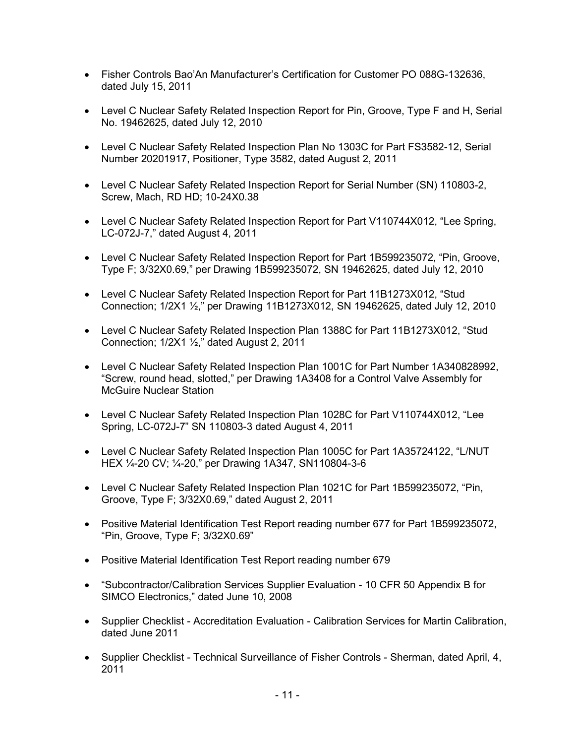- Fisher Controls Bao'An Manufacturer's Certification for Customer PO 088G-132636, dated July 15, 2011
- Level C Nuclear Safety Related Inspection Report for Pin, Groove, Type F and H, Serial No. 19462625, dated July 12, 2010
- Level C Nuclear Safety Related Inspection Plan No 1303C for Part FS3582-12, Serial Number 20201917, Positioner, Type 3582, dated August 2, 2011
- Level C Nuclear Safety Related Inspection Report for Serial Number (SN) 110803-2, Screw, Mach, RD HD; 10-24X0.38
- Level C Nuclear Safety Related Inspection Report for Part V110744X012, "Lee Spring, LC-072J-7," dated August 4, 2011
- Level C Nuclear Safety Related Inspection Report for Part 1B599235072, "Pin, Groove, Type F; 3/32X0.69," per Drawing 1B599235072, SN 19462625, dated July 12, 2010
- Level C Nuclear Safety Related Inspection Report for Part 11B1273X012, "Stud Connection; 1/2X1 ½," per Drawing 11B1273X012, SN 19462625, dated July 12, 2010
- Level C Nuclear Safety Related Inspection Plan 1388C for Part 11B1273X012, "Stud Connection; 1/2X1 ½," dated August 2, 2011
- Level C Nuclear Safety Related Inspection Plan 1001C for Part Number 1A340828992, "Screw, round head, slotted," per Drawing 1A3408 for a Control Valve Assembly for McGuire Nuclear Station
- Level C Nuclear Safety Related Inspection Plan 1028C for Part V110744X012, "Lee Spring, LC-072J-7" SN 110803-3 dated August 4, 2011
- Level C Nuclear Safety Related Inspection Plan 1005C for Part 1A35724122, "L/NUT HEX ¼-20 CV; ¼-20," per Drawing 1A347, SN110804-3-6
- Level C Nuclear Safety Related Inspection Plan 1021C for Part 1B599235072, "Pin, Groove, Type F; 3/32X0.69," dated August 2, 2011
- Positive Material Identification Test Report reading number 677 for Part 1B599235072, "Pin, Groove, Type F; 3/32X0.69"
- Positive Material Identification Test Report reading number 679
- "Subcontractor/Calibration Services Supplier Evaluation - 10 CFR 50 Appendix B for SIMCO Electronics," dated June 10, 2008
- Supplier Checklist - Accreditation Evaluation - Calibration Services for Martin Calibration, dated June 2011
- Supplier Checklist - Technical Surveillance of Fisher Controls - Sherman, dated April, 4, 2011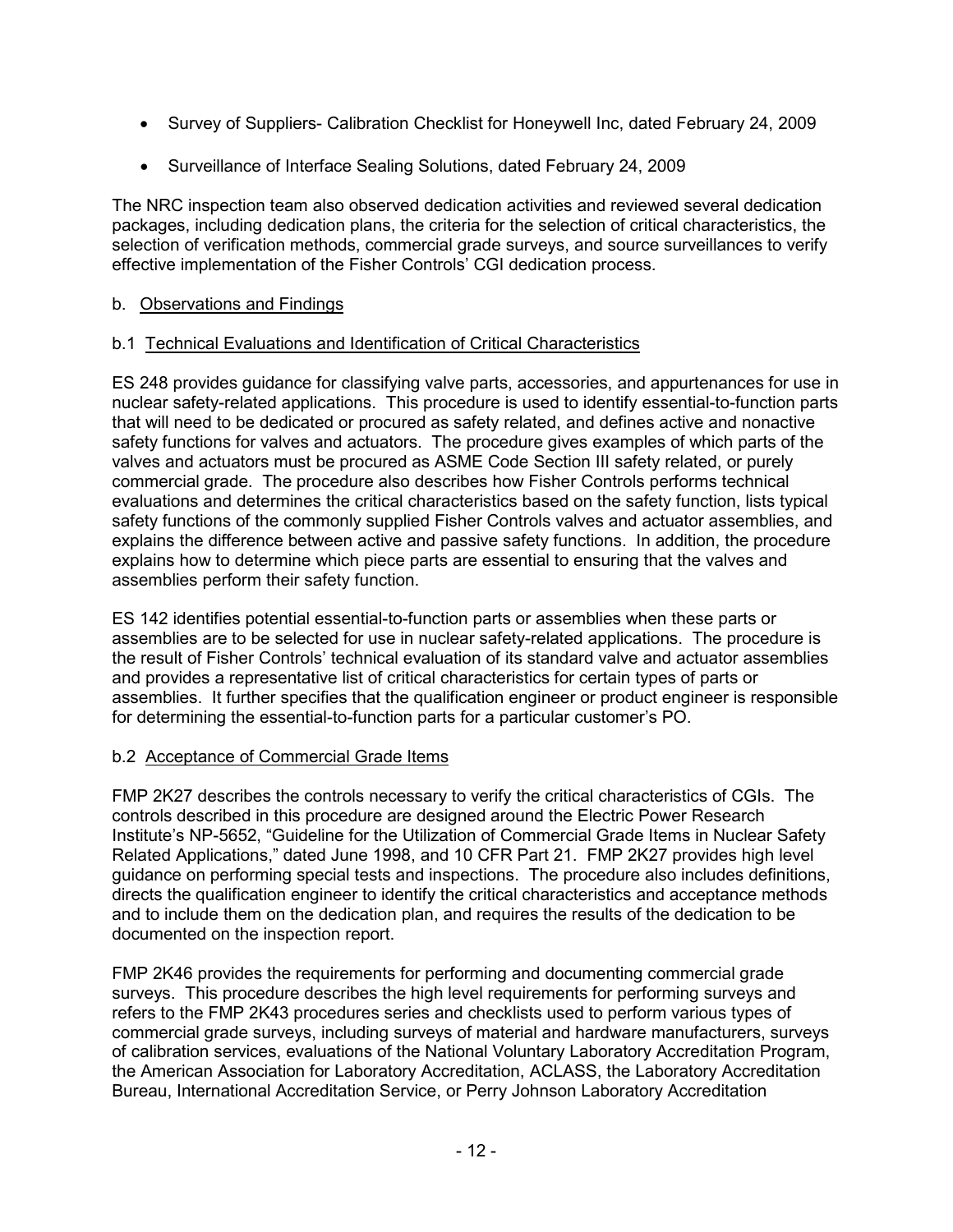- Survey of Suppliers- Calibration Checklist for Honeywell Inc, dated February 24, 2009
- Surveillance of Interface Sealing Solutions, dated February 24, 2009

The NRC inspection team also observed dedication activities and reviewed several dedication packages, including dedication plans, the criteria for the selection of critical characteristics, the selection of verification methods, commercial grade surveys, and source surveillances to verify effective implementation of the Fisher Controls' CGI dedication process.

b. Observations and Findings

b.1 Technical Evaluations and Identification of Critical Characteristics

ES 248 provides guidance for classifying valve parts, accessories, and appurtenances for use in nuclear safety-related applications. This procedure is used to identify essential-to-function parts that will need to be dedicated or procured as safety related, and defines active and nonactive safety functions for valves and actuators. The procedure gives examples of which parts of the valves and actuators must be procured as ASME Code Section III safety related, or purely commercial grade. The procedure also describes how Fisher Controls performs technical evaluations and determines the critical characteristics based on the safety function, lists typical safety functions of the commonly supplied Fisher Controls valves and actuator assemblies, and explains the difference between active and passive safety functions. In addition, the procedure explains how to determine which piece parts are essential to ensuring that the valves and assemblies perform their safety function.

ES 142 identifies potential essential-to-function parts or assemblies when these parts or assemblies are to be selected for use in nuclear safety-related applications. The procedure is the result of Fisher Controls' technical evaluation of its standard valve and actuator assemblies and provides a representative list of critical characteristics for certain types of parts or assemblies. It further specifies that the qualification engineer or product engineer is responsible for determining the essential-to-function parts for a particular customer's PO.

b.2 Acceptance of Commercial Grade Items

FMP 2K27 describes the controls necessary to verify the critical characteristics of CGIs. The controls described in this procedure are designed around the Electric Power Research Institute's NP-5652, "Guideline for the Utilization of Commercial Grade Items in Nuclear Safety Related Applications," dated June 1998, and 10 CFR Part 21. FMP 2K27 provides high level guidance on performing special tests and inspections. The procedure also includes definitions, directs the qualification engineer to identify the critical characteristics and acceptance methods and to include them on the dedication plan, and requires the results of the dedication to be documented on the inspection report.

FMP 2K46 provides the requirements for performing and documenting commercial grade surveys. This procedure describes the high level requirements for performing surveys and refers to the FMP 2K43 procedures series and checklists used to perform various types of commercial grade surveys, including surveys of material and hardware manufacturers, surveys of calibration services, evaluations of the National Voluntary Laboratory Accreditation Program, the American Association for Laboratory Accreditation, ACLASS, the Laboratory Accreditation Bureau, International Accreditation Service, or Perry Johnson Laboratory Accreditation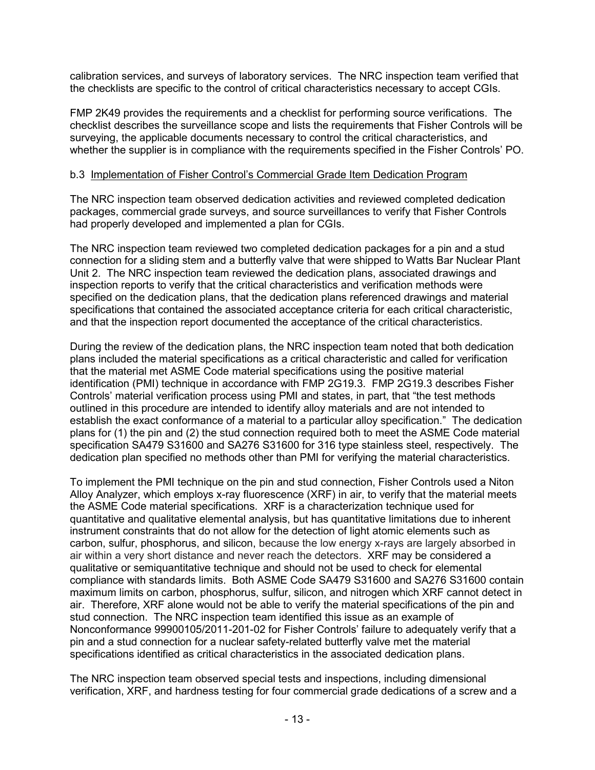calibration services, and surveys of laboratory services. The NRC inspection team verified that the checklists are specific to the control of critical characteristics necessary to accept CGIs.

FMP 2K49 provides the requirements and a checklist for performing source verifications. The checklist describes the surveillance scope and lists the requirements that Fisher Controls will be surveying, the applicable documents necessary to control the critical characteristics, and whether the supplier is in compliance with the requirements specified in the Fisher Controls' PO.

b.3 Implementation of Fisher Control's Commercial Grade Item Dedication Program

The NRC inspection team observed dedication activities and reviewed completed dedication packages, commercial grade surveys, and source surveillances to verify that Fisher Controls had properly developed and implemented a plan for CGIs.

The NRC inspection team reviewed two completed dedication packages for a pin and a stud connection for a sliding stem and a butterfly valve that were shipped to Watts Bar Nuclear Plant Unit 2. The NRC inspection team reviewed the dedication plans, associated drawings and inspection reports to verify that the critical characteristics and verification methods were specified on the dedication plans, that the dedication plans referenced drawings and material specifications that contained the associated acceptance criteria for each critical characteristic, and that the inspection report documented the acceptance of the critical characteristics.

During the review of the dedication plans, the NRC inspection team noted that both dedication plans included the material specifications as a critical characteristic and called for verification that the material met ASME Code material specifications using the positive material identification (PMI) technique in accordance with FMP 2G19.3. FMP 2G19.3 describes Fisher Controls' material verification process using PMI and states, in part, that "the test methods outlined in this procedure are intended to identify alloy materials and are not intended to establish the exact conformance of a material to a particular alloy specification." The dedication plans for (1) the pin and (2) the stud connection required both to meet the ASME Code material specification SA479 S31600 and SA276 S31600 for 316 type stainless steel, respectively. The dedication plan specified no methods other than PMI for verifying the material characteristics.

To implement the PMI technique on the pin and stud connection, Fisher Controls used a Niton Alloy Analyzer, which employs x-ray fluorescence (XRF) in air, to verify that the material meets the ASME Code material specifications. XRF is a characterization technique used for quantitative and qualitative elemental analysis, but has quantitative limitations due to inherent instrument constraints that do not allow for the detection of light atomic elements such as carbon, sulfur, phosphorus, and silicon, because the low energy x-rays are largely absorbed in air within a very short distance and never reach the detectors. XRF may be considered a qualitative or semiquantitative technique and should not be used to check for elemental compliance with standards limits. Both ASME Code SA479 S31600 and SA276 S31600 contain maximum limits on carbon, phosphorus, sulfur, silicon, and nitrogen which XRF cannot detect in air. Therefore, XRF alone would not be able to verify the material specifications of the pin and stud connection. The NRC inspection team identified this issue as an example of Nonconformance 99900105/2011-201-02 for Fisher Controls' failure to adequately verify that a pin and a stud connection for a nuclear safety-related butterfly valve met the material specifications identified as critical characteristics in the associated dedication plans.

The NRC inspection team observed special tests and inspections, including dimensional verification, XRF, and hardness testing for four commercial grade dedications of a screw and a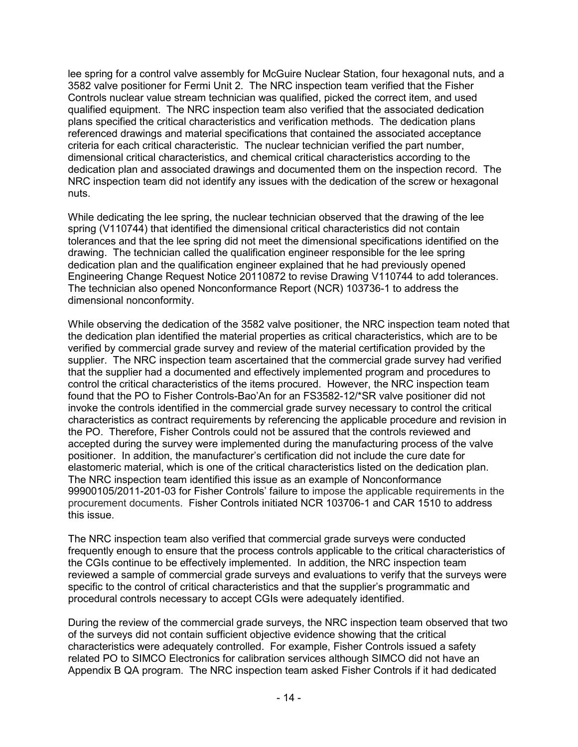lee spring for a control valve assembly for McGuire Nuclear Station, four hexagonal nuts, and a 3582 valve positioner for Fermi Unit 2. The NRC inspection team verified that the Fisher Controls nuclear value stream technician was qualified, picked the correct item, and used qualified equipment. The NRC inspection team also verified that the associated dedication plans specified the critical characteristics and verification methods. The dedication plans referenced drawings and material specifications that contained the associated acceptance criteria for each critical characteristic. The nuclear technician verified the part number, dimensional critical characteristics, and chemical critical characteristics according to the dedication plan and associated drawings and documented them on the inspection record. The NRC inspection team did not identify any issues with the dedication of the screw or hexagonal nuts.

While dedicating the lee spring, the nuclear technician observed that the drawing of the lee spring (V110744) that identified the dimensional critical characteristics did not contain tolerances and that the lee spring did not meet the dimensional specifications identified on the drawing. The technician called the qualification engineer responsible for the lee spring dedication plan and the qualification engineer explained that he had previously opened Engineering Change Request Notice 20110872 to revise Drawing V110744 to add tolerances. The technician also opened Nonconformance Report (NCR) 103736-1 to address the dimensional nonconformity.

While observing the dedication of the 3582 valve positioner, the NRC inspection team noted that the dedication plan identified the material properties as critical characteristics, which are to be verified by commercial grade survey and review of the material certification provided by the supplier. The NRC inspection team ascertained that the commercial grade survey had verified that the supplier had a documented and effectively implemented program and procedures to control the critical characteristics of the items procured. However, the NRC inspection team found that the PO to Fisher Controls-Bao'An for an FS3582-12/*SR valve positioner did not invoke the controls identified in the commercial grade survey necessary to control the critical characteristics as contract requirements by referencing the applicable procedure and revision in the PO. Therefore, Fisher Controls could not be assured that the controls reviewed and accepted during the survey were implemented during the manufacturing process of the valve positioner. In addition, the manufacturer's certification did not include the cure date for elastomeric material, which is one of the critical characteristics listed on the dedication plan. The NRC inspection team identified this issue as an example of Nonconformance 99900105/2011-201-03 for Fisher Controls' failure to impose the applicable requirements in the procurement documents. Fisher Controls initiated NCR 103706-1 and CAR 1510 to address this issue.

The NRC inspection team also verified that commercial grade surveys were conducted frequently enough to ensure that the process controls applicable to the critical characteristics of the CGIs continue to be effectively implemented. In addition, the NRC inspection team reviewed a sample of commercial grade surveys and evaluations to verify that the surveys were specific to the control of critical characteristics and that the supplier's programmatic and procedural controls necessary to accept CGIs were adequately identified.

During the review of the commercial grade surveys, the NRC inspection team observed that two of the surveys did not contain sufficient objective evidence showing that the critical characteristics were adequately controlled. For example, Fisher Controls issued a safety related PO to SIMCO Electronics for calibration services although SIMCO did not have an Appendix B QA program. The NRC inspection team asked Fisher Controls if it had dedicated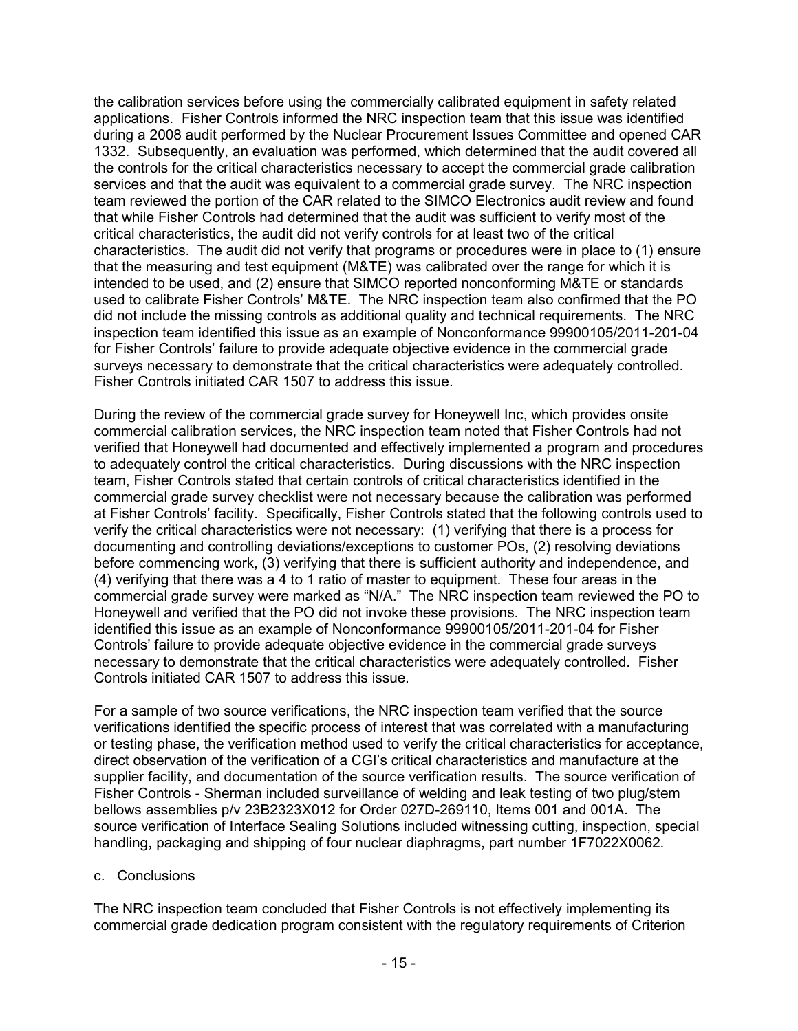the calibration services before using the commercially calibrated equipment in safety related applications. Fisher Controls informed the NRC inspection team that this issue was identified during a 2008 audit performed by the Nuclear Procurement Issues Committee and opened CAR 1332. Subsequently, an evaluation was performed, which determined that the audit covered all the controls for the critical characteristics necessary to accept the commercial grade calibration services and that the audit was equivalent to a commercial grade survey. The NRC inspection team reviewed the portion of the CAR related to the SIMCO Electronics audit review and found that while Fisher Controls had determined that the audit was sufficient to verify most of the critical characteristics, the audit did not verify controls for at least two of the critical characteristics. The audit did not verify that programs or procedures were in place to (1) ensure that the measuring and test equipment (M&TE) was calibrated over the range for which it is intended to be used, and (2) ensure that SIMCO reported nonconforming M&TE or standards used to calibrate Fisher Controls' M&TE. The NRC inspection team also confirmed that the PO did not include the missing controls as additional quality and technical requirements. The NRC inspection team identified this issue as an example of Nonconformance 99900105/2011-201-04 for Fisher Controls' failure to provide adequate objective evidence in the commercial grade surveys necessary to demonstrate that the critical characteristics were adequately controlled. Fisher Controls initiated CAR 1507 to address this issue.

During the review of the commercial grade survey for Honeywell Inc, which provides onsite commercial calibration services, the NRC inspection team noted that Fisher Controls had not verified that Honeywell had documented and effectively implemented a program and procedures to adequately control the critical characteristics. During discussions with the NRC inspection team, Fisher Controls stated that certain controls of critical characteristics identified in the commercial grade survey checklist were not necessary because the calibration was performed at Fisher Controls' facility. Specifically, Fisher Controls stated that the following controls used to verify the critical characteristics were not necessary: (1) verifying that there is a process for documenting and controlling deviations/exceptions to customer POs, (2) resolving deviations before commencing work, (3) verifying that there is sufficient authority and independence, and (4) verifying that there was a 4 to 1 ratio of master to equipment. These four areas in the commercial grade survey were marked as "N/A." The NRC inspection team reviewed the PO to Honeywell and verified that the PO did not invoke these provisions. The NRC inspection team identified this issue as an example of Nonconformance 99900105/2011-201-04 for Fisher Controls' failure to provide adequate objective evidence in the commercial grade surveys necessary to demonstrate that the critical characteristics were adequately controlled. Fisher Controls initiated CAR 1507 to address this issue.

For a sample of two source verifications, the NRC inspection team verified that the source verifications identified the specific process of interest that was correlated with a manufacturing or testing phase, the verification method used to verify the critical characteristics for acceptance, direct observation of the verification of a CGI's critical characteristics and manufacture at the supplier facility, and documentation of the source verification results. The source verification of Fisher Controls - Sherman included surveillance of welding and leak testing of two plug/stem bellows assemblies p/v 23B2323X012 for Order 027D-269110, Items 001 and 001A. The source verification of Interface Sealing Solutions included witnessing cutting, inspection, special handling, packaging and shipping of four nuclear diaphragms, part number 1F7022X0062.

c. Conclusions

The NRC inspection team concluded that Fisher Controls is not effectively implementing its commercial grade dedication program consistent with the regulatory requirements of Criterion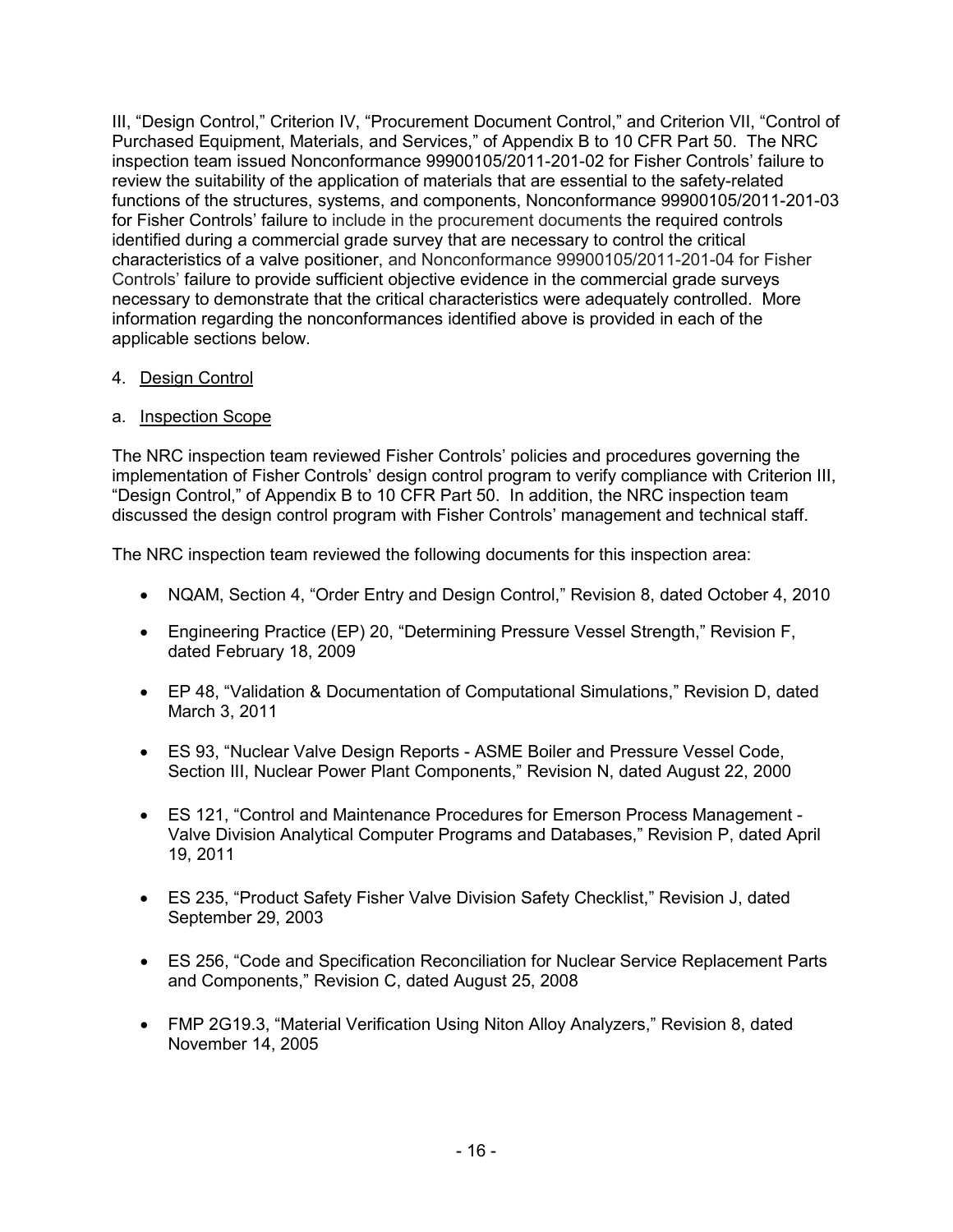III, "Design Control," Criterion IV, "Procurement Document Control," and Criterion VII, "Control of Purchased Equipment, Materials, and Services," of Appendix B to 10 CFR Part 50. The NRC inspection team issued Nonconformance 99900105/2011-201-02 for Fisher Controls' failure to review the suitability of the application of materials that are essential to the safety-related functions of the structures, systems, and components, Nonconformance 99900105/2011-201-03 for Fisher Controls' failure to include in the procurement documents the required controls identified during a commercial grade survey that are necessary to control the critical characteristics of a valve positioner, and Nonconformance 99900105/2011-201-04 for Fisher Controls' failure to provide sufficient objective evidence in the commercial grade surveys necessary to demonstrate that the critical characteristics were adequately controlled. More information regarding the nonconformances identified above is provided in each of the applicable sections below.

4. Design Control

a. Inspection Scope

The NRC inspection team reviewed Fisher Controls' policies and procedures governing the implementation of Fisher Controls' design control program to verify compliance with Criterion III, "Design Control," of Appendix B to 10 CFR Part 50. In addition, the NRC inspection team discussed the design control program with Fisher Controls' management and technical staff.

The NRC inspection team reviewed the following documents for this inspection area:

- NQAM, Section 4, "Order Entry and Design Control," Revision 8, dated October 4, 2010
- Engineering Practice (EP) 20, "Determining Pressure Vessel Strength," Revision F, dated February 18, 2009
- EP 48, "Validation & Documentation of Computational Simulations," Revision D, dated March 3, 2011
- ES 93, "Nuclear Valve Design Reports - ASME Boiler and Pressure Vessel Code, Section III, Nuclear Power Plant Components," Revision N, dated August 22, 2000
- ES 121, "Control and Maintenance Procedures for Emerson Process Management - Valve Division Analytical Computer Programs and Databases," Revision P, dated April 19, 2011
- ES 235, "Product Safety Fisher Valve Division Safety Checklist," Revision J, dated September 29, 2003
- ES 256, "Code and Specification Reconciliation for Nuclear Service Replacement Parts and Components," Revision C, dated August 25, 2008
- FMP 2G19.3, "Material Verification Using Niton Alloy Analyzers," Revision 8, dated November 14, 2005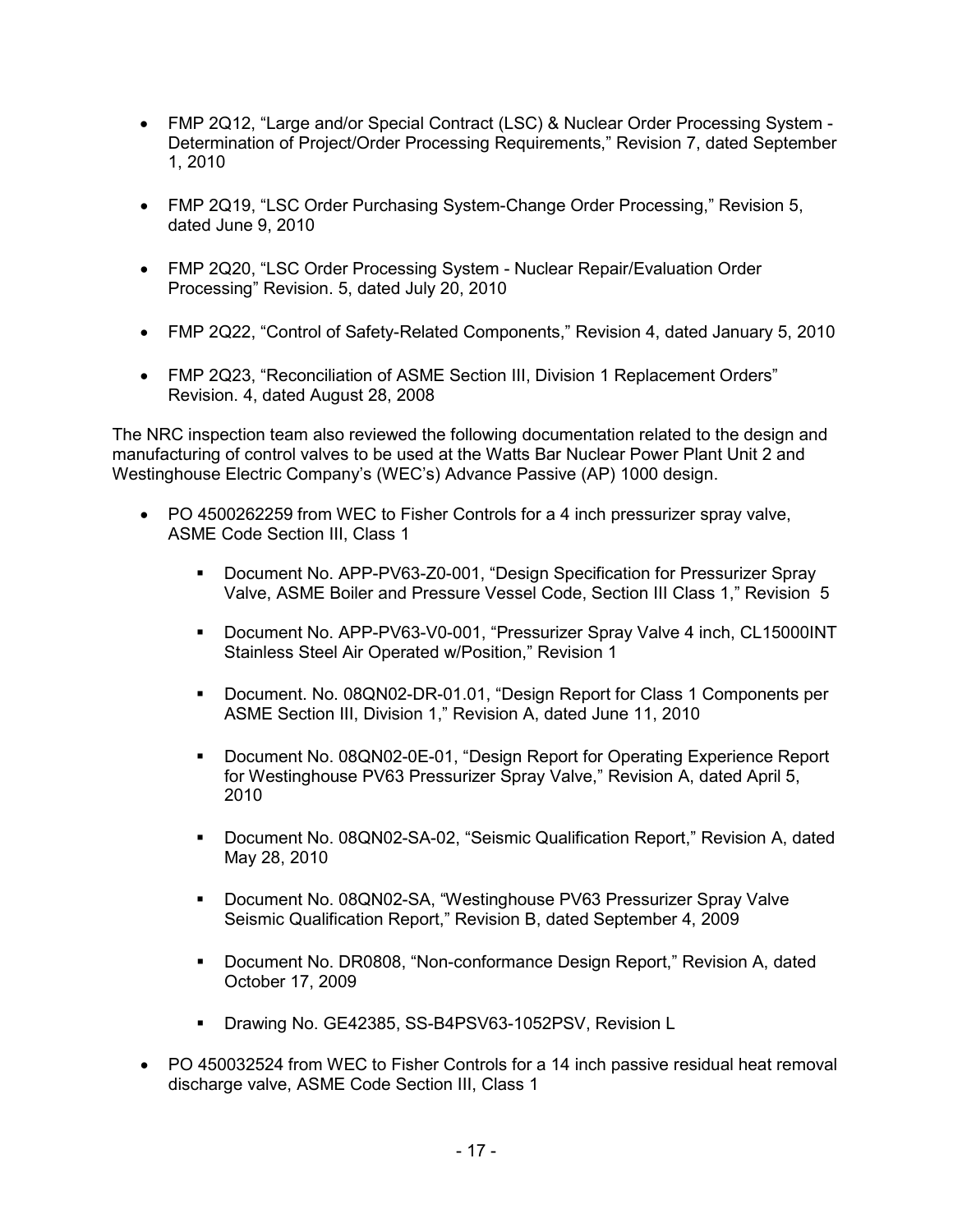- FMP 2Q12, "Large and/or Special Contract (LSC) & Nuclear Order Processing System - Determination of Project/Order Processing Requirements," Revision 7, dated September 1, 2010

- FMP 2Q19, "LSC Order Purchasing System-Change Order Processing," Revision 5, dated June 9, 2010

- FMP 2Q20, "LSC Order Processing System - Nuclear Repair/Evaluation Order Processing" Revision. 5, dated July 20, 2010

- FMP 2Q22, "Control of Safety-Related Components," Revision 4, dated January 5, 2010

- FMP 2Q23, "Reconciliation of ASME Section III, Division 1 Replacement Orders" Revision. 4, dated August 28, 2008

The NRC inspection team also reviewed the following documentation related to the design and manufacturing of control valves to be used at the Watts Bar Nuclear Power Plant Unit 2 and Westinghouse Electric Company's (WEC's) Advance Passive (AP) 1000 design.

- PO 4500262259 from WEC to Fisher Controls for a 4 inch pressurizer spray valve, ASME Code Section III, Class 1
  - Document No. APP-PV63-Z0-001, "Design Specification for Pressurizer Spray Valve, ASME Boiler and Pressure Vessel Code, Section III Class 1," Revision 5
  - Document No. APP-PV63-V0-001, "Pressurizer Spray Valve 4 inch, CL15000INT Stainless Steel Air Operated w/Position," Revision 1
  - Document. No. 08QN02-DR-01.01, "Design Report for Class 1 Components per ASME Section III, Division 1," Revision A, dated June 11, 2010
  - Document No. 08QN02-0E-01, "Design Report for Operating Experience Report for Westinghouse PV63 Pressurizer Spray Valve," Revision A, dated April 5, 2010
  - Document No. 08QN02-SA-02, "Seismic Qualification Report," Revision A, dated May 28, 2010
  - Document No. 08QN02-SA, "Westinghouse PV63 Pressurizer Spray Valve Seismic Qualification Report," Revision B, dated September 4, 2009
  - Document No. DR0808, "Non-conformance Design Report," Revision A, dated October 17, 2009
  - Drawing No. GE42385, SS-B4PSV63-1052PSV, Revision L

- PO 450032524 from WEC to Fisher Controls for a 14 inch passive residual heat removal discharge valve, ASME Code Section III, Class 1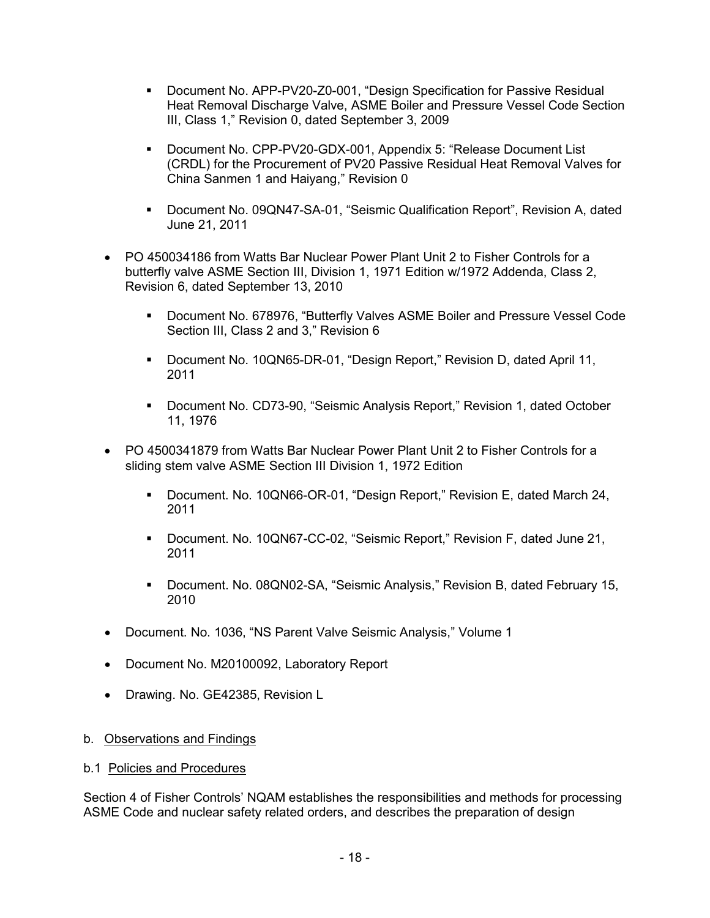- Document No. APP-PV20-Z0-001, "Design Specification for Passive Residual Heat Removal Discharge Valve, ASME Boiler and Pressure Vessel Code Section III, Class 1," Revision 0, dated September 3, 2009

   - Document No. CPP-PV20-GDX-001, Appendix 5: "Release Document List (CRDL) for the Procurement of PV20 Passive Residual Heat Removal Valves for China Sanmen 1 and Haiyang," Revision 0

   - Document No. 09QN47-SA-01, "Seismic Qualification Report", Revision A, dated June 21, 2011

- PO 450034186 from Watts Bar Nuclear Power Plant Unit 2 to Fisher Controls for a butterfly valve ASME Section III, Division 1, 1971 Edition w/1972 Addenda, Class 2, Revision 6, dated September 13, 2010

   - Document No. 678976, "Butterfly Valves ASME Boiler and Pressure Vessel Code Section III, Class 2 and 3," Revision 6

   - Document No. 10QN65-DR-01, "Design Report," Revision D, dated April 11, 2011

   - Document No. CD73-90, "Seismic Analysis Report," Revision 1, dated October 11, 1976

- PO 4500341879 from Watts Bar Nuclear Power Plant Unit 2 to Fisher Controls for a sliding stem valve ASME Section III Division 1, 1972 Edition

   - Document. No. 10QN66-OR-01, "Design Report," Revision E, dated March 24, 2011

   - Document. No. 10QN67-CC-02, "Seismic Report," Revision F, dated June 21, 2011

   - Document. No. 08QN02-SA, "Seismic Analysis," Revision B, dated February 15, 2010

- Document. No. 1036, "NS Parent Valve Seismic Analysis," Volume 1

- Document No. M20100092, Laboratory Report

- Drawing. No. GE42385, Revision L

b. Observations and Findings

b.1 Policies and Procedures

Section 4 of Fisher Controls' NQAM establishes the responsibilities and methods for processing ASME Code and nuclear safety related orders, and describes the preparation of design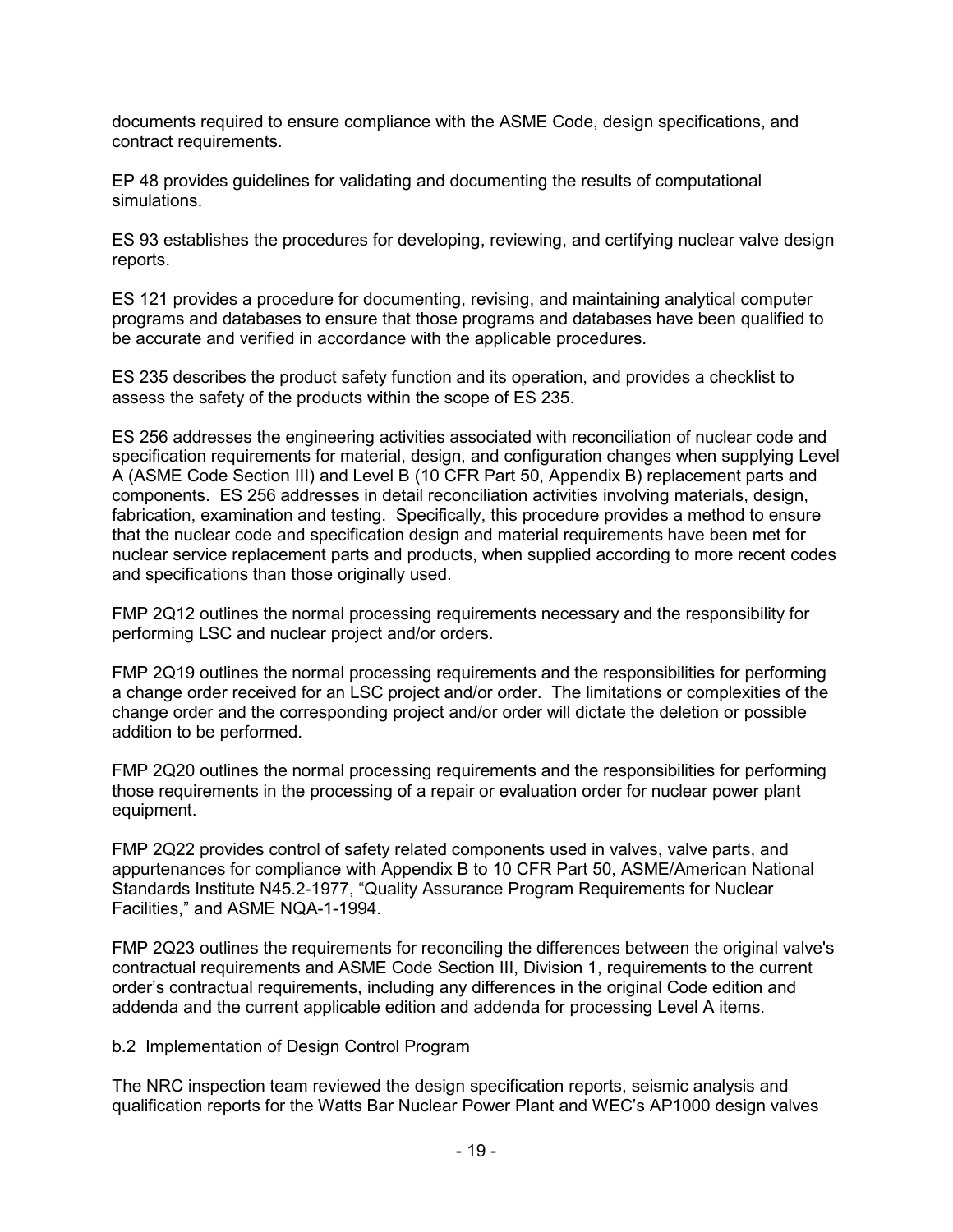documents required to ensure compliance with the ASME Code, design specifications, and contract requirements.

EP 48 provides guidelines for validating and documenting the results of computational simulations.

ES 93 establishes the procedures for developing, reviewing, and certifying nuclear valve design reports.

ES 121 provides a procedure for documenting, revising, and maintaining analytical computer programs and databases to ensure that those programs and databases have been qualified to be accurate and verified in accordance with the applicable procedures.

ES 235 describes the product safety function and its operation, and provides a checklist to assess the safety of the products within the scope of ES 235.

ES 256 addresses the engineering activities associated with reconciliation of nuclear code and specification requirements for material, design, and configuration changes when supplying Level A (ASME Code Section III) and Level B (10 CFR Part 50, Appendix B) replacement parts and components. ES 256 addresses in detail reconciliation activities involving materials, design, fabrication, examination and testing. Specifically, this procedure provides a method to ensure that the nuclear code and specification design and material requirements have been met for nuclear service replacement parts and products, when supplied according to more recent codes and specifications than those originally used.

FMP 2Q12 outlines the normal processing requirements necessary and the responsibility for performing LSC and nuclear project and/or orders.

FMP 2Q19 outlines the normal processing requirements and the responsibilities for performing a change order received for an LSC project and/or order. The limitations or complexities of the change order and the corresponding project and/or order will dictate the deletion or possible addition to be performed.

FMP 2Q20 outlines the normal processing requirements and the responsibilities for performing those requirements in the processing of a repair or evaluation order for nuclear power plant equipment.

FMP 2Q22 provides control of safety related components used in valves, valve parts, and appurtenances for compliance with Appendix B to 10 CFR Part 50, ASME/American National Standards Institute N45.2-1977, "Quality Assurance Program Requirements for Nuclear Facilities," and ASME NQA-1-1994.

FMP 2Q23 outlines the requirements for reconciling the differences between the original valve's contractual requirements and ASME Code Section III, Division 1, requirements to the current order's contractual requirements, including any differences in the original Code edition and addenda and the current applicable edition and addenda for processing Level A items.

b.2 Implementation of Design Control Program

The NRC inspection team reviewed the design specification reports, seismic analysis and qualification reports for the Watts Bar Nuclear Power Plant and WEC's AP1000 design valves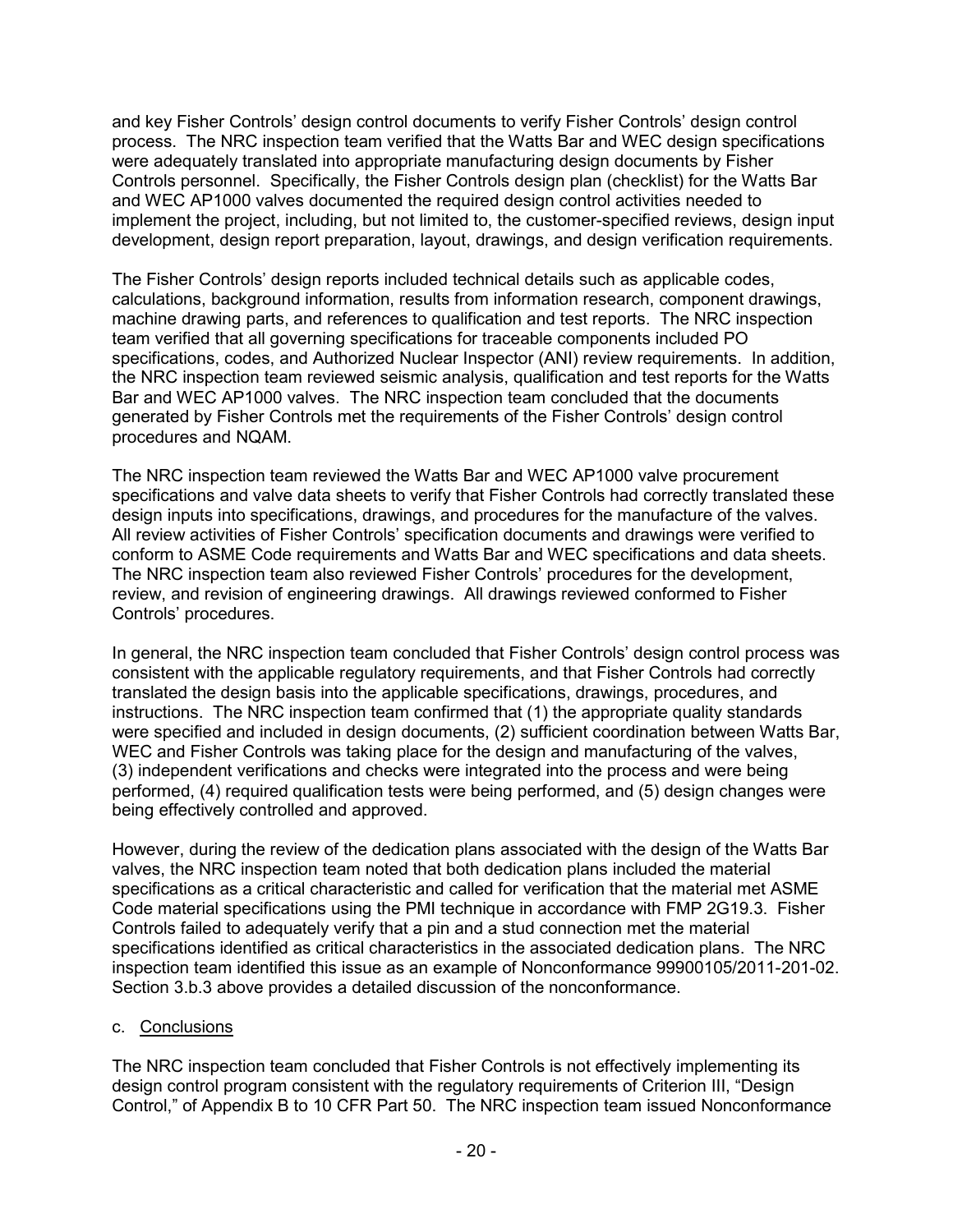and key Fisher Controls' design control documents to verify Fisher Controls' design control process. The NRC inspection team verified that the Watts Bar and WEC design specifications were adequately translated into appropriate manufacturing design documents by Fisher Controls personnel. Specifically, the Fisher Controls design plan (checklist) for the Watts Bar and WEC AP1000 valves documented the required design control activities needed to implement the project, including, but not limited to, the customer-specified reviews, design input development, design report preparation, layout, drawings, and design verification requirements.

The Fisher Controls' design reports included technical details such as applicable codes, calculations, background information, results from information research, component drawings, machine drawing parts, and references to qualification and test reports. The NRC inspection team verified that all governing specifications for traceable components included PO specifications, codes, and Authorized Nuclear Inspector (ANI) review requirements. In addition, the NRC inspection team reviewed seismic analysis, qualification and test reports for the Watts Bar and WEC AP1000 valves. The NRC inspection team concluded that the documents generated by Fisher Controls met the requirements of the Fisher Controls' design control procedures and NQAM.

The NRC inspection team reviewed the Watts Bar and WEC AP1000 valve procurement specifications and valve data sheets to verify that Fisher Controls had correctly translated these design inputs into specifications, drawings, and procedures for the manufacture of the valves. All review activities of Fisher Controls' specification documents and drawings were verified to conform to ASME Code requirements and Watts Bar and WEC specifications and data sheets. The NRC inspection team also reviewed Fisher Controls' procedures for the development, review, and revision of engineering drawings. All drawings reviewed conformed to Fisher Controls' procedures.

In general, the NRC inspection team concluded that Fisher Controls' design control process was consistent with the applicable regulatory requirements, and that Fisher Controls had correctly translated the design basis into the applicable specifications, drawings, procedures, and instructions. The NRC inspection team confirmed that (1) the appropriate quality standards were specified and included in design documents, (2) sufficient coordination between Watts Bar, WEC and Fisher Controls was taking place for the design and manufacturing of the valves, (3) independent verifications and checks were integrated into the process and were being performed, (4) required qualification tests were being performed, and (5) design changes were being effectively controlled and approved.

However, during the review of the dedication plans associated with the design of the Watts Bar valves, the NRC inspection team noted that both dedication plans included the material specifications as a critical characteristic and called for verification that the material met ASME Code material specifications using the PMI technique in accordance with FMP 2G19.3. Fisher Controls failed to adequately verify that a pin and a stud connection met the material specifications identified as critical characteristics in the associated dedication plans. The NRC inspection team identified this issue as an example of Nonconformance 99900105/2011-201-02. Section 3.b.3 above provides a detailed discussion of the nonconformance.

c. Conclusions

The NRC inspection team concluded that Fisher Controls is not effectively implementing its design control program consistent with the regulatory requirements of Criterion III, "Design Control," of Appendix B to 10 CFR Part 50. The NRC inspection team issued Nonconformance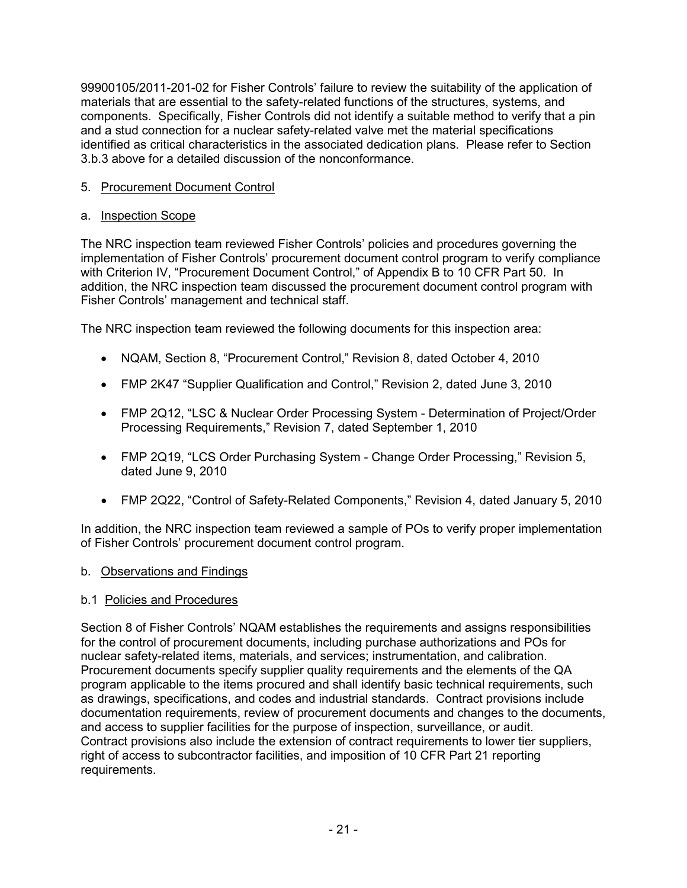99900105/2011-201-02 for Fisher Controls' failure to review the suitability of the application of materials that are essential to the safety-related functions of the structures, systems, and components. Specifically, Fisher Controls did not identify a suitable method to verify that a pin and a stud connection for a nuclear safety-related valve met the material specifications identified as critical characteristics in the associated dedication plans. Please refer to Section 3.b.3 above for a detailed discussion of the nonconformance.

## 5. Procurement Document Control

### a. Inspection Scope

The NRC inspection team reviewed Fisher Controls' policies and procedures governing the implementation of Fisher Controls' procurement document control program to verify compliance with Criterion IV, "Procurement Document Control," of Appendix B to 10 CFR Part 50. In addition, the NRC inspection team discussed the procurement document control program with Fisher Controls' management and technical staff.

The NRC inspection team reviewed the following documents for this inspection area:

- NQAM, Section 8, "Procurement Control," Revision 8, dated October 4, 2010
- FMP 2K47 "Supplier Qualification and Control," Revision 2, dated June 3, 2010
- FMP 2Q12, "LSC & Nuclear Order Processing System - Determination of Project/Order Processing Requirements," Revision 7, dated September 1, 2010
- FMP 2Q19, "LCS Order Purchasing System - Change Order Processing," Revision 5, dated June 9, 2010
- FMP 2Q22, "Control of Safety-Related Components," Revision 4, dated January 5, 2010

In addition, the NRC inspection team reviewed a sample of POs to verify proper implementation of Fisher Controls' procurement document control program.

### b. Observations and Findings

#### b.1 Policies and Procedures

Section 8 of Fisher Controls' NQAM establishes the requirements and assigns responsibilities for the control of procurement documents, including purchase authorizations and POs for nuclear safety-related items, materials, and services; instrumentation, and calibration. Procurement documents specify supplier quality requirements and the elements of the QA program applicable to the items procured and shall identify basic technical requirements, such as drawings, specifications, and codes and industrial standards. Contract provisions include documentation requirements, review of procurement documents and changes to the documents, and access to supplier facilities for the purpose of inspection, surveillance, or audit. Contract provisions also include the extension of contract requirements to lower tier suppliers, right of access to subcontractor facilities, and imposition of 10 CFR Part 21 reporting requirements.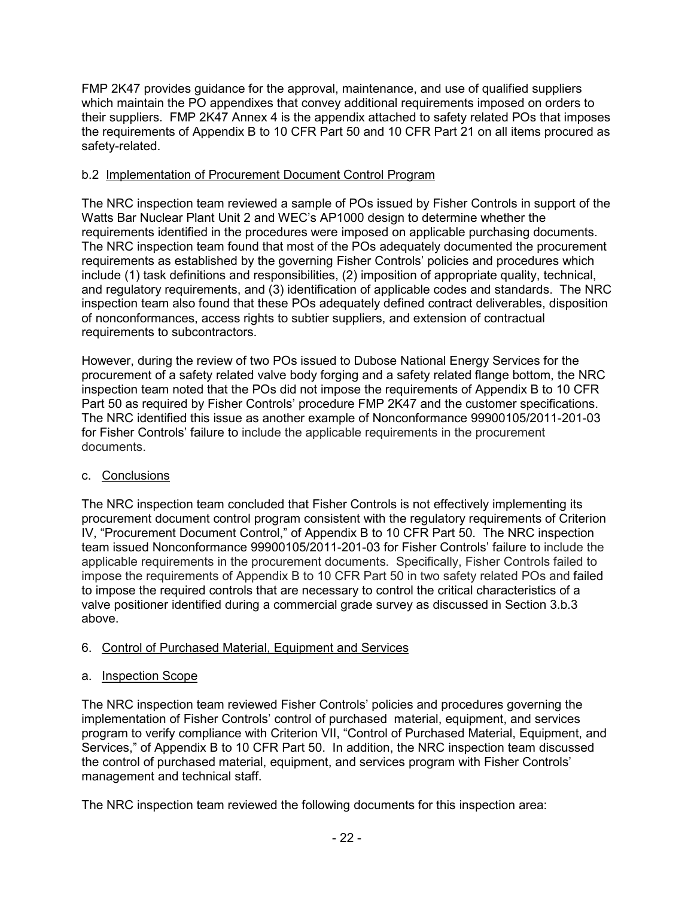FMP 2K47 provides guidance for the approval, maintenance, and use of qualified suppliers which maintain the PO appendixes that convey additional requirements imposed on orders to their suppliers. FMP 2K47 Annex 4 is the appendix attached to safety related POs that imposes the requirements of Appendix B to 10 CFR Part 50 and 10 CFR Part 21 on all items procured as safety-related.

b.2 Implementation of Procurement Document Control Program

The NRC inspection team reviewed a sample of POs issued by Fisher Controls in support of the Watts Bar Nuclear Plant Unit 2 and WEC's AP1000 design to determine whether the requirements identified in the procedures were imposed on applicable purchasing documents. The NRC inspection team found that most of the POs adequately documented the procurement requirements as established by the governing Fisher Controls' policies and procedures which include (1) task definitions and responsibilities, (2) imposition of appropriate quality, technical, and regulatory requirements, and (3) identification of applicable codes and standards. The NRC inspection team also found that these POs adequately defined contract deliverables, disposition of nonconformances, access rights to subtier suppliers, and extension of contractual requirements to subcontractors.

However, during the review of two POs issued to Dubose National Energy Services for the procurement of a safety related valve body forging and a safety related flange bottom, the NRC inspection team noted that the POs did not impose the requirements of Appendix B to 10 CFR Part 50 as required by Fisher Controls' procedure FMP 2K47 and the customer specifications. The NRC identified this issue as another example of Nonconformance 99900105/2011-201-03 for Fisher Controls' failure to include the applicable requirements in the procurement documents.

c. Conclusions

The NRC inspection team concluded that Fisher Controls is not effectively implementing its procurement document control program consistent with the regulatory requirements of Criterion IV, "Procurement Document Control," of Appendix B to 10 CFR Part 50. The NRC inspection team issued Nonconformance 99900105/2011-201-03 for Fisher Controls' failure to include the applicable requirements in the procurement documents. Specifically, Fisher Controls failed to impose the requirements of Appendix B to 10 CFR Part 50 in two safety related POs and failed to impose the required controls that are necessary to control the critical characteristics of a valve positioner identified during a commercial grade survey as discussed in Section 3.b.3 above.

6. Control of Purchased Material, Equipment and Services

a. Inspection Scope

The NRC inspection team reviewed Fisher Controls' policies and procedures governing the implementation of Fisher Controls' control of purchased material, equipment, and services program to verify compliance with Criterion VII, "Control of Purchased Material, Equipment, and Services," of Appendix B to 10 CFR Part 50. In addition, the NRC inspection team discussed the control of purchased material, equipment, and services program with Fisher Controls' management and technical staff.

The NRC inspection team reviewed the following documents for this inspection area: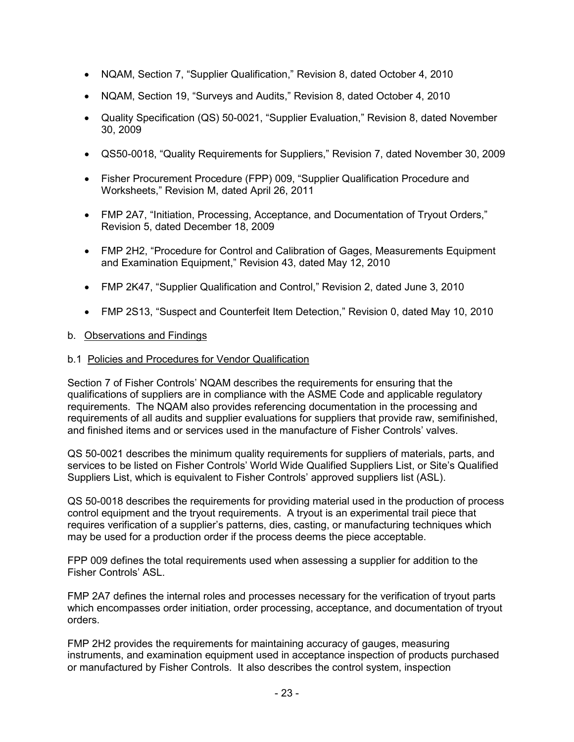- NQAM, Section 7, "Supplier Qualification," Revision 8, dated October 4, 2010
- NQAM, Section 19, "Surveys and Audits," Revision 8, dated October 4, 2010
- Quality Specification (QS) 50-0021, "Supplier Evaluation," Revision 8, dated November 30, 2009
- QS50-0018, "Quality Requirements for Suppliers," Revision 7, dated November 30, 2009
- Fisher Procurement Procedure (FPP) 009, "Supplier Qualification Procedure and Worksheets," Revision M, dated April 26, 2011
- FMP 2A7, "Initiation, Processing, Acceptance, and Documentation of Tryout Orders," Revision 5, dated December 18, 2009
- FMP 2H2, "Procedure for Control and Calibration of Gages, Measurements Equipment and Examination Equipment," Revision 43, dated May 12, 2010
- FMP 2K47, "Supplier Qualification and Control," Revision 2, dated June 3, 2010
- FMP 2S13, "Suspect and Counterfeit Item Detection," Revision 0, dated May 10, 2010

b. Observations and Findings

b.1 Policies and Procedures for Vendor Qualification

Section 7 of Fisher Controls' NQAM describes the requirements for ensuring that the qualifications of suppliers are in compliance with the ASME Code and applicable regulatory requirements. The NQAM also provides referencing documentation in the processing and requirements of all audits and supplier evaluations for suppliers that provide raw, semifinished, and finished items and or services used in the manufacture of Fisher Controls' valves.

QS 50-0021 describes the minimum quality requirements for suppliers of materials, parts, and services to be listed on Fisher Controls' World Wide Qualified Suppliers List, or Site's Qualified Suppliers List, which is equivalent to Fisher Controls' approved suppliers list (ASL).

QS 50-0018 describes the requirements for providing material used in the production of process control equipment and the tryout requirements. A tryout is an experimental trail piece that requires verification of a supplier's patterns, dies, casting, or manufacturing techniques which may be used for a production order if the process deems the piece acceptable.

FPP 009 defines the total requirements used when assessing a supplier for addition to the Fisher Controls' ASL.

FMP 2A7 defines the internal roles and processes necessary for the verification of tryout parts which encompasses order initiation, order processing, acceptance, and documentation of tryout orders.

FMP 2H2 provides the requirements for maintaining accuracy of gauges, measuring instruments, and examination equipment used in acceptance inspection of products purchased or manufactured by Fisher Controls. It also describes the control system, inspection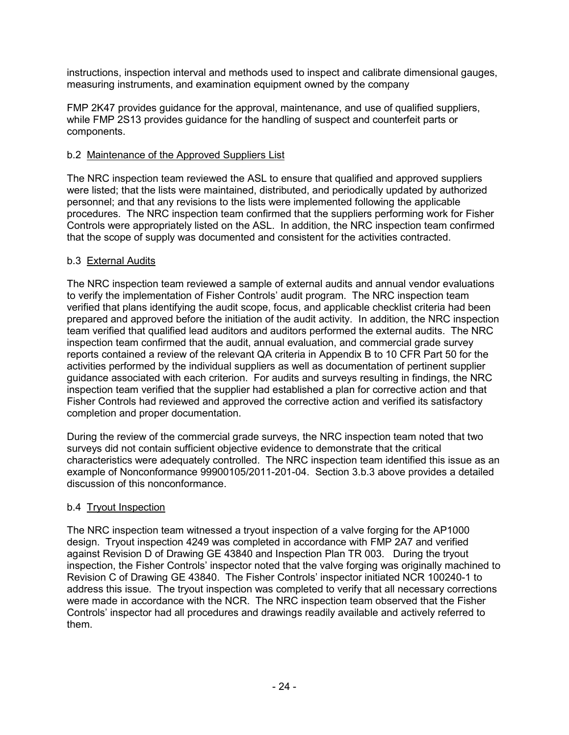instructions, inspection interval and methods used to inspect and calibrate dimensional gauges, measuring instruments, and examination equipment owned by the company

FMP 2K47 provides guidance for the approval, maintenance, and use of qualified suppliers, while FMP 2S13 provides guidance for the handling of suspect and counterfeit parts or components.

b.2 Maintenance of the Approved Suppliers List

The NRC inspection team reviewed the ASL to ensure that qualified and approved suppliers were listed; that the lists were maintained, distributed, and periodically updated by authorized personnel; and that any revisions to the lists were implemented following the applicable procedures. The NRC inspection team confirmed that the suppliers performing work for Fisher Controls were appropriately listed on the ASL. In addition, the NRC inspection team confirmed that the scope of supply was documented and consistent for the activities contracted.

b.3 External Audits

The NRC inspection team reviewed a sample of external audits and annual vendor evaluations to verify the implementation of Fisher Controls' audit program. The NRC inspection team verified that plans identifying the audit scope, focus, and applicable checklist criteria had been prepared and approved before the initiation of the audit activity. In addition, the NRC inspection team verified that qualified lead auditors and auditors performed the external audits. The NRC inspection team confirmed that the audit, annual evaluation, and commercial grade survey reports contained a review of the relevant QA criteria in Appendix B to 10 CFR Part 50 for the activities performed by the individual suppliers as well as documentation of pertinent supplier guidance associated with each criterion. For audits and surveys resulting in findings, the NRC inspection team verified that the supplier had established a plan for corrective action and that Fisher Controls had reviewed and approved the corrective action and verified its satisfactory completion and proper documentation.

During the review of the commercial grade surveys, the NRC inspection team noted that two surveys did not contain sufficient objective evidence to demonstrate that the critical characteristics were adequately controlled. The NRC inspection team identified this issue as an example of Nonconformance 99900105/2011-201-04. Section 3.b.3 above provides a detailed discussion of this nonconformance.

b.4 Tryout Inspection

The NRC inspection team witnessed a tryout inspection of a valve forging for the AP1000 design. Tryout inspection 4249 was completed in accordance with FMP 2A7 and verified against Revision D of Drawing GE 43840 and Inspection Plan TR 003. During the tryout inspection, the Fisher Controls' inspector noted that the valve forging was originally machined to Revision C of Drawing GE 43840. The Fisher Controls' inspector initiated NCR 100240-1 to address this issue. The tryout inspection was completed to verify that all necessary corrections were made in accordance with the NCR. The NRC inspection team observed that the Fisher Controls' inspector had all procedures and drawings readily available and actively referred to them.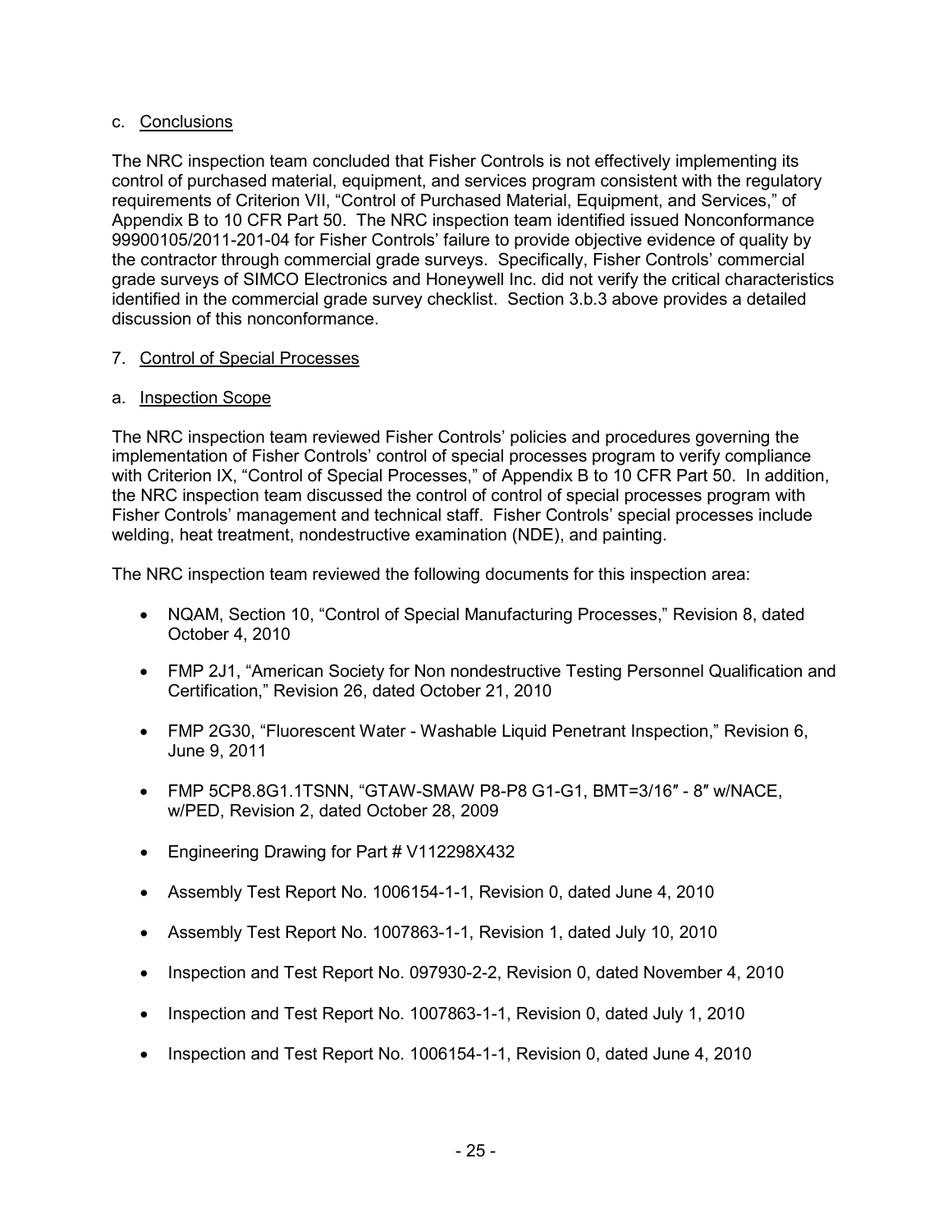c. Conclusions

The NRC inspection team concluded that Fisher Controls is not effectively implementing its control of purchased material, equipment, and services program consistent with the regulatory requirements of Criterion VII, "Control of Purchased Material, Equipment, and Services," of Appendix B to 10 CFR Part 50. The NRC inspection team identified issued Nonconformance 99900105/2011-201-04 for Fisher Controls' failure to provide objective evidence of quality by the contractor through commercial grade surveys. Specifically, Fisher Controls' commercial grade surveys of SIMCO Electronics and Honeywell Inc. did not verify the critical characteristics identified in the commercial grade survey checklist. Section 3.b.3 above provides a detailed discussion of this nonconformance.

7. Control of Special Processes

a. Inspection Scope

The NRC inspection team reviewed Fisher Controls' policies and procedures governing the implementation of Fisher Controls' control of special processes program to verify compliance with Criterion IX, "Control of Special Processes," of Appendix B to 10 CFR Part 50. In addition, the NRC inspection team discussed the control of control of special processes program with Fisher Controls' management and technical staff. Fisher Controls' special processes include welding, heat treatment, nondestructive examination (NDE), and painting.

The NRC inspection team reviewed the following documents for this inspection area:

- NQAM, Section 10, "Control of Special Manufacturing Processes," Revision 8, dated October 4, 2010
- FMP 2J1, "American Society for Non nondestructive Testing Personnel Qualification and Certification," Revision 26, dated October 21, 2010
- FMP 2G30, "Fluorescent Water - Washable Liquid Penetrant Inspection," Revision 6, June 9, 2011
- FMP 5CP8.8G1.1TSNN, "GTAW-SMAW P8-P8 G1-G1, BMT=3/16″ - 8″ w/NACE, w/PED, Revision 2, dated October 28, 2009
- Engineering Drawing for Part # V112298X432
- Assembly Test Report No. 1006154-1-1, Revision 0, dated June 4, 2010
- Assembly Test Report No. 1007863-1-1, Revision 1, dated July 10, 2010
- Inspection and Test Report No. 097930-2-2, Revision 0, dated November 4, 2010
- Inspection and Test Report No. 1007863-1-1, Revision 0, dated July 1, 2010
- Inspection and Test Report No. 1006154-1-1, Revision 0, dated June 4, 2010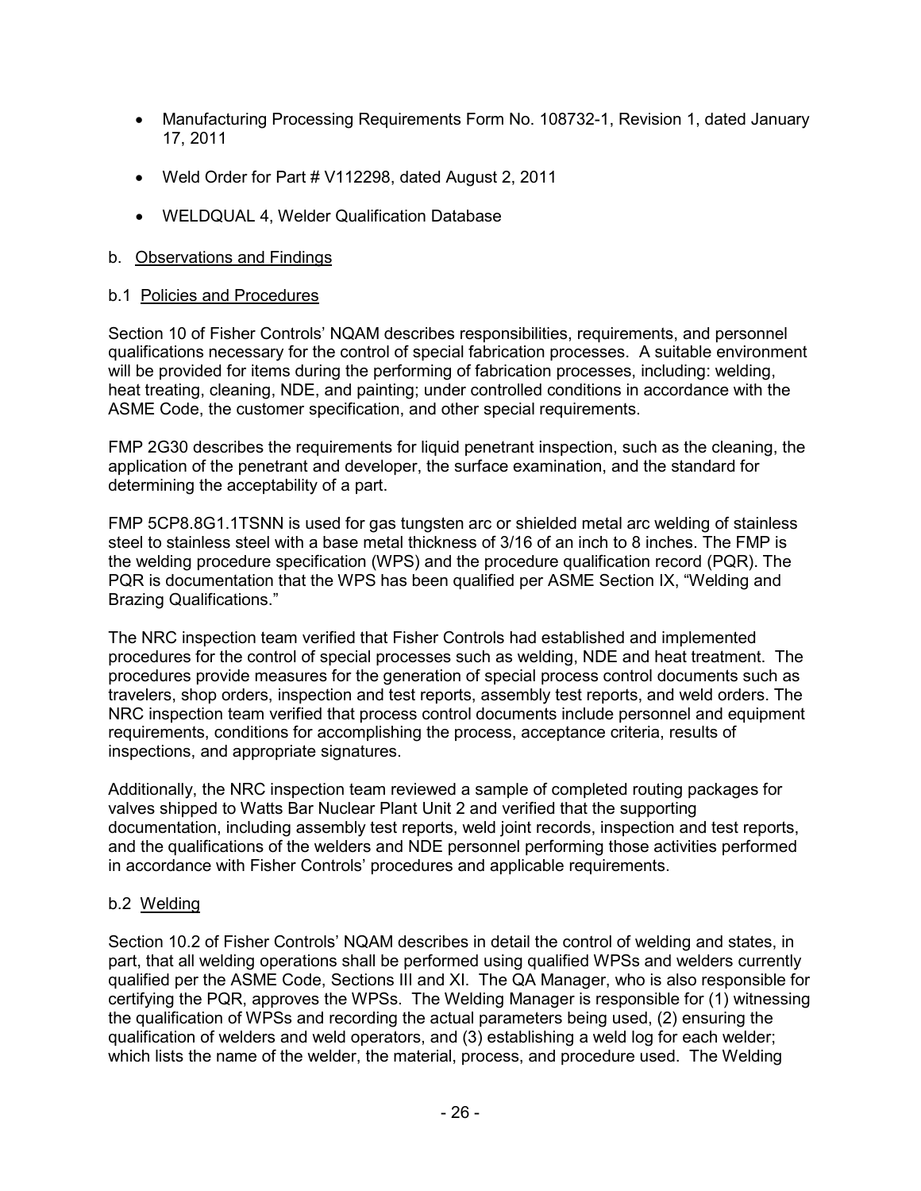- Manufacturing Processing Requirements Form No. 108732-1, Revision 1, dated January 17, 2011
- Weld Order for Part # V112298, dated August 2, 2011
- WELDQUAL 4, Welder Qualification Database

b. Observations and Findings

b.1 Policies and Procedures

Section 10 of Fisher Controls' NQAM describes responsibilities, requirements, and personnel qualifications necessary for the control of special fabrication processes. A suitable environment will be provided for items during the performing of fabrication processes, including: welding, heat treating, cleaning, NDE, and painting; under controlled conditions in accordance with the ASME Code, the customer specification, and other special requirements.

FMP 2G30 describes the requirements for liquid penetrant inspection, such as the cleaning, the application of the penetrant and developer, the surface examination, and the standard for determining the acceptability of a part.

FMP 5CP8.8G1.1TSNN is used for gas tungsten arc or shielded metal arc welding of stainless steel to stainless steel with a base metal thickness of 3/16 of an inch to 8 inches. The FMP is the welding procedure specification (WPS) and the procedure qualification record (PQR). The PQR is documentation that the WPS has been qualified per ASME Section IX, "Welding and Brazing Qualifications."

The NRC inspection team verified that Fisher Controls had established and implemented procedures for the control of special processes such as welding, NDE and heat treatment. The procedures provide measures for the generation of special process control documents such as travelers, shop orders, inspection and test reports, assembly test reports, and weld orders. The NRC inspection team verified that process control documents include personnel and equipment requirements, conditions for accomplishing the process, acceptance criteria, results of inspections, and appropriate signatures.

Additionally, the NRC inspection team reviewed a sample of completed routing packages for valves shipped to Watts Bar Nuclear Plant Unit 2 and verified that the supporting documentation, including assembly test reports, weld joint records, inspection and test reports, and the qualifications of the welders and NDE personnel performing those activities performed in accordance with Fisher Controls' procedures and applicable requirements.

b.2 Welding

Section 10.2 of Fisher Controls' NQAM describes in detail the control of welding and states, in part, that all welding operations shall be performed using qualified WPSs and welders currently qualified per the ASME Code, Sections III and XI. The QA Manager, who is also responsible for certifying the PQR, approves the WPSs. The Welding Manager is responsible for (1) witnessing the qualification of WPSs and recording the actual parameters being used, (2) ensuring the qualification of welders and weld operators, and (3) establishing a weld log for each welder; which lists the name of the welder, the material, process, and procedure used. The Welding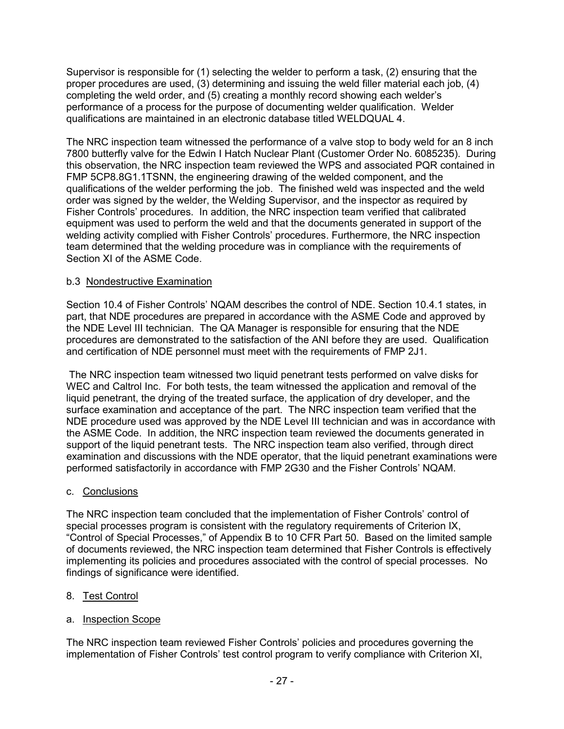Supervisor is responsible for (1) selecting the welder to perform a task, (2) ensuring that the proper procedures are used, (3) determining and issuing the weld filler material each job, (4) completing the weld order, and (5) creating a monthly record showing each welder's performance of a process for the purpose of documenting welder qualification. Welder qualifications are maintained in an electronic database titled WELDQUAL 4.

The NRC inspection team witnessed the performance of a valve stop to body weld for an 8 inch 7800 butterfly valve for the Edwin I Hatch Nuclear Plant (Customer Order No. 6085235). During this observation, the NRC inspection team reviewed the WPS and associated PQR contained in FMP 5CP8.8G1.1TSNN, the engineering drawing of the welded component, and the qualifications of the welder performing the job. The finished weld was inspected and the weld order was signed by the welder, the Welding Supervisor, and the inspector as required by Fisher Controls' procedures. In addition, the NRC inspection team verified that calibrated equipment was used to perform the weld and that the documents generated in support of the welding activity complied with Fisher Controls' procedures. Furthermore, the NRC inspection team determined that the welding procedure was in compliance with the requirements of Section XI of the ASME Code.

b.3 Nondestructive Examination

Section 10.4 of Fisher Controls' NQAM describes the control of NDE. Section 10.4.1 states, in part, that NDE procedures are prepared in accordance with the ASME Code and approved by the NDE Level III technician. The QA Manager is responsible for ensuring that the NDE procedures are demonstrated to the satisfaction of the ANI before they are used. Qualification and certification of NDE personnel must meet with the requirements of FMP 2J1.

The NRC inspection team witnessed two liquid penetrant tests performed on valve disks for WEC and Caltrol Inc. For both tests, the team witnessed the application and removal of the liquid penetrant, the drying of the treated surface, the application of dry developer, and the surface examination and acceptance of the part. The NRC inspection team verified that the NDE procedure used was approved by the NDE Level III technician and was in accordance with the ASME Code. In addition, the NRC inspection team reviewed the documents generated in support of the liquid penetrant tests. The NRC inspection team also verified, through direct examination and discussions with the NDE operator, that the liquid penetrant examinations were performed satisfactorily in accordance with FMP 2G30 and the Fisher Controls' NQAM.

c. Conclusions

The NRC inspection team concluded that the implementation of Fisher Controls' control of special processes program is consistent with the regulatory requirements of Criterion IX, "Control of Special Processes," of Appendix B to 10 CFR Part 50. Based on the limited sample of documents reviewed, the NRC inspection team determined that Fisher Controls is effectively implementing its policies and procedures associated with the control of special processes. No findings of significance were identified.

8. Test Control

a. Inspection Scope

The NRC inspection team reviewed Fisher Controls' policies and procedures governing the implementation of Fisher Controls' test control program to verify compliance with Criterion XI,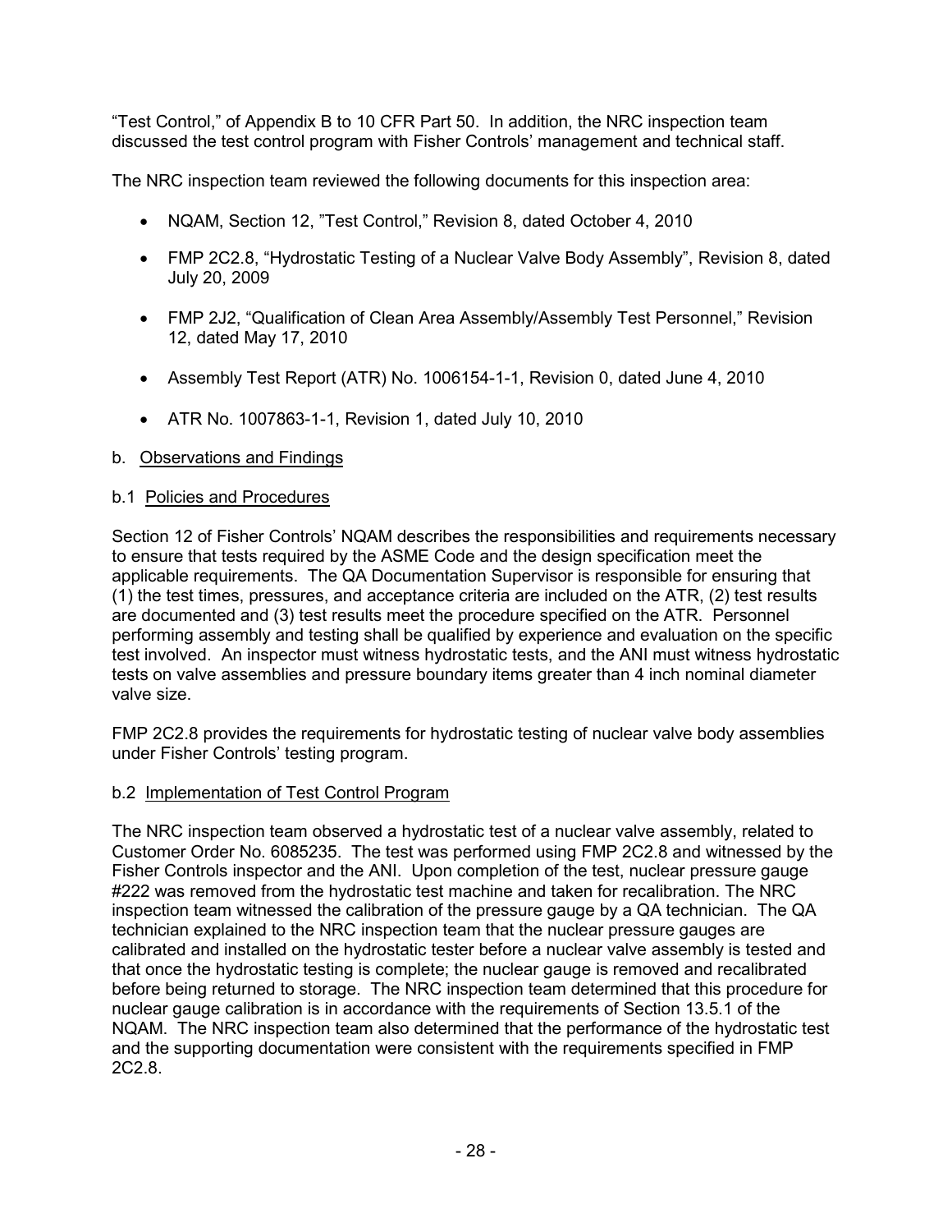"Test Control," of Appendix B to 10 CFR Part 50. In addition, the NRC inspection team discussed the test control program with Fisher Controls' management and technical staff.

The NRC inspection team reviewed the following documents for this inspection area:

- NQAM, Section 12, "Test Control," Revision 8, dated October 4, 2010
- FMP 2C2.8, "Hydrostatic Testing of a Nuclear Valve Body Assembly", Revision 8, dated July 20, 2009
- FMP 2J2, "Qualification of Clean Area Assembly/Assembly Test Personnel," Revision 12, dated May 17, 2010
- Assembly Test Report (ATR) No. 1006154-1-1, Revision 0, dated June 4, 2010
- ATR No. 1007863-1-1, Revision 1, dated July 10, 2010

b. Observations and Findings

b.1 Policies and Procedures

Section 12 of Fisher Controls' NQAM describes the responsibilities and requirements necessary to ensure that tests required by the ASME Code and the design specification meet the applicable requirements. The QA Documentation Supervisor is responsible for ensuring that (1) the test times, pressures, and acceptance criteria are included on the ATR, (2) test results are documented and (3) test results meet the procedure specified on the ATR. Personnel performing assembly and testing shall be qualified by experience and evaluation on the specific test involved. An inspector must witness hydrostatic tests, and the ANI must witness hydrostatic tests on valve assemblies and pressure boundary items greater than 4 inch nominal diameter valve size.

FMP 2C2.8 provides the requirements for hydrostatic testing of nuclear valve body assemblies under Fisher Controls' testing program.

b.2 Implementation of Test Control Program

The NRC inspection team observed a hydrostatic test of a nuclear valve assembly, related to Customer Order No. 6085235. The test was performed using FMP 2C2.8 and witnessed by the Fisher Controls inspector and the ANI. Upon completion of the test, nuclear pressure gauge #222 was removed from the hydrostatic test machine and taken for recalibration. The NRC inspection team witnessed the calibration of the pressure gauge by a QA technician. The QA technician explained to the NRC inspection team that the nuclear pressure gauges are calibrated and installed on the hydrostatic tester before a nuclear valve assembly is tested and that once the hydrostatic testing is complete; the nuclear gauge is removed and recalibrated before being returned to storage. The NRC inspection team determined that this procedure for nuclear gauge calibration is in accordance with the requirements of Section 13.5.1 of the NQAM. The NRC inspection team also determined that the performance of the hydrostatic test and the supporting documentation were consistent with the requirements specified in FMP 2C2.8.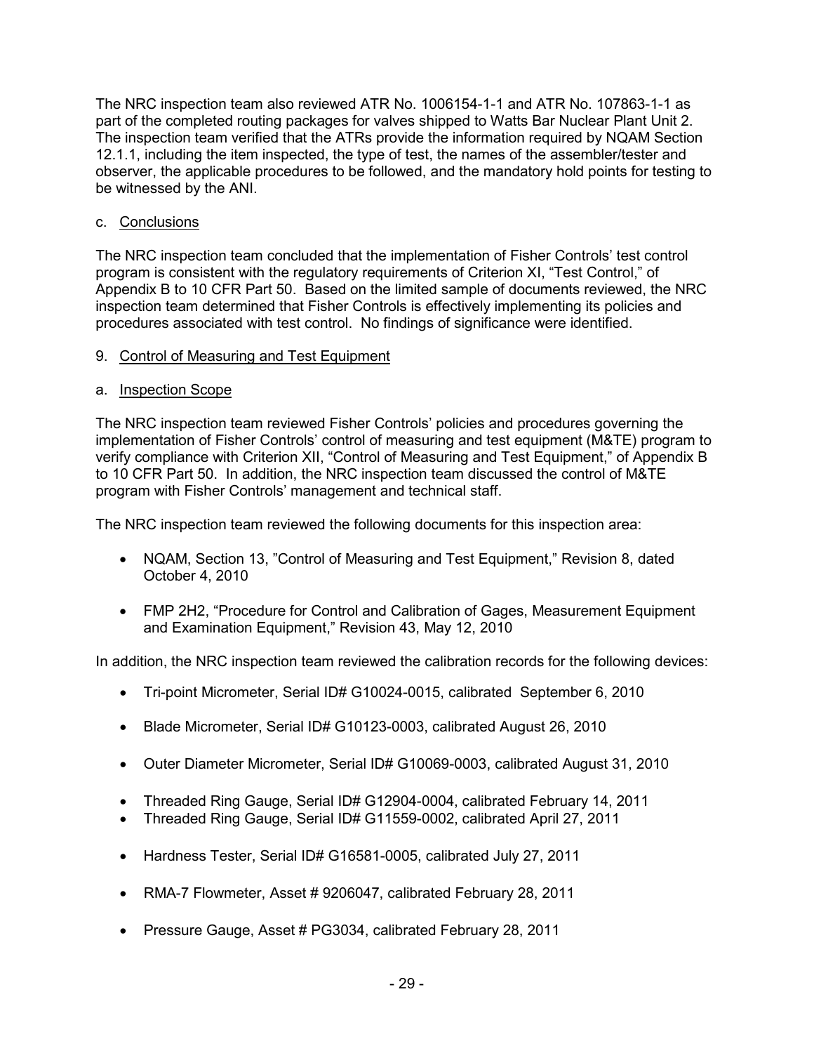The NRC inspection team also reviewed ATR No. 1006154-1-1 and ATR No. 107863-1-1 as part of the completed routing packages for valves shipped to Watts Bar Nuclear Plant Unit 2. The inspection team verified that the ATRs provide the information required by NQAM Section 12.1.1, including the item inspected, the type of test, the names of the assembler/tester and observer, the applicable procedures to be followed, and the mandatory hold points for testing to be witnessed by the ANI.

c. Conclusions

The NRC inspection team concluded that the implementation of Fisher Controls' test control program is consistent with the regulatory requirements of Criterion XI, "Test Control," of Appendix B to 10 CFR Part 50. Based on the limited sample of documents reviewed, the NRC inspection team determined that Fisher Controls is effectively implementing its policies and procedures associated with test control. No findings of significance were identified.

9. Control of Measuring and Test Equipment

a. Inspection Scope

The NRC inspection team reviewed Fisher Controls' policies and procedures governing the implementation of Fisher Controls' control of measuring and test equipment (M&TE) program to verify compliance with Criterion XII, "Control of Measuring and Test Equipment," of Appendix B to 10 CFR Part 50. In addition, the NRC inspection team discussed the control of M&TE program with Fisher Controls' management and technical staff.

The NRC inspection team reviewed the following documents for this inspection area:

- NQAM, Section 13, "Control of Measuring and Test Equipment," Revision 8, dated October 4, 2010
- FMP 2H2, "Procedure for Control and Calibration of Gages, Measurement Equipment and Examination Equipment," Revision 43, May 12, 2010

In addition, the NRC inspection team reviewed the calibration records for the following devices:

- Tri-point Micrometer, Serial ID# G10024-0015, calibrated September 6, 2010
- Blade Micrometer, Serial ID# G10123-0003, calibrated August 26, 2010
- Outer Diameter Micrometer, Serial ID# G10069-0003, calibrated August 31, 2010
- Threaded Ring Gauge, Serial ID# G12904-0004, calibrated February 14, 2011
- Threaded Ring Gauge, Serial ID# G11559-0002, calibrated April 27, 2011
- Hardness Tester, Serial ID# G16581-0005, calibrated July 27, 2011
- RMA-7 Flowmeter, Asset # 9206047, calibrated February 28, 2011
- Pressure Gauge, Asset # PG3034, calibrated February 28, 2011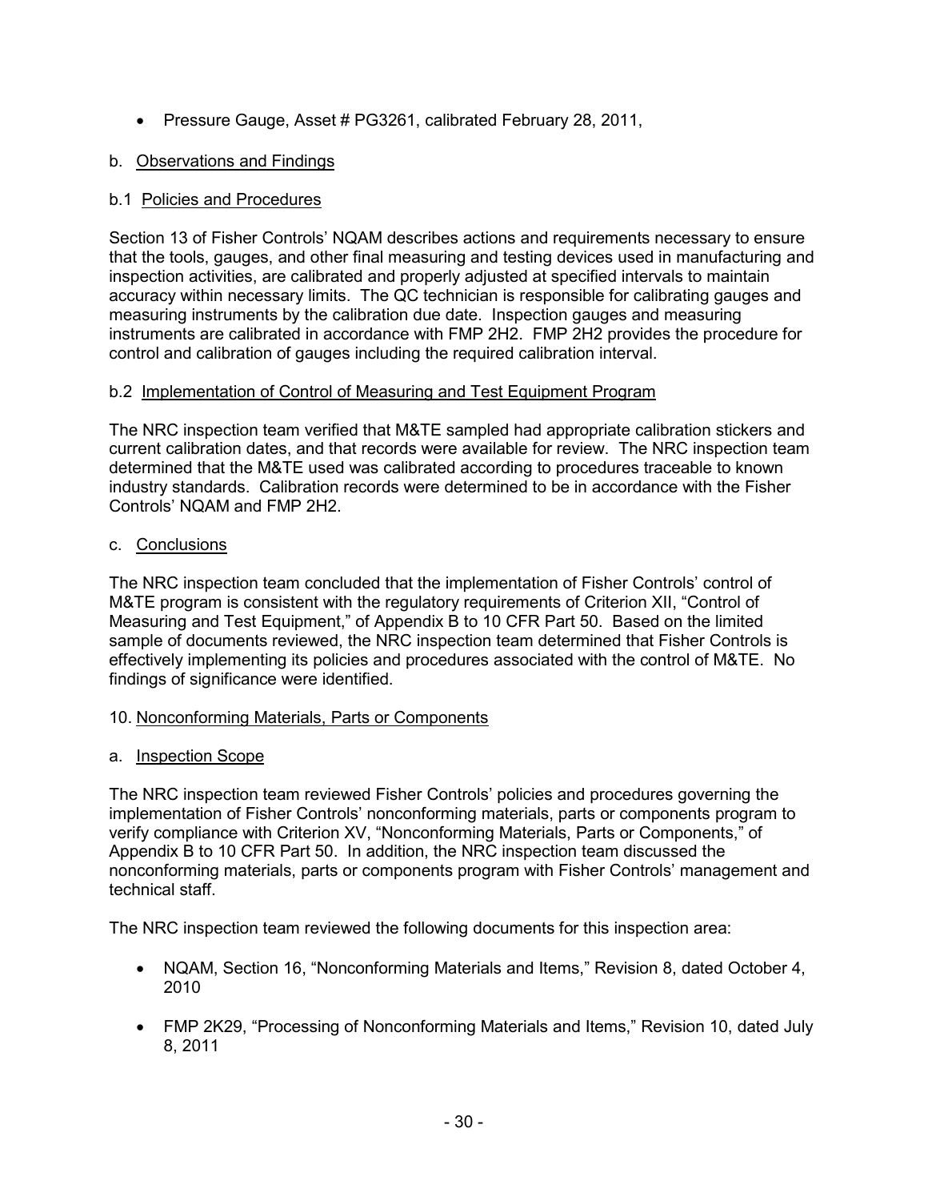- Pressure Gauge, Asset # PG3261, calibrated February 28, 2011,

b. Observations and Findings

b.1 Policies and Procedures

Section 13 of Fisher Controls' NQAM describes actions and requirements necessary to ensure that the tools, gauges, and other final measuring and testing devices used in manufacturing and inspection activities, are calibrated and properly adjusted at specified intervals to maintain accuracy within necessary limits. The QC technician is responsible for calibrating gauges and measuring instruments by the calibration due date. Inspection gauges and measuring instruments are calibrated in accordance with FMP 2H2. FMP 2H2 provides the procedure for control and calibration of gauges including the required calibration interval.

b.2 Implementation of Control of Measuring and Test Equipment Program

The NRC inspection team verified that M&TE sampled had appropriate calibration stickers and current calibration dates, and that records were available for review. The NRC inspection team determined that the M&TE used was calibrated according to procedures traceable to known industry standards. Calibration records were determined to be in accordance with the Fisher Controls' NQAM and FMP 2H2.

c. Conclusions

The NRC inspection team concluded that the implementation of Fisher Controls' control of M&TE program is consistent with the regulatory requirements of Criterion XII, "Control of Measuring and Test Equipment," of Appendix B to 10 CFR Part 50. Based on the limited sample of documents reviewed, the NRC inspection team determined that Fisher Controls is effectively implementing its policies and procedures associated with the control of M&TE. No findings of significance were identified.

10. Nonconforming Materials, Parts or Components

a. Inspection Scope

The NRC inspection team reviewed Fisher Controls' policies and procedures governing the implementation of Fisher Controls' nonconforming materials, parts or components program to verify compliance with Criterion XV, "Nonconforming Materials, Parts or Components," of Appendix B to 10 CFR Part 50. In addition, the NRC inspection team discussed the nonconforming materials, parts or components program with Fisher Controls' management and technical staff.

The NRC inspection team reviewed the following documents for this inspection area:

- NQAM, Section 16, "Nonconforming Materials and Items," Revision 8, dated October 4, 2010
- FMP 2K29, "Processing of Nonconforming Materials and Items," Revision 10, dated July 8, 2011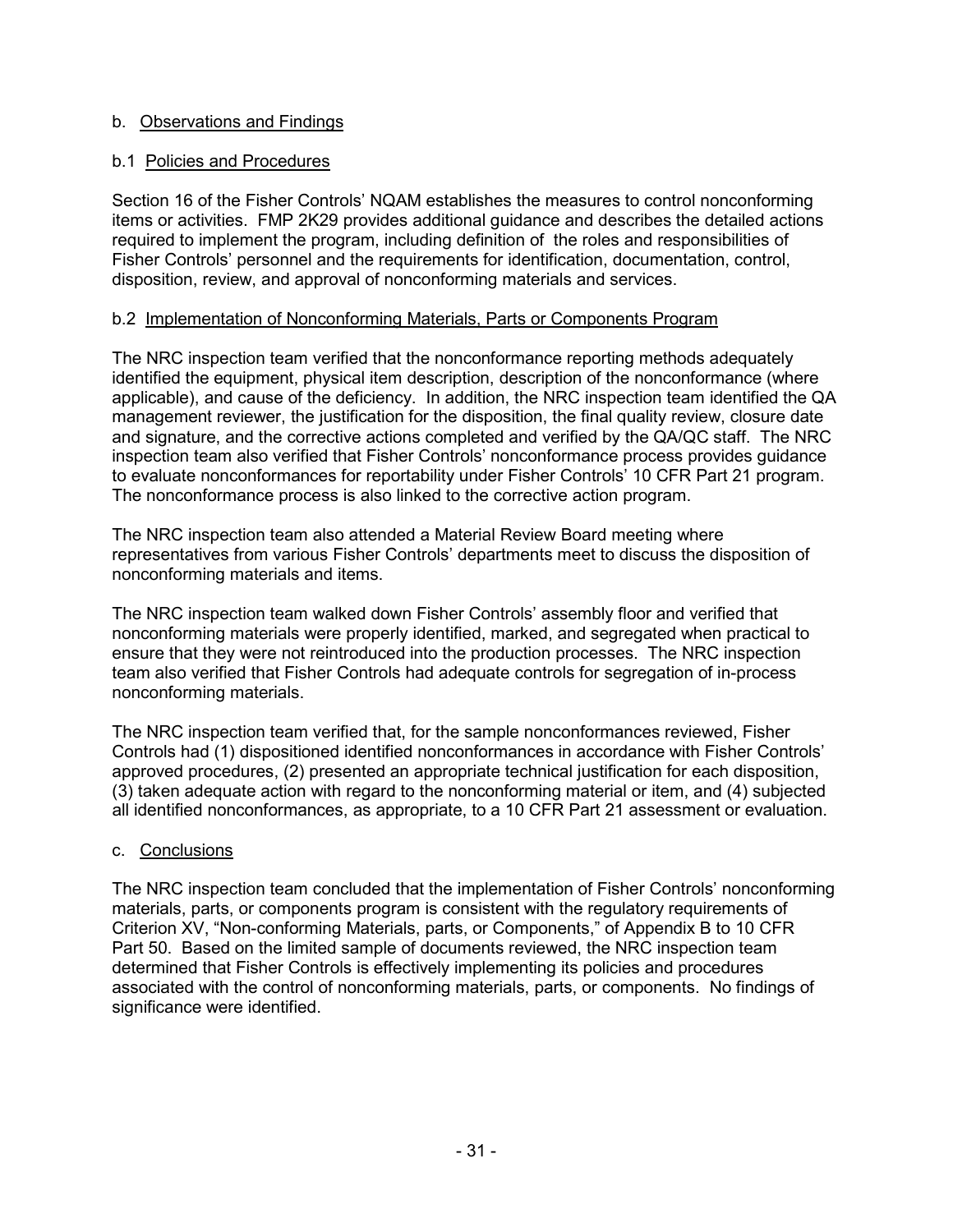b. Observations and Findings

b.1 Policies and Procedures

Section 16 of the Fisher Controls' NQAM establishes the measures to control nonconforming items or activities. FMP 2K29 provides additional guidance and describes the detailed actions required to implement the program, including definition of the roles and responsibilities of Fisher Controls' personnel and the requirements for identification, documentation, control, disposition, review, and approval of nonconforming materials and services.

b.2 Implementation of Nonconforming Materials, Parts or Components Program

The NRC inspection team verified that the nonconformance reporting methods adequately identified the equipment, physical item description, description of the nonconformance (where applicable), and cause of the deficiency. In addition, the NRC inspection team identified the QA management reviewer, the justification for the disposition, the final quality review, closure date and signature, and the corrective actions completed and verified by the QA/QC staff. The NRC inspection team also verified that Fisher Controls' nonconformance process provides guidance to evaluate nonconformances for reportability under Fisher Controls' 10 CFR Part 21 program. The nonconformance process is also linked to the corrective action program.

The NRC inspection team also attended a Material Review Board meeting where representatives from various Fisher Controls' departments meet to discuss the disposition of nonconforming materials and items.

The NRC inspection team walked down Fisher Controls' assembly floor and verified that nonconforming materials were properly identified, marked, and segregated when practical to ensure that they were not reintroduced into the production processes. The NRC inspection team also verified that Fisher Controls had adequate controls for segregation of in-process nonconforming materials.

The NRC inspection team verified that, for the sample nonconformances reviewed, Fisher Controls had (1) dispositioned identified nonconformances in accordance with Fisher Controls' approved procedures, (2) presented an appropriate technical justification for each disposition, (3) taken adequate action with regard to the nonconforming material or item, and (4) subjected all identified nonconformances, as appropriate, to a 10 CFR Part 21 assessment or evaluation.

c. Conclusions

The NRC inspection team concluded that the implementation of Fisher Controls' nonconforming materials, parts, or components program is consistent with the regulatory requirements of Criterion XV, "Non-conforming Materials, parts, or Components," of Appendix B to 10 CFR Part 50. Based on the limited sample of documents reviewed, the NRC inspection team determined that Fisher Controls is effectively implementing its policies and procedures associated with the control of nonconforming materials, parts, or components. No findings of significance were identified.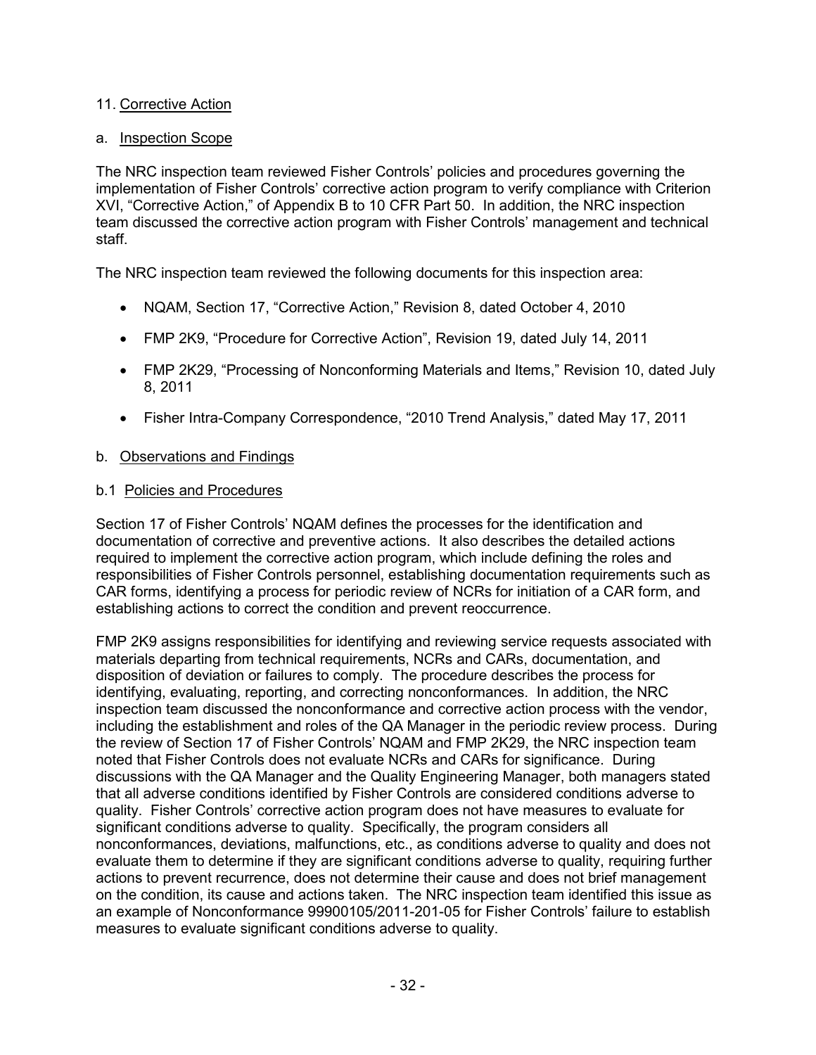## 11. Corrective Action

### a. Inspection Scope

The NRC inspection team reviewed Fisher Controls' policies and procedures governing the implementation of Fisher Controls' corrective action program to verify compliance with Criterion XVI, "Corrective Action," of Appendix B to 10 CFR Part 50. In addition, the NRC inspection team discussed the corrective action program with Fisher Controls' management and technical staff.

The NRC inspection team reviewed the following documents for this inspection area:

- NQAM, Section 17, "Corrective Action," Revision 8, dated October 4, 2010
- FMP 2K9, "Procedure for Corrective Action", Revision 19, dated July 14, 2011
- FMP 2K29, "Processing of Nonconforming Materials and Items," Revision 10, dated July 8, 2011
- Fisher Intra-Company Correspondence, "2010 Trend Analysis," dated May 17, 2011

### b. Observations and Findings

#### b.1 Policies and Procedures

Section 17 of Fisher Controls' NQAM defines the processes for the identification and documentation of corrective and preventive actions. It also describes the detailed actions required to implement the corrective action program, which include defining the roles and responsibilities of Fisher Controls personnel, establishing documentation requirements such as CAR forms, identifying a process for periodic review of NCRs for initiation of a CAR form, and establishing actions to correct the condition and prevent reoccurrence.

FMP 2K9 assigns responsibilities for identifying and reviewing service requests associated with materials departing from technical requirements, NCRs and CARs, documentation, and disposition of deviation or failures to comply. The procedure describes the process for identifying, evaluating, reporting, and correcting nonconformances. In addition, the NRC inspection team discussed the nonconformance and corrective action process with the vendor, including the establishment and roles of the QA Manager in the periodic review process. During the review of Section 17 of Fisher Controls' NQAM and FMP 2K29, the NRC inspection team noted that Fisher Controls does not evaluate NCRs and CARs for significance. During discussions with the QA Manager and the Quality Engineering Manager, both managers stated that all adverse conditions identified by Fisher Controls are considered conditions adverse to quality. Fisher Controls' corrective action program does not have measures to evaluate for significant conditions adverse to quality. Specifically, the program considers all nonconformances, deviations, malfunctions, etc., as conditions adverse to quality and does not evaluate them to determine if they are significant conditions adverse to quality, requiring further actions to prevent recurrence, does not determine their cause and does not brief management on the condition, its cause and actions taken. The NRC inspection team identified this issue as an example of Nonconformance 99900105/2011-201-05 for Fisher Controls' failure to establish measures to evaluate significant conditions adverse to quality.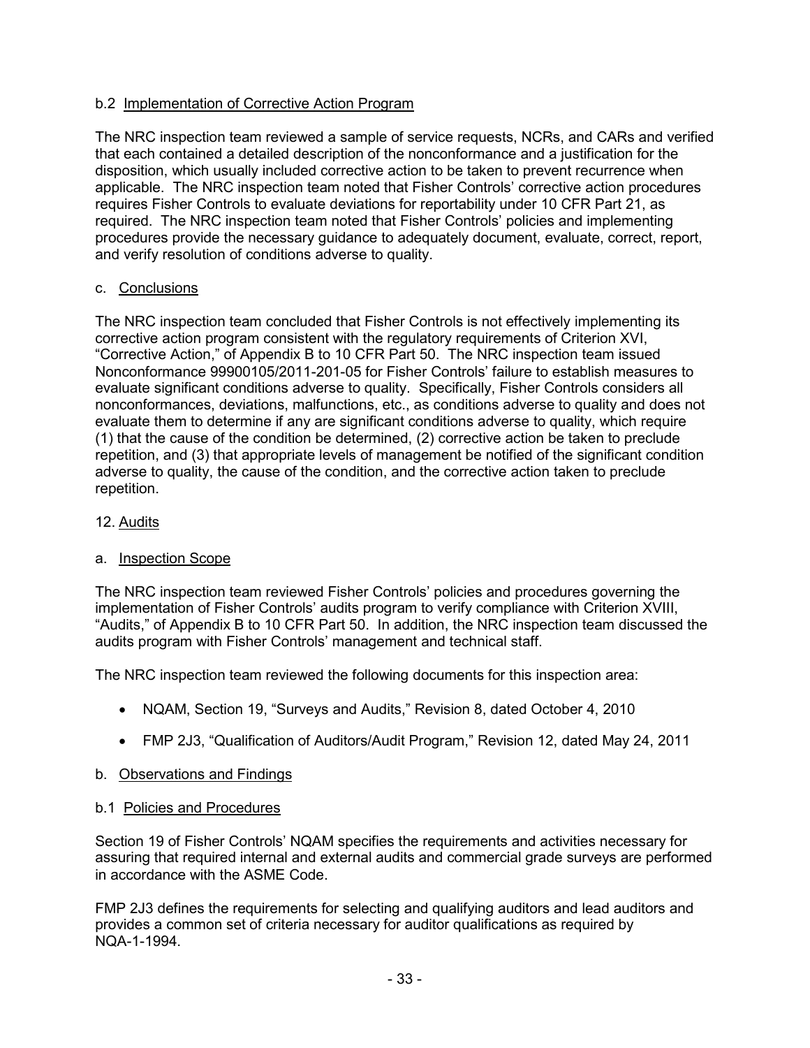b.2 Implementation of Corrective Action Program

The NRC inspection team reviewed a sample of service requests, NCRs, and CARs and verified that each contained a detailed description of the nonconformance and a justification for the disposition, which usually included corrective action to be taken to prevent recurrence when applicable. The NRC inspection team noted that Fisher Controls' corrective action procedures requires Fisher Controls to evaluate deviations for reportability under 10 CFR Part 21, as required. The NRC inspection team noted that Fisher Controls' policies and implementing procedures provide the necessary guidance to adequately document, evaluate, correct, report, and verify resolution of conditions adverse to quality.

c. Conclusions

The NRC inspection team concluded that Fisher Controls is not effectively implementing its corrective action program consistent with the regulatory requirements of Criterion XVI, "Corrective Action," of Appendix B to 10 CFR Part 50. The NRC inspection team issued Nonconformance 99900105/2011-201-05 for Fisher Controls' failure to establish measures to evaluate significant conditions adverse to quality. Specifically, Fisher Controls considers all nonconformances, deviations, malfunctions, etc., as conditions adverse to quality and does not evaluate them to determine if any are significant conditions adverse to quality, which require (1) that the cause of the condition be determined, (2) corrective action be taken to preclude repetition, and (3) that appropriate levels of management be notified of the significant condition adverse to quality, the cause of the condition, and the corrective action taken to preclude repetition.

12. Audits

a. Inspection Scope

The NRC inspection team reviewed Fisher Controls' policies and procedures governing the implementation of Fisher Controls' audits program to verify compliance with Criterion XVIII, "Audits," of Appendix B to 10 CFR Part 50. In addition, the NRC inspection team discussed the audits program with Fisher Controls' management and technical staff.

The NRC inspection team reviewed the following documents for this inspection area:

- NQAM, Section 19, "Surveys and Audits," Revision 8, dated October 4, 2010
- FMP 2J3, "Qualification of Auditors/Audit Program," Revision 12, dated May 24, 2011

b. Observations and Findings

b.1 Policies and Procedures

Section 19 of Fisher Controls' NQAM specifies the requirements and activities necessary for assuring that required internal and external audits and commercial grade surveys are performed in accordance with the ASME Code.

FMP 2J3 defines the requirements for selecting and qualifying auditors and lead auditors and provides a common set of criteria necessary for auditor qualifications as required by NQA-1-1994.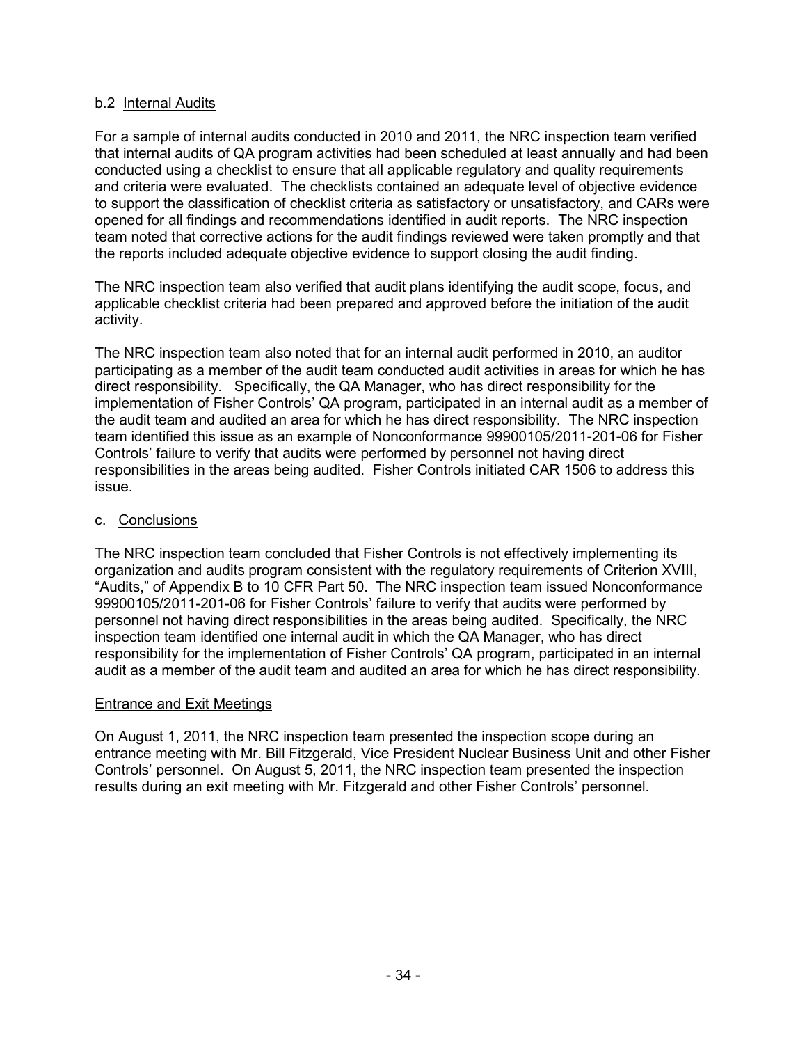b.2 Internal Audits

For a sample of internal audits conducted in 2010 and 2011, the NRC inspection team verified that internal audits of QA program activities had been scheduled at least annually and had been conducted using a checklist to ensure that all applicable regulatory and quality requirements and criteria were evaluated. The checklists contained an adequate level of objective evidence to support the classification of checklist criteria as satisfactory or unsatisfactory, and CARs were opened for all findings and recommendations identified in audit reports. The NRC inspection team noted that corrective actions for the audit findings reviewed were taken promptly and that the reports included adequate objective evidence to support closing the audit finding.

The NRC inspection team also verified that audit plans identifying the audit scope, focus, and applicable checklist criteria had been prepared and approved before the initiation of the audit activity.

The NRC inspection team also noted that for an internal audit performed in 2010, an auditor participating as a member of the audit team conducted audit activities in areas for which he has direct responsibility. Specifically, the QA Manager, who has direct responsibility for the implementation of Fisher Controls' QA program, participated in an internal audit as a member of the audit team and audited an area for which he has direct responsibility. The NRC inspection team identified this issue as an example of Nonconformance 99900105/2011-201-06 for Fisher Controls' failure to verify that audits were performed by personnel not having direct responsibilities in the areas being audited. Fisher Controls initiated CAR 1506 to address this issue.

c. Conclusions

The NRC inspection team concluded that Fisher Controls is not effectively implementing its organization and audits program consistent with the regulatory requirements of Criterion XVIII, "Audits," of Appendix B to 10 CFR Part 50. The NRC inspection team issued Nonconformance 99900105/2011-201-06 for Fisher Controls' failure to verify that audits were performed by personnel not having direct responsibilities in the areas being audited. Specifically, the NRC inspection team identified one internal audit in which the QA Manager, who has direct responsibility for the implementation of Fisher Controls' QA program, participated in an internal audit as a member of the audit team and audited an area for which he has direct responsibility.

Entrance and Exit Meetings

On August 1, 2011, the NRC inspection team presented the inspection scope during an entrance meeting with Mr. Bill Fitzgerald, Vice President Nuclear Business Unit and other Fisher Controls' personnel. On August 5, 2011, the NRC inspection team presented the inspection results during an exit meeting with Mr. Fitzgerald and other Fisher Controls' personnel.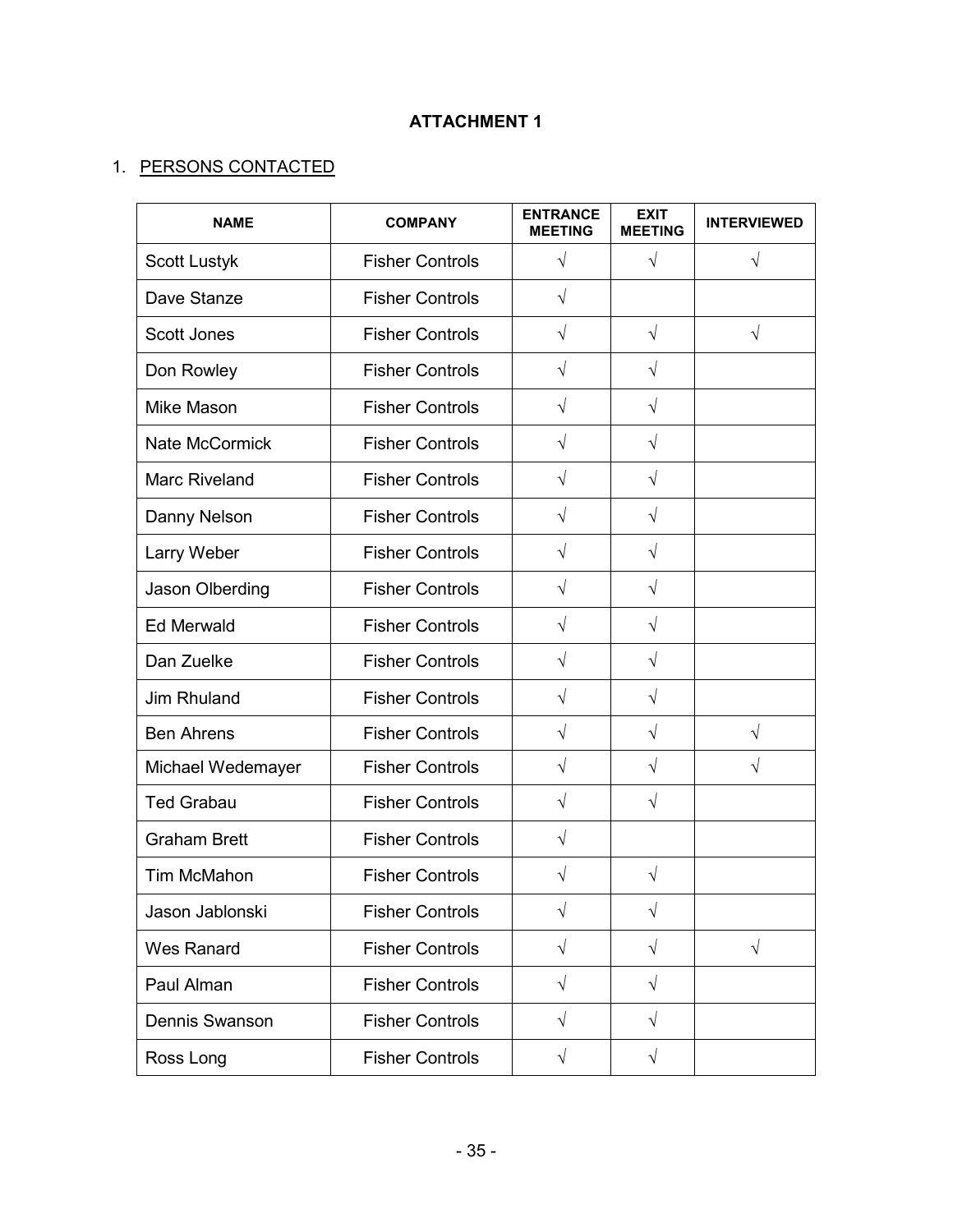# ATTACHMENT 1

1. <u>PERSONS CONTACTED</u>

| NAME | COMPANY | ENTRANCE MEETING | EXIT MEETING | INTERVIEWED |
|---|---|---|---|---|
| Scott Lustyk | Fisher Controls | √ | √ | √ |
| Dave Stanze | Fisher Controls | √ | | |
| Scott Jones | Fisher Controls | √ | √ | √ |
| Don Rowley | Fisher Controls | √ | √ | |
| Mike Mason | Fisher Controls | √ | √ | |
| Nate McCormick | Fisher Controls | √ | √ | |
| Marc Riveland | Fisher Controls | √ | √ | |
| Danny Nelson | Fisher Controls | √ | √ | |
| Larry Weber | Fisher Controls | √ | √ | |
| Jason Olberding | Fisher Controls | √ | √ | |
| Ed Merwald | Fisher Controls | √ | √ | |
| Dan Zuelke | Fisher Controls | √ | √ | |
| Jim Rhuland | Fisher Controls | √ | √ | |
| Ben Ahrens | Fisher Controls | √ | √ | √ |
| Michael Wedemayer | Fisher Controls | √ | √ | √ |
| Ted Grabau | Fisher Controls | √ | √ | |
| Graham Brett | Fisher Controls | √ | | |
| Tim McMahon | Fisher Controls | √ | √ | |
| Jason Jablonski | Fisher Controls | √ | √ | |
| Wes Ranard | Fisher Controls | √ | √ | √ |
| Paul Alman | Fisher Controls | √ | √ | |
| Dennis Swanson | Fisher Controls | √ | √ | |
| Ross Long | Fisher Controls | √ | √ | |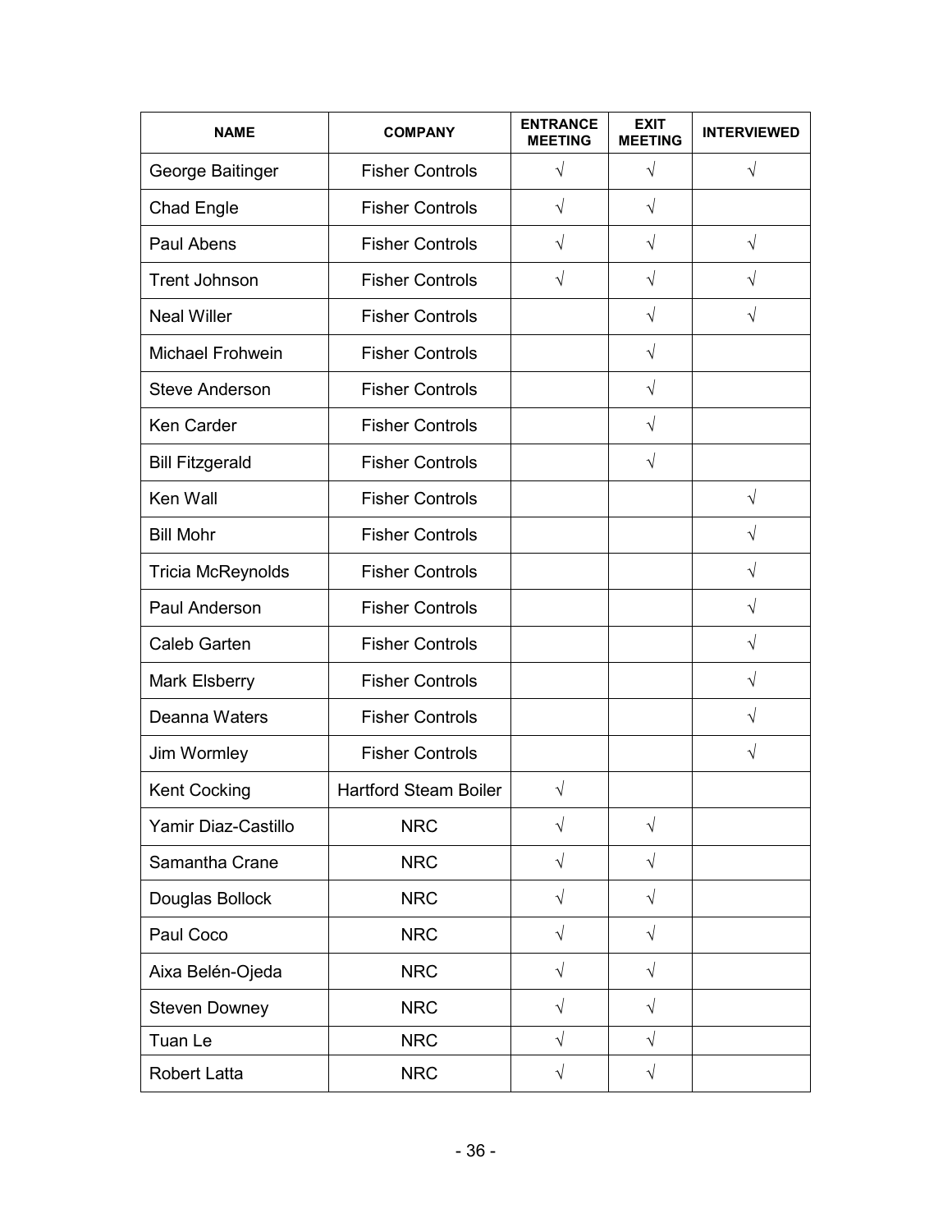| NAME | COMPANY | ENTRANCE MEETING | EXIT MEETING | INTERVIEWED |
|---|---|---|---|---|
| George Baitinger | Fisher Controls | √ | √ | √ |
| Chad Engle | Fisher Controls | √ | √ | |
| Paul Abens | Fisher Controls | √ | √ | √ |
| Trent Johnson | Fisher Controls | √ | √ | √ |
| Neal Willer | Fisher Controls | | √ | √ |
| Michael Frohwein | Fisher Controls | | √ | |
| Steve Anderson | Fisher Controls | | √ | |
| Ken Carder | Fisher Controls | | √ | |
| Bill Fitzgerald | Fisher Controls | | √ | |
| Ken Wall | Fisher Controls | | | √ |
| Bill Mohr | Fisher Controls | | | √ |
| Tricia McReynolds | Fisher Controls | | | √ |
| Paul Anderson | Fisher Controls | | | √ |
| Caleb Garten | Fisher Controls | | | √ |
| Mark Elsberry | Fisher Controls | | | √ |
| Deanna Waters | Fisher Controls | | | √ |
| Jim Wormley | Fisher Controls | | | √ |
| Kent Cocking | Hartford Steam Boiler | √ | | |
| Yamir Diaz-Castillo | NRC | √ | √ | |
| Samantha Crane | NRC | √ | √ | |
| Douglas Bollock | NRC | √ | √ | |
| Paul Coco | NRC | √ | √ | |
| Aixa Belén-Ojeda | NRC | √ | √ | |
| Steven Downey | NRC | √ | √ | |
| Tuan Le | NRC | √ | √ | |
| Robert Latta | NRC | √ | √ | |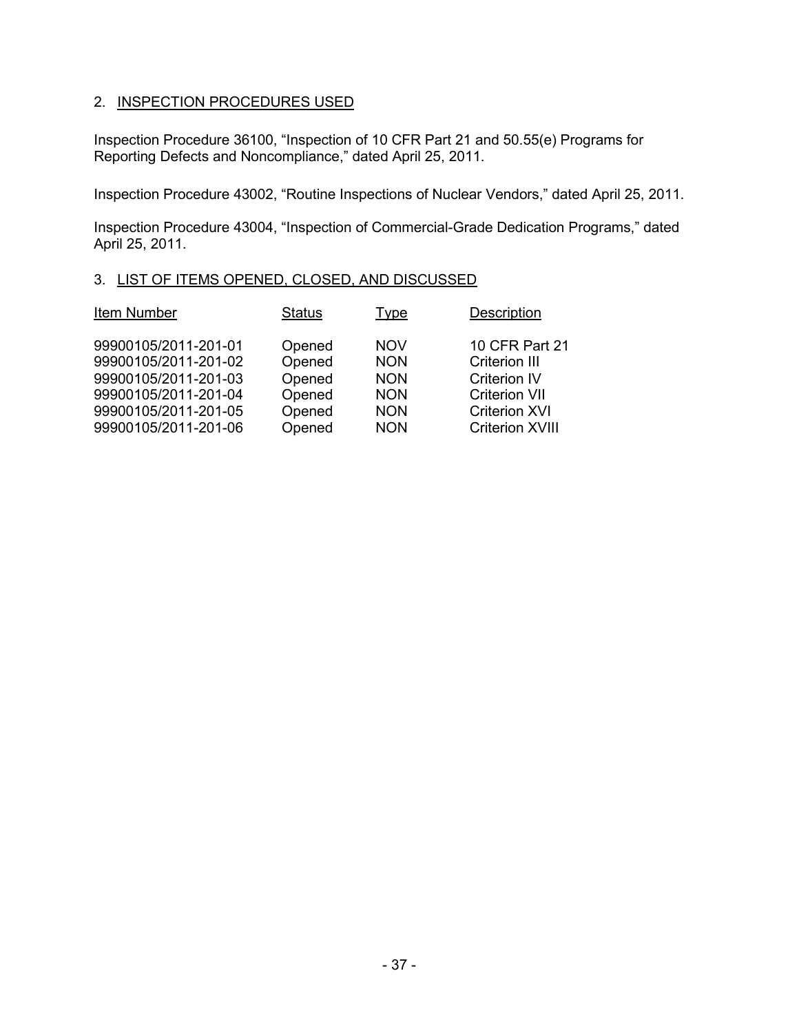## 2. INSPECTION PROCEDURES USED

Inspection Procedure 36100, "Inspection of 10 CFR Part 21 and 50.55(e) Programs for Reporting Defects and Noncompliance," dated April 25, 2011.

Inspection Procedure 43002, "Routine Inspections of Nuclear Vendors," dated April 25, 2011.

Inspection Procedure 43004, "Inspection of Commercial-Grade Dedication Programs," dated April 25, 2011.

## 3. LIST OF ITEMS OPENED, CLOSED, AND DISCUSSED

| Item Number | Status | Type | Description |
|---|---|---|---|
| 99900105/2011-201-01 | Opened | NOV | 10 CFR Part 21 |
| 99900105/2011-201-02 | Opened | NON | Criterion III |
| 99900105/2011-201-03 | Opened | NON | Criterion IV |
| 99900105/2011-201-04 | Opened | NON | Criterion VII |
| 99900105/2011-201-05 | Opened | NON | Criterion XVI |
| 99900105/2011-201-06 | Opened | NON | Criterion XVIII |